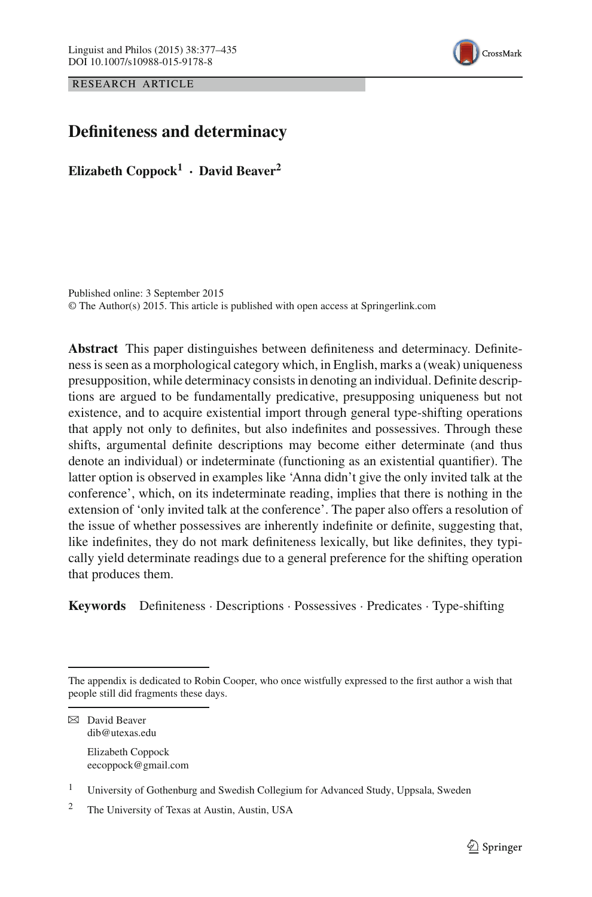RESEARCH ARTICLE

# Definiteness and determinacy

**Elizabeth Coppock[1] · David Beaver[2]**

Published online: 3 September 2015
© The Author(s) 2015. This article is published with open access at Springerlink.com

**Abstract** This paper distinguishes between definiteness and determinacy. Definiteness is seen as a morphological category which, in English, marks a (weak) uniqueness presupposition, while determinacy consists in denoting an individual. Definite descriptions are argued to be fundamentally predicative, presupposing uniqueness but not existence, and to acquire existential import through general type-shifting operations that apply not only to definites, but also indefinites and possessives. Through these shifts, argumental definite descriptions may become either determinate (and thus denote an individual) or indeterminate (functioning as an existential quantifier). The latter option is observed in examples like 'Anna didn't give the only invited talk at the conference', which, on its indeterminate reading, implies that there is nothing in the extension of 'only invited talk at the conference'. The paper also offers a resolution of the issue of whether possessives are inherently indefinite or definite, suggesting that, like indefinites, they do not mark definiteness lexically, but like definites, they typically yield determinate readings due to a general preference for the shifting operation that produces them.

**Keywords** Definiteness · Descriptions · Possessives · Predicates · Type-shifting

---

The appendix is dedicated to Robin Cooper, who once wistfully expressed to the first author a wish that people still did fragments these days.

✉ David Beaver
dib@utexas.edu

Elizabeth Coppock
eecoppock@gmail.com

[1] University of Gothenburg and Swedish Collegium for Advanced Study, Uppsala, Sweden

[2] The University of Texas at Austin, Austin, USA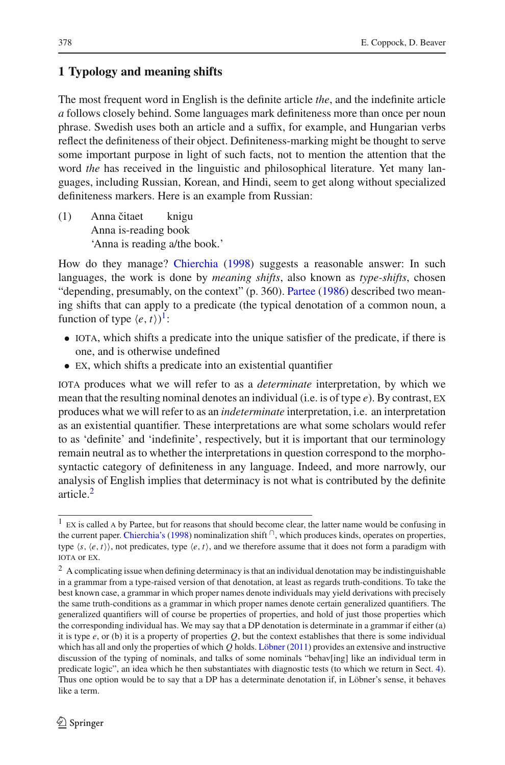## 1 Typology and meaning shifts

The most frequent word in English is the definite article *the*, and the indefinite article *a* follows closely behind. Some languages mark definiteness more than once per noun phrase. Swedish uses both an article and a suffix, for example, and Hungarian verbs reflect the definiteness of their object. Definiteness-marking might be thought to serve some important purpose in light of such facts, not to mention the attention that the word *the* has received in the linguistic and philosophical literature. Yet many languages, including Russian, Korean, and Hindi, seem to get along without specialized definiteness markers. Here is an example from Russian:

(1) Anna čitaet knigu
Anna is-reading book
'Anna is reading a/the book.'

How do they manage? Chierchia (1998) suggests a reasonable answer: In such languages, the work is done by *meaning shifts*, also known as *type-shifts*, chosen "depending, presumably, on the context" (p. 360). Partee (1986) described two meaning shifts that can apply to a predicate (the typical denotation of a common noun, a function of type $\langle e, t\rangle$)[1]:

- IOTA, which shifts a predicate into the unique satisfier of the predicate, if there is one, and is otherwise undefined
- EX, which shifts a predicate into an existential quantifier

IOTA produces what we will refer to as a *determinate* interpretation, by which we mean that the resulting nominal denotes an individual (i.e. is of type *e*). By contrast, EX produces what we will refer to as an *indeterminate* interpretation, i.e. an interpretation as an existential quantifier. These interpretations are what some scholars would refer to as 'definite' and 'indefinite', respectively, but it is important that our terminology remain neutral as to whether the interpretations in question correspond to the morphosyntactic category of definiteness in any language. Indeed, and more narrowly, our analysis of English implies that determinacy is not what is contributed by the definite article.[2]

---

[1] EX is called A by Partee, but for reasons that should become clear, the latter name would be confusing in the current paper. Chierchia's (1998) nominalization shift $^{\cap}$, which produces kinds, operates on properties, type $\langle s, \langle e, t\rangle\rangle$, not predicates, type $\langle e, t\rangle$, and we therefore assume that it does not form a paradigm with IOTA or EX.

[2] A complicating issue when defining determinacy is that an individual denotation may be indistinguishable in a grammar from a type-raised version of that denotation, at least as regards truth-conditions. To take the best known case, a grammar in which proper names denote individuals may yield derivations with precisely the same truth-conditions as a grammar in which proper names denote certain generalized quantifiers. The generalized quantifiers will of course be properties of properties, and hold of just those properties which the corresponding individual has. We may say that a DP denotation is determinate in a grammar if either (a) it is type *e*, or (b) it is a property of properties *Q*, but the context establishes that there is some individual which has all and only the properties of which *Q* holds. Löbner (2011) provides an extensive and instructive discussion of the typing of nominals, and talks of some nominals "behav[ing] like an individual term in predicate logic", an idea which he then substantiates with diagnostic tests (to which we return in Sect. 4). Thus one option would be to say that a DP has a determinate denotation if, in Löbner's sense, it behaves like a term.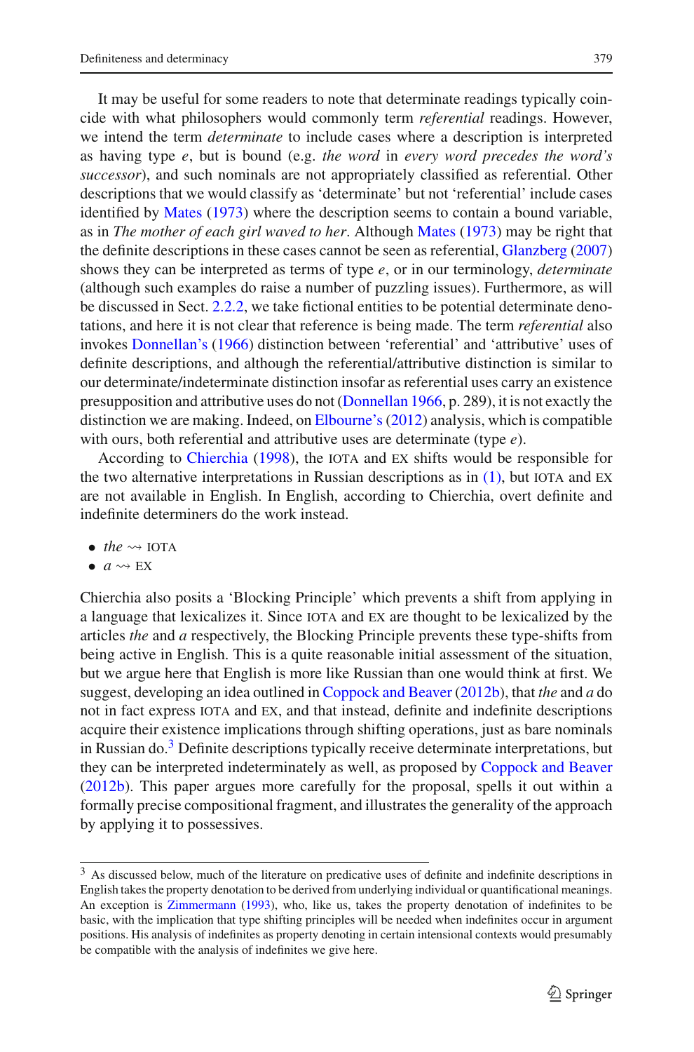It may be useful for some readers to note that determinate readings typically coincide with what philosophers would commonly term *referential* readings. However, we intend the term *determinate* to include cases where a description is interpreted as having type *e*, but is bound (e.g. *the word* in *every word precedes the word's successor*), and such nominals are not appropriately classified as referential. Other descriptions that we would classify as 'determinate' but not 'referential' include cases identified by Mates (1973) where the description seems to contain a bound variable, as in *The mother of each girl waved to her*. Although Mates (1973) may be right that the definite descriptions in these cases cannot be seen as referential, Glanzberg (2007) shows they can be interpreted as terms of type *e*, or in our terminology, *determinate* (although such examples do raise a number of puzzling issues). Furthermore, as will be discussed in Sect. 2.2.2, we take fictional entities to be potential determinate denotations, and here it is not clear that reference is being made. The term *referential* also invokes Donnellan's (1966) distinction between 'referential' and 'attributive' uses of definite descriptions, and although the referential/attributive distinction is similar to our determinate/indeterminate distinction insofar as referential uses carry an existence presupposition and attributive uses do not (Donnellan 1966, p. 289), it is not exactly the distinction we are making. Indeed, on Elbourne's (2012) analysis, which is compatible with ours, both referential and attributive uses are determinate (type *e*).

According to Chierchia (1998), the IOTA and EX shifts would be responsible for the two alternative interpretations in Russian descriptions as in (1), but IOTA and EX are not available in English. In English, according to Chierchia, overt definite and indefinite determiners do the work instead.

- *the* $\rightsquigarrow$ IOTA
- *a* $\rightsquigarrow$ EX

Chierchia also posits a 'Blocking Principle' which prevents a shift from applying in a language that lexicalizes it. Since IOTA and EX are thought to be lexicalized by the articles *the* and *a* respectively, the Blocking Principle prevents these type-shifts from being active in English. This is a quite reasonable initial assessment of the situation, but we argue here that English is more like Russian than one would think at first. We suggest, developing an idea outlined in Coppock and Beaver (2012b), that *the* and *a* do not in fact express IOTA and EX, and that instead, definite and indefinite descriptions acquire their existence implications through shifting operations, just as bare nominals in Russian do.[3] Definite descriptions typically receive determinate interpretations, but they can be interpreted indeterminately as well, as proposed by Coppock and Beaver (2012b). This paper argues more carefully for the proposal, spells it out within a formally precise compositional fragment, and illustrates the generality of the approach by applying it to possessives.

[3] As discussed below, much of the literature on predicative uses of definite and indefinite descriptions in English takes the property denotation to be derived from underlying individual or quantificational meanings. An exception is Zimmermann (1993), who, like us, takes the property denotation of indefinites to be basic, with the implication that type shifting principles will be needed when indefinites occur in argument positions. His analysis of indefinites as property denoting in certain intensional contexts would presumably be compatible with the analysis of indefinites we give here.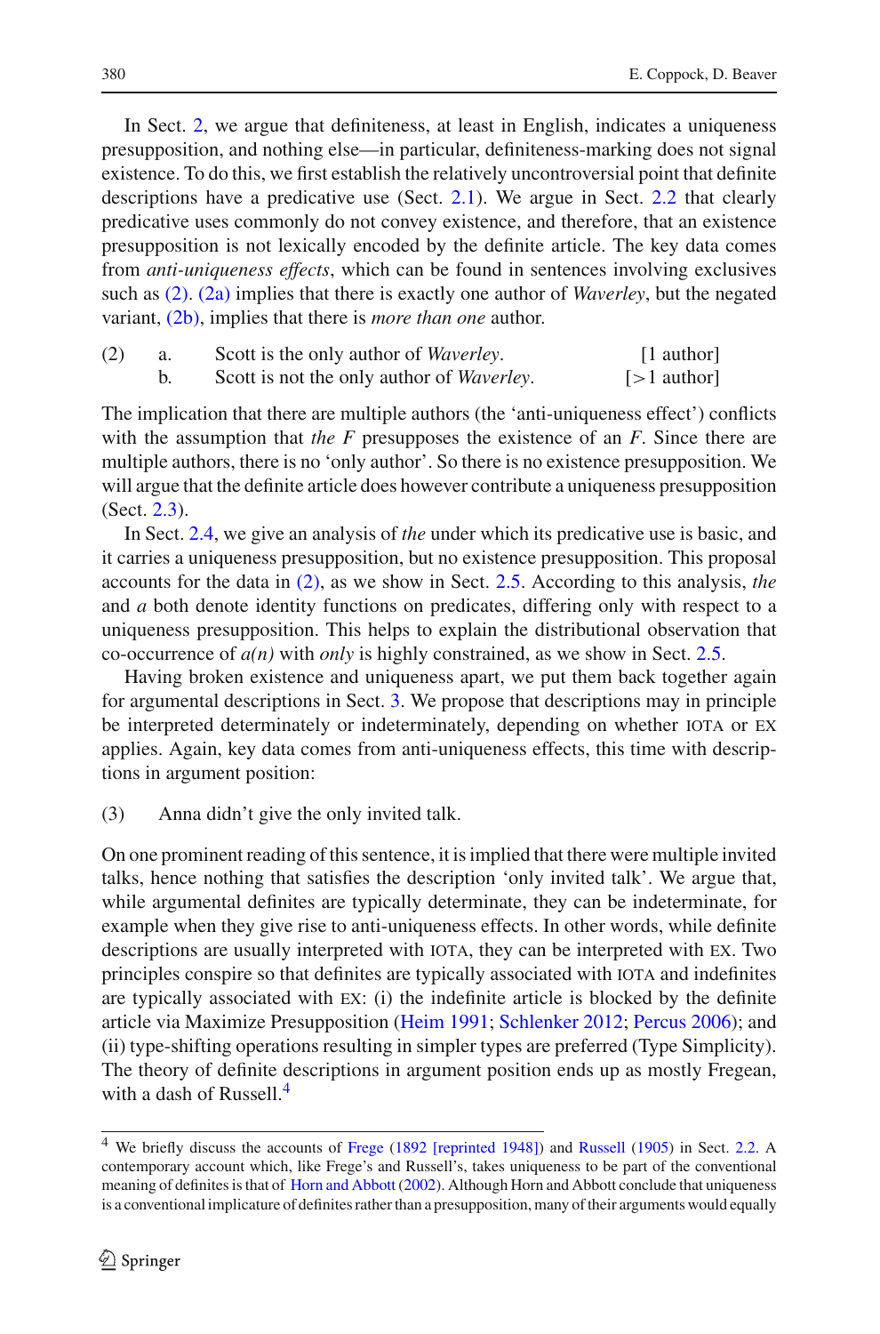In Sect. 2, we argue that definiteness, at least in English, indicates a uniqueness presupposition, and nothing else—in particular, definiteness-marking does not signal existence. To do this, we first establish the relatively uncontroversial point that definite descriptions have a predicative use (Sect. 2.1). We argue in Sect. 2.2 that clearly predicative uses commonly do not convey existence, and therefore, that an existence presupposition is not lexically encoded by the definite article. The key data comes from *anti-uniqueness effects*, which can be found in sentences involving exclusives such as (2). (2a) implies that there is exactly one author of *Waverley*, but the negated variant, (2b), implies that there is *more than one* author.

(2) a. Scott is the only author of *Waverley*. [1 author]
  b. Scott is not the only author of *Waverley*. [>1 author]

The implication that there are multiple authors (the 'anti-uniqueness effect') conflicts with the assumption that *the F* presupposes the existence of an *F*. Since there are multiple authors, there is no 'only author'. So there is no existence presupposition. We will argue that the definite article does however contribute a uniqueness presupposition (Sect. 2.3).

In Sect. 2.4, we give an analysis of *the* under which its predicative use is basic, and it carries a uniqueness presupposition, but no existence presupposition. This proposal accounts for the data in (2), as we show in Sect. 2.5. According to this analysis, *the* and *a* both denote identity functions on predicates, differing only with respect to a uniqueness presupposition. This helps to explain the distributional observation that co-occurrence of *a(n)* with *only* is highly constrained, as we show in Sect. 2.5.

Having broken existence and uniqueness apart, we put them back together again for argumental descriptions in Sect. 3. We propose that descriptions may in principle be interpreted determinately or indeterminately, depending on whether IOTA or EX applies. Again, key data comes from anti-uniqueness effects, this time with descriptions in argument position:

(3) Anna didn't give the only invited talk.

On one prominent reading of this sentence, it is implied that there were multiple invited talks, hence nothing that satisfies the description 'only invited talk'. We argue that, while argumental definites are typically determinate, they can be indeterminate, for example when they give rise to anti-uniqueness effects. In other words, while definite descriptions are usually interpreted with IOTA, they can be interpreted with EX. Two principles conspire so that definites are typically associated with IOTA and indefinites are typically associated with EX: (i) the indefinite article is blocked by the definite article via Maximize Presupposition (Heim 1991; Schlenker 2012; Percus 2006); and (ii) type-shifting operations resulting in simpler types are preferred (Type Simplicity). The theory of definite descriptions in argument position ends up as mostly Fregean, with a dash of Russell.[4]

[4] We briefly discuss the accounts of Frege (1892 [reprinted 1948]) and Russell (1905) in Sect. 2.2. A contemporary account which, like Frege's and Russell's, takes uniqueness to be part of the conventional meaning of definites is that of Horn and Abbott (2002). Although Horn and Abbott conclude that uniqueness is a conventional implicature of definites rather than a presupposition, many of their arguments would equally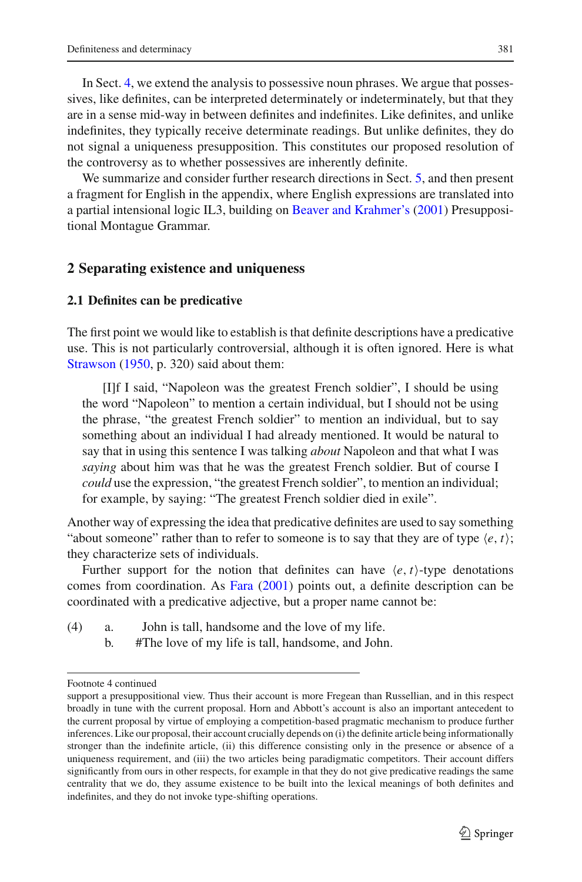In Sect. 4, we extend the analysis to possessive noun phrases. We argue that possessives, like definites, can be interpreted determinately or indeterminately, but that they are in a sense mid-way in between definites and indefinites. Like definites, and unlike indefinites, they typically receive determinate readings. But unlike definites, they do not signal a uniqueness presupposition. This constitutes our proposed resolution of the controversy as to whether possessives are inherently definite.

We summarize and consider further research directions in Sect. 5, and then present a fragment for English in the appendix, where English expressions are translated into a partial intensional logic IL3, building on Beaver and Krahmer's (2001) Presuppositional Montague Grammar.

## 2 Separating existence and uniqueness

### 2.1 Definites can be predicative

The first point we would like to establish is that definite descriptions have a predicative use. This is not particularly controversial, although it is often ignored. Here is what Strawson (1950, p. 320) said about them:

> [I]f I said, "Napoleon was the greatest French soldier", I should be using the word "Napoleon" to mention a certain individual, but I should not be using the phrase, "the greatest French soldier" to mention an individual, but to say something about an individual I had already mentioned. It would be natural to say that in using this sentence I was talking *about* Napoleon and that what I was *saying* about him was that he was the greatest French soldier. But of course I *could* use the expression, "the greatest French soldier", to mention an individual; for example, by saying: "The greatest French soldier died in exile".

Another way of expressing the idea that predicative definites are used to say something "about someone" rather than to refer to someone is to say that they are of type $\langle e, t\rangle$; they characterize sets of individuals.

Further support for the notion that definites can have $\langle e, t\rangle$-type denotations comes from coordination. As Fara (2001) points out, a definite description can be coordinated with a predicative adjective, but a proper name cannot be:

(4) a. John is tall, handsome and the love of my life.
    b. #The love of my life is tall, handsome, and John.

---

Footnote 4 continued

support a presuppositional view. Thus their account is more Fregean than Russellian, and in this respect broadly in tune with the current proposal. Horn and Abbott's account is also an important antecedent to the current proposal by virtue of employing a competition-based pragmatic mechanism to produce further inferences. Like our proposal, their account crucially depends on (i) the definite article being informationally stronger than the indefinite article, (ii) this difference consisting only in the presence or absence of a uniqueness requirement, and (iii) the two articles being paradigmatic competitors. Their account differs significantly from ours in other respects, for example in that they do not give predicative readings the same centrality that we do, they assume existence to be built into the lexical meanings of both definites and indefinites, and they do not invoke type-shifting operations.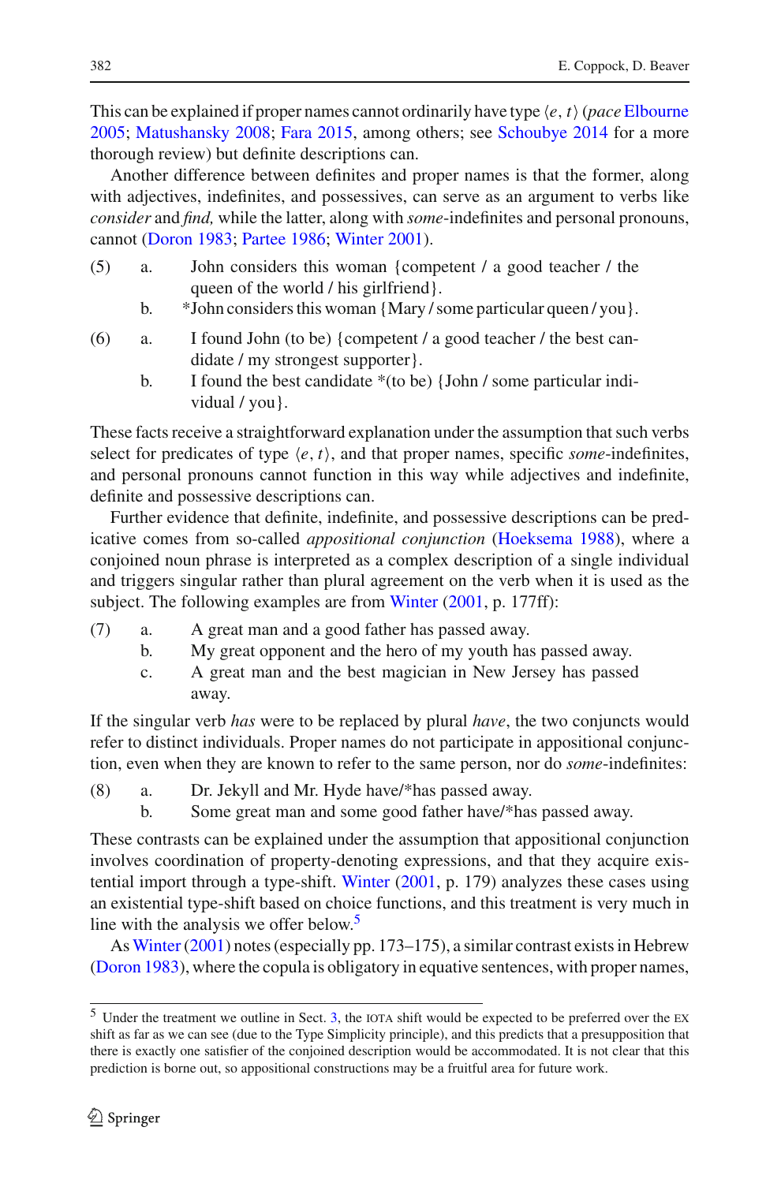This can be explained if proper names cannot ordinarily have type $\langle e, t\rangle$ (*pace* Elbourne 2005; Matushansky 2008; Fara 2015, among others; see Schoubye 2014 for a more thorough review) but definite descriptions can.

Another difference between definites and proper names is that the former, along with adjectives, indefinites, and possessives, can serve as an argument to verbs like *consider* and *find,* while the latter, along with *some*-indefinites and personal pronouns, cannot (Doron 1983; Partee 1986; Winter 2001).

(5) a. John considers this woman {competent / a good teacher / the queen of the world / his girlfriend}.
  b. *John considers this woman {Mary / some particular queen / you}.

(6) a. I found John (to be) {competent / a good teacher / the best candidate / my strongest supporter}.
  b. I found the best candidate *(to be) {John / some particular individual / you}.

These facts receive a straightforward explanation under the assumption that such verbs select for predicates of type $\langle e, t\rangle$, and that proper names, specific *some*-indefinites, and personal pronouns cannot function in this way while adjectives and indefinite, definite and possessive descriptions can.

Further evidence that definite, indefinite, and possessive descriptions can be predicative comes from so-called *appositional conjunction* (Hoeksema 1988), where a conjoined noun phrase is interpreted as a complex description of a single individual and triggers singular rather than plural agreement on the verb when it is used as the subject. The following examples are from Winter (2001, p. 177ff):

(7) a. A great man and a good father has passed away.
  b. My great opponent and the hero of my youth has passed away.
  c. A great man and the best magician in New Jersey has passed away.

If the singular verb *has* were to be replaced by plural *have*, the two conjuncts would refer to distinct individuals. Proper names do not participate in appositional conjunction, even when they are known to refer to the same person, nor do *some*-indefinites:

(8) a. Dr. Jekyll and Mr. Hyde have/*has passed away.
  b. Some great man and some good father have/*has passed away.

These contrasts can be explained under the assumption that appositional conjunction involves coordination of property-denoting expressions, and that they acquire existential import through a type-shift. Winter (2001, p. 179) analyzes these cases using an existential type-shift based on choice functions, and this treatment is very much in line with the analysis we offer below.[5]

As Winter (2001) notes (especially pp. 173–175), a similar contrast exists in Hebrew (Doron 1983), where the copula is obligatory in equative sentences, with proper names,

[5] Under the treatment we outline in Sect. 3, the IOTA shift would be expected to be preferred over the EX shift as far as we can see (due to the Type Simplicity principle), and this predicts that a presupposition that there is exactly one satisfier of the conjoined description would be accommodated. It is not clear that this prediction is borne out, so appositional constructions may be a fruitful area for future work.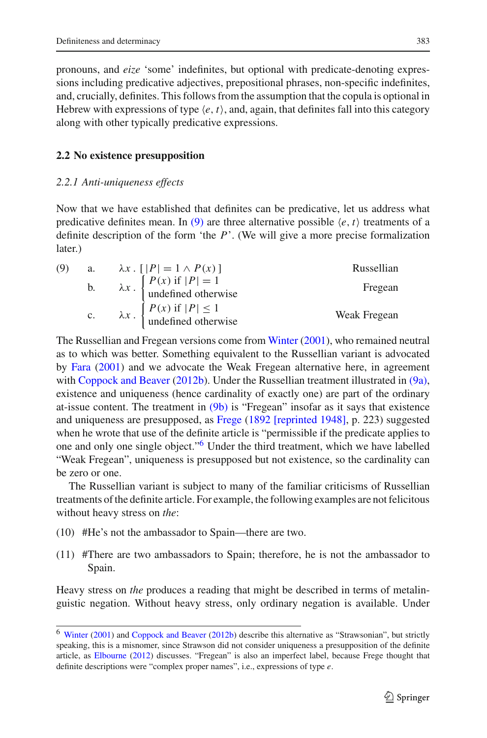pronouns, and *eize* 'some' indefinites, but optional with predicate-denoting expressions including predicative adjectives, prepositional phrases, non-specific indefinites, and, crucially, definites. This follows from the assumption that the copula is optional in Hebrew with expressions of type $\langle e, t \rangle$, and, again, that definites fall into this category along with other typically predicative expressions.

### 2.2 No existence presupposition

#### *2.2.1 Anti-uniqueness effects*

Now that we have established that definites can be predicative, let us address what predicative definites mean. In (9) are three alternative possible $\langle e, t \rangle$ treatments of a definite description of the form 'the $P$'. (We will give a more precise formalization later.)

(9) a. $\lambda x \,.\, [\, |P| = 1 \wedge P(x) \,]$ — Russellian

b. $\lambda x \,.\, \begin{cases} P(x) \text{ if } |P| = 1 \\ \text{undefined otherwise} \end{cases}$ — Fregean

c. $\lambda x \,.\, \begin{cases} P(x) \text{ if } |P| \leq 1 \\ \text{undefined otherwise} \end{cases}$ — Weak Fregean

The Russellian and Fregean versions come from Winter (2001), who remained neutral as to which was better. Something equivalent to the Russellian variant is advocated by Fara (2001) and we advocate the Weak Fregean alternative here, in agreement with Coppock and Beaver (2012b). Under the Russellian treatment illustrated in (9a), existence and uniqueness (hence cardinality of exactly one) are part of the ordinary at-issue content. The treatment in (9b) is "Fregean" insofar as it says that existence and uniqueness are presupposed, as Frege (1892 [reprinted 1948], p. 223) suggested when he wrote that use of the definite article is "permissible if the predicate applies to one and only one single object."[6] Under the third treatment, which we have labelled "Weak Fregean", uniqueness is presupposed but not existence, so the cardinality can be zero or one.

The Russellian variant is subject to many of the familiar criticisms of Russellian treatments of the definite article. For example, the following examples are not felicitous without heavy stress on *the*:

(10) #He's not the ambassador to Spain—there are two.

(11) #There are two ambassadors to Spain; therefore, he is not the ambassador to Spain.

Heavy stress on *the* produces a reading that might be described in terms of metalinguistic negation. Without heavy stress, only ordinary negation is available. Under

---

[6] Winter (2001) and Coppock and Beaver (2012b) describe this alternative as "Strawsonian", but strictly speaking, this is a misnomer, since Strawson did not consider uniqueness a presupposition of the definite article, as Elbourne (2012) discusses. "Fregean" is also an imperfect label, because Frege thought that definite descriptions were "complex proper names", i.e., expressions of type $e$.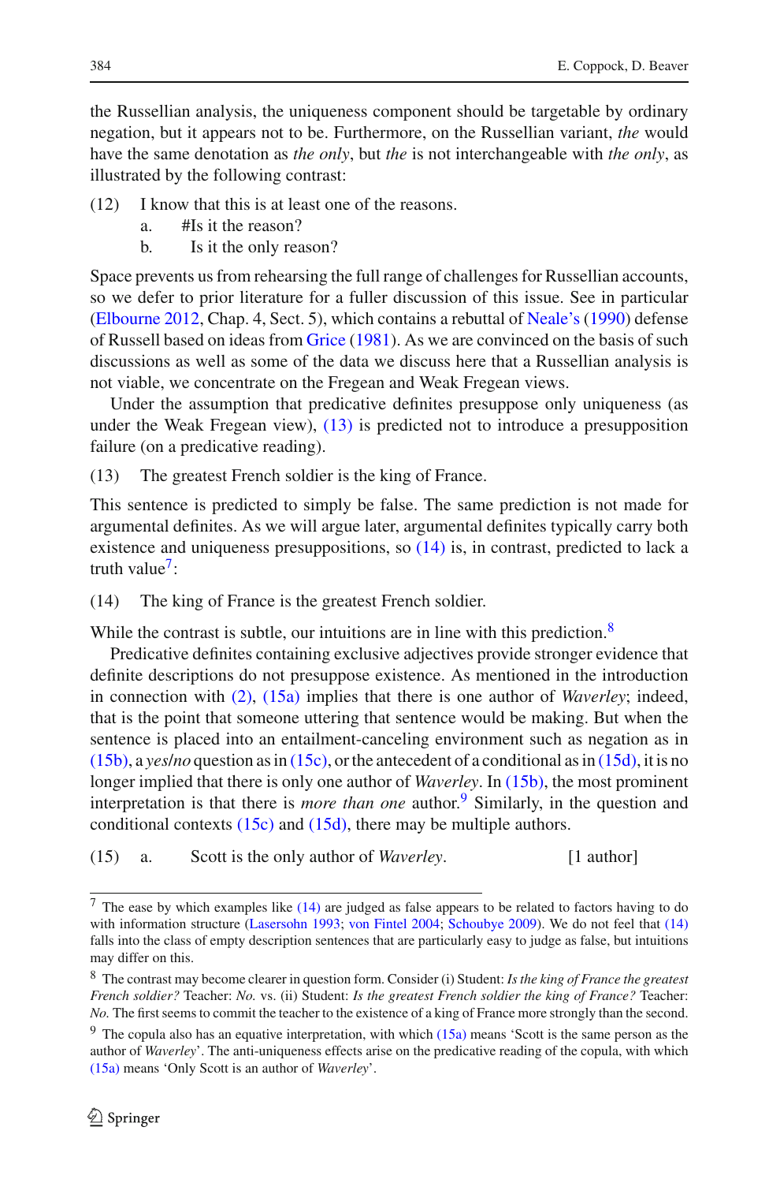the Russellian analysis, the uniqueness component should be targetable by ordinary negation, but it appears not to be. Furthermore, on the Russellian variant, *the* would have the same denotation as *the only*, but *the* is not interchangeable with *the only*, as illustrated by the following contrast:

(12) I know that this is at least one of the reasons.
  a. #Is it the reason?
  b. Is it the only reason?

Space prevents us from rehearsing the full range of challenges for Russellian accounts, so we defer to prior literature for a fuller discussion of this issue. See in particular (Elbourne 2012, Chap. 4, Sect. 5), which contains a rebuttal of Neale's (1990) defense of Russell based on ideas from Grice (1981). As we are convinced on the basis of such discussions as well as some of the data we discuss here that a Russellian analysis is not viable, we concentrate on the Fregean and Weak Fregean views.

Under the assumption that predicative definites presuppose only uniqueness (as under the Weak Fregean view), (13) is predicted not to introduce a presupposition failure (on a predicative reading).

(13) The greatest French soldier is the king of France.

This sentence is predicted to simply be false. The same prediction is not made for argumental definites. As we will argue later, argumental definites typically carry both existence and uniqueness presuppositions, so (14) is, in contrast, predicted to lack a truth value[7]:

(14) The king of France is the greatest French soldier.

While the contrast is subtle, our intuitions are in line with this prediction.[8]

Predicative definites containing exclusive adjectives provide stronger evidence that definite descriptions do not presuppose existence. As mentioned in the introduction in connection with (2), (15a) implies that there is one author of *Waverley*; indeed, that is the point that someone uttering that sentence would be making. But when the sentence is placed into an entailment-canceling environment such as negation as in (15b), a *yes/no* question as in (15c), or the antecedent of a conditional as in (15d), it is no longer implied that there is only one author of *Waverley*. In (15b), the most prominent interpretation is that there is *more than one* author.[9] Similarly, in the question and conditional contexts (15c) and (15d), there may be multiple authors.

(15) a. Scott is the only author of *Waverley*. [1 author]

---

[7] The ease by which examples like (14) are judged as false appears to be related to factors having to do with information structure (Lasersohn 1993; von Fintel 2004; Schoubye 2009). We do not feel that (14) falls into the class of empty description sentences that are particularly easy to judge as false, but intuitions may differ on this.

[8] The contrast may become clearer in question form. Consider (i) Student: *Is the king of France the greatest French soldier?* Teacher: *No.* vs. (ii) Student: *Is the greatest French soldier the king of France?* Teacher: *No.* The first seems to commit the teacher to the existence of a king of France more strongly than the second.

[9] The copula also has an equative interpretation, with which (15a) means 'Scott is the same person as the author of *Waverley*'. The anti-uniqueness effects arise on the predicative reading of the copula, with which (15a) means 'Only Scott is an author of *Waverley*'.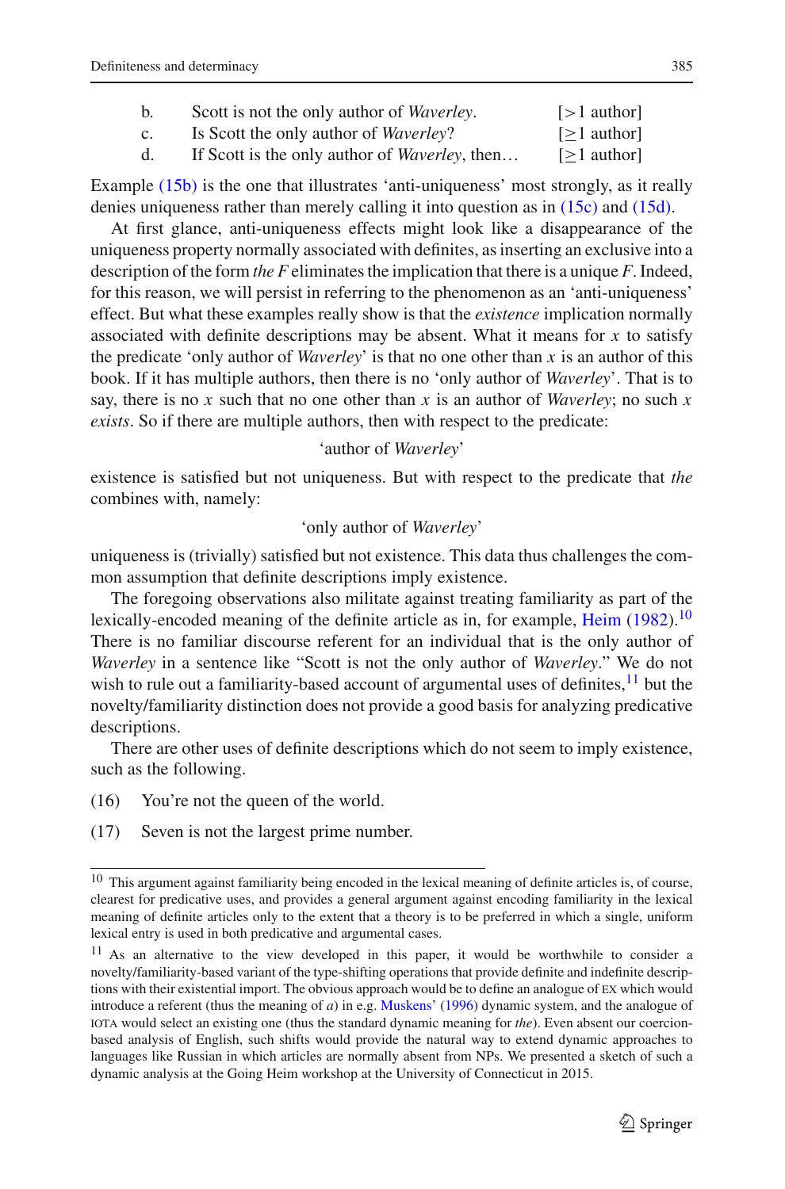b. Scott is not the only author of *Waverley*. [>1 author]

c. Is Scott the only author of *Waverley*? [≥1 author]

d. If Scott is the only author of *Waverley*, then… [≥1 author]

Example (15b) is the one that illustrates 'anti-uniqueness' most strongly, as it really denies uniqueness rather than merely calling it into question as in (15c) and (15d).

At first glance, anti-uniqueness effects might look like a disappearance of the uniqueness property normally associated with definites, as inserting an exclusive into a description of the form *the F* eliminates the implication that there is a unique *F*. Indeed, for this reason, we will persist in referring to the phenomenon as an 'anti-uniqueness' effect. But what these examples really show is that the *existence* implication normally associated with definite descriptions may be absent. What it means for $x$ to satisfy the predicate 'only author of *Waverley*' is that no one other than $x$ is an author of this book. If it has multiple authors, then there is no 'only author of *Waverley*'. That is to say, there is no $x$ such that no one other than $x$ is an author of *Waverley*; no such $x$ *exists*. So if there are multiple authors, then with respect to the predicate:

'author of *Waverley*'

existence is satisfied but not uniqueness. But with respect to the predicate that *the* combines with, namely:

'only author of *Waverley*'

uniqueness is (trivially) satisfied but not existence. This data thus challenges the common assumption that definite descriptions imply existence.

The foregoing observations also militate against treating familiarity as part of the lexically-encoded meaning of the definite article as in, for example, Heim (1982).[10] There is no familiar discourse referent for an individual that is the only author of *Waverley* in a sentence like "Scott is not the only author of *Waverley*." We do not wish to rule out a familiarity-based account of argumental uses of definites,[11] but the novelty/familiarity distinction does not provide a good basis for analyzing predicative descriptions.

There are other uses of definite descriptions which do not seem to imply existence, such as the following.

(16) You're not the queen of the world.

(17) Seven is not the largest prime number.

---

[10] This argument against familiarity being encoded in the lexical meaning of definite articles is, of course, clearest for predicative uses, and provides a general argument against encoding familiarity in the lexical meaning of definite articles only to the extent that a theory is to be preferred in which a single, uniform lexical entry is used in both predicative and argumental cases.

[11] As an alternative to the view developed in this paper, it would be worthwhile to consider a novelty/familiarity-based variant of the type-shifting operations that provide definite and indefinite descriptions with their existential import. The obvious approach would be to define an analogue of EX which would introduce a referent (thus the meaning of *a*) in e.g. Muskens' (1996) dynamic system, and the analogue of IOTA would select an existing one (thus the standard dynamic meaning for *the*). Even absent our coercion-based analysis of English, such shifts would provide the natural way to extend dynamic approaches to languages like Russian in which articles are normally absent from NPs. We presented a sketch of such a dynamic analysis at the Going Heim workshop at the University of Connecticut in 2015.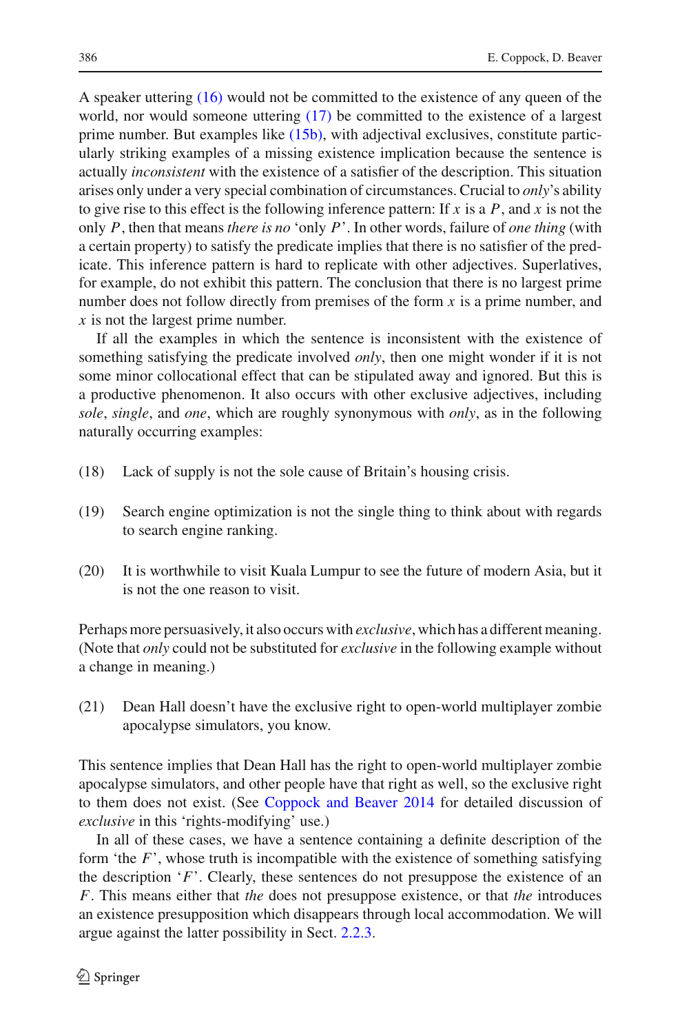A speaker uttering (16) would not be committed to the existence of any queen of the world, nor would someone uttering (17) be committed to the existence of a largest prime number. But examples like (15b), with adjectival exclusives, constitute particularly striking examples of a missing existence implication because the sentence is actually *inconsistent* with the existence of a satisfier of the description. This situation arises only under a very special combination of circumstances. Crucial to *only*'s ability to give rise to this effect is the following inference pattern: If $x$ is a $P$, and $x$ is not the only $P$, then that means *there is no* 'only $P$'. In other words, failure of *one thing* (with a certain property) to satisfy the predicate implies that there is no satisfier of the predicate. This inference pattern is hard to replicate with other adjectives. Superlatives, for example, do not exhibit this pattern. The conclusion that there is no largest prime number does not follow directly from premises of the form $x$ is a prime number, and $x$ is not the largest prime number.

If all the examples in which the sentence is inconsistent with the existence of something satisfying the predicate involved *only*, then one might wonder if it is not some minor collocational effect that can be stipulated away and ignored. But this is a productive phenomenon. It also occurs with other exclusive adjectives, including *sole*, *single*, and *one*, which are roughly synonymous with *only*, as in the following naturally occurring examples:

(18) Lack of supply is not the sole cause of Britain's housing crisis.

(19) Search engine optimization is not the single thing to think about with regards to search engine ranking.

(20) It is worthwhile to visit Kuala Lumpur to see the future of modern Asia, but it is not the one reason to visit.

Perhaps more persuasively, it also occurs with *exclusive*, which has a different meaning. (Note that *only* could not be substituted for *exclusive* in the following example without a change in meaning.)

(21) Dean Hall doesn't have the exclusive right to open-world multiplayer zombie apocalypse simulators, you know.

This sentence implies that Dean Hall has the right to open-world multiplayer zombie apocalypse simulators, and other people have that right as well, so the exclusive right to them does not exist. (See Coppock and Beaver 2014 for detailed discussion of *exclusive* in this 'rights-modifying' use.)

In all of these cases, we have a sentence containing a definite description of the form 'the $F$', whose truth is incompatible with the existence of something satisfying the description '$F$'. Clearly, these sentences do not presuppose the existence of an $F$. This means either that *the* does not presuppose existence, or that *the* introduces an existence presupposition which disappears through local accommodation. We will argue against the latter possibility in Sect. 2.2.3.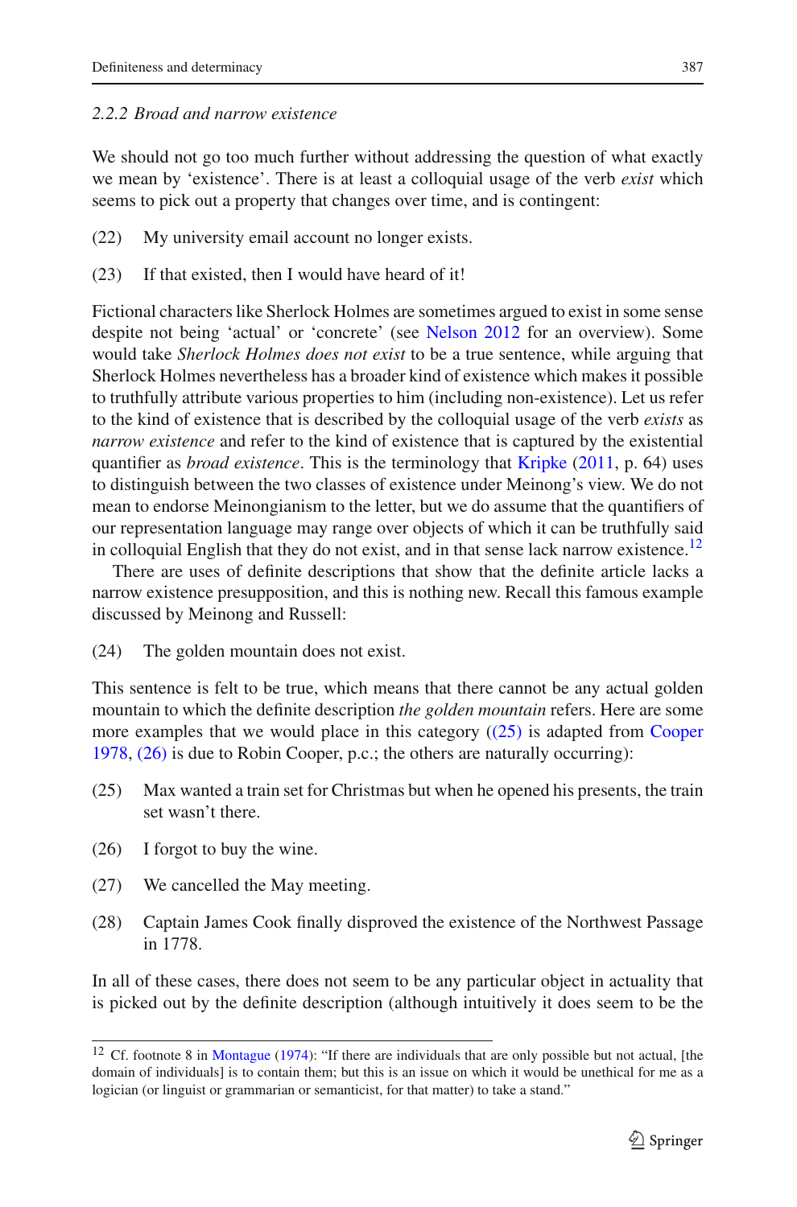### 2.2.2 Broad and narrow existence

We should not go too much further without addressing the question of what exactly we mean by 'existence'. There is at least a colloquial usage of the verb *exist* which seems to pick out a property that changes over time, and is contingent:

(22) My university email account no longer exists.

(23) If that existed, then I would have heard of it!

Fictional characters like Sherlock Holmes are sometimes argued to exist in some sense despite not being 'actual' or 'concrete' (see Nelson 2012 for an overview). Some would take *Sherlock Holmes does not exist* to be a true sentence, while arguing that Sherlock Holmes nevertheless has a broader kind of existence which makes it possible to truthfully attribute various properties to him (including non-existence). Let us refer to the kind of existence that is described by the colloquial usage of the verb *exists* as *narrow existence* and refer to the kind of existence that is captured by the existential quantifier as *broad existence*. This is the terminology that Kripke (2011, p. 64) uses to distinguish between the two classes of existence under Meinong's view. We do not mean to endorse Meinongianism to the letter, but we do assume that the quantifiers of our representation language may range over objects of which it can be truthfully said in colloquial English that they do not exist, and in that sense lack narrow existence.[12]

There are uses of definite descriptions that show that the definite article lacks a narrow existence presupposition, and this is nothing new. Recall this famous example discussed by Meinong and Russell:

(24) The golden mountain does not exist.

This sentence is felt to be true, which means that there cannot be any actual golden mountain to which the definite description *the golden mountain* refers. Here are some more examples that we would place in this category ((25) is adapted from Cooper 1978, (26) is due to Robin Cooper, p.c.; the others are naturally occurring):

(25) Max wanted a train set for Christmas but when he opened his presents, the train set wasn't there.

(26) I forgot to buy the wine.

(27) We cancelled the May meeting.

(28) Captain James Cook finally disproved the existence of the Northwest Passage in 1778.

In all of these cases, there does not seem to be any particular object in actuality that is picked out by the definite description (although intuitively it does seem to be the

---

[12] Cf. footnote 8 in Montague (1974): "If there are individuals that are only possible but not actual, [the domain of individuals] is to contain them; but this is an issue on which it would be unethical for me as a logician (or linguist or grammarian or semanticist, for that matter) to take a stand."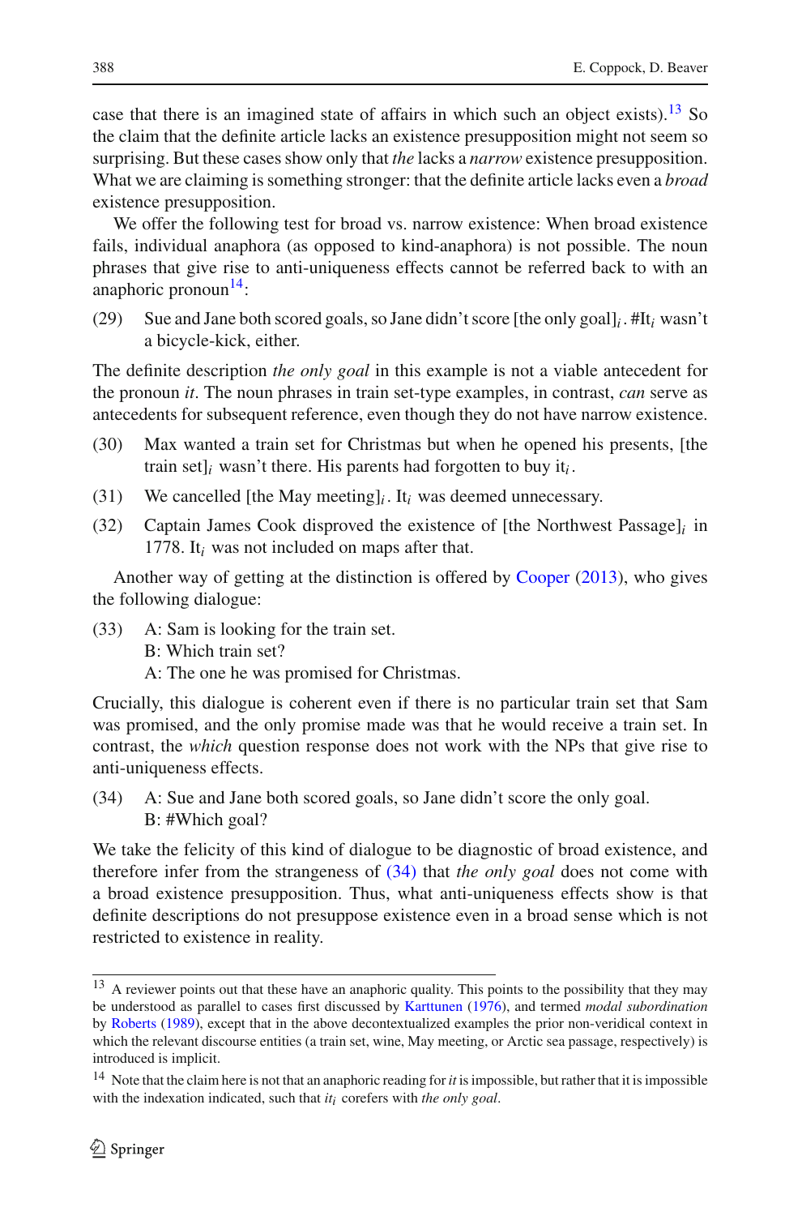case that there is an imagined state of affairs in which such an object exists).[13] So the claim that the definite article lacks an existence presupposition might not seem so surprising. But these cases show only that *the* lacks a *narrow* existence presupposition. What we are claiming is something stronger: that the definite article lacks even a *broad* existence presupposition.

We offer the following test for broad vs. narrow existence: When broad existence fails, individual anaphora (as opposed to kind-anaphora) is not possible. The noun phrases that give rise to anti-uniqueness effects cannot be referred back to with an anaphoric pronoun[14]:

(29) Sue and Jane both scored goals, so Jane didn't score [the only goal]$_i$. #It$_i$ wasn't a bicycle-kick, either.

The definite description *the only goal* in this example is not a viable antecedent for the pronoun *it*. The noun phrases in train set-type examples, in contrast, *can* serve as antecedents for subsequent reference, even though they do not have narrow existence.

(30) Max wanted a train set for Christmas but when he opened his presents, [the train set]$_i$ wasn't there. His parents had forgotten to buy it$_i$.

(31) We cancelled [the May meeting]$_i$. It$_i$ was deemed unnecessary.

(32) Captain James Cook disproved the existence of [the Northwest Passage]$_i$ in 1778. It$_i$ was not included on maps after that.

Another way of getting at the distinction is offered by Cooper (2013), who gives the following dialogue:

(33) A: Sam is looking for the train set.
B: Which train set?
A: The one he was promised for Christmas.

Crucially, this dialogue is coherent even if there is no particular train set that Sam was promised, and the only promise made was that he would receive a train set. In contrast, the *which* question response does not work with the NPs that give rise to anti-uniqueness effects.

(34) A: Sue and Jane both scored goals, so Jane didn't score the only goal.
B: #Which goal?

We take the felicity of this kind of dialogue to be diagnostic of broad existence, and therefore infer from the strangeness of (34) that *the only goal* does not come with a broad existence presupposition. Thus, what anti-uniqueness effects show is that definite descriptions do not presuppose existence even in a broad sense which is not restricted to existence in reality.

---

[13] A reviewer points out that these have an anaphoric quality. This points to the possibility that they may be understood as parallel to cases first discussed by Karttunen (1976), and termed *modal subordination* by Roberts (1989), except that in the above decontextualized examples the prior non-veridical context in which the relevant discourse entities (a train set, wine, May meeting, or Arctic sea passage, respectively) is introduced is implicit.

[14] Note that the claim here is not that an anaphoric reading for *it* is impossible, but rather that it is impossible with the indexation indicated, such that *it*$_i$ corefers with *the only goal*.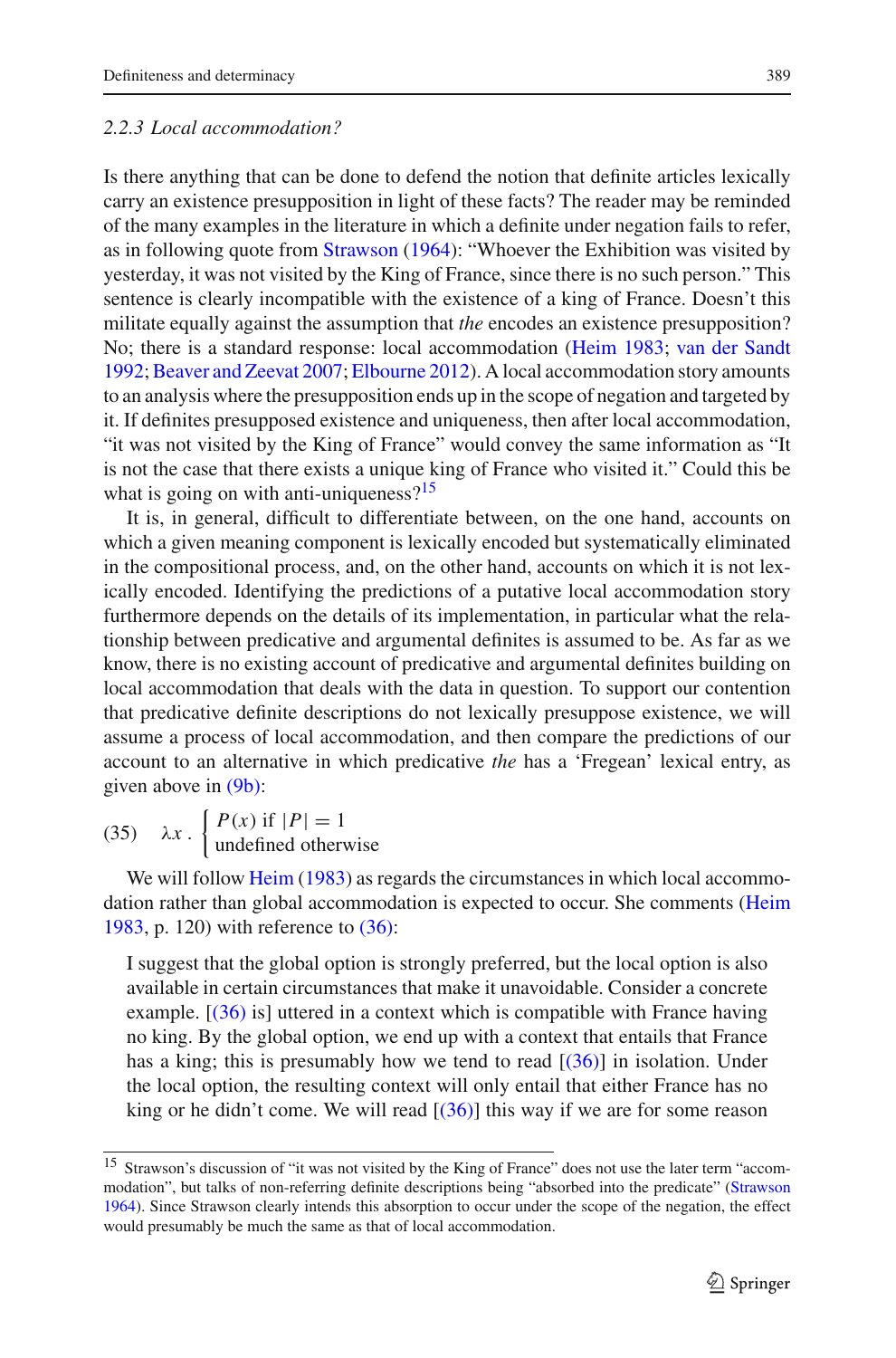### 2.2.3 Local accommodation?

Is there anything that can be done to defend the notion that definite articles lexically carry an existence presupposition in light of these facts? The reader may be reminded of the many examples in the literature in which a definite under negation fails to refer, as in following quote from Strawson (1964): "Whoever the Exhibition was visited by yesterday, it was not visited by the King of France, since there is no such person." This sentence is clearly incompatible with the existence of a king of France. Doesn't this militate equally against the assumption that *the* encodes an existence presupposition? No; there is a standard response: local accommodation (Heim 1983; van der Sandt 1992; Beaver and Zeevat 2007; Elbourne 2012). A local accommodation story amounts to an analysis where the presupposition ends up in the scope of negation and targeted by it. If definites presupposed existence and uniqueness, then after local accommodation, "it was not visited by the King of France" would convey the same information as "It is not the case that there exists a unique king of France who visited it." Could this be what is going on with anti-uniqueness?[15]

It is, in general, difficult to differentiate between, on the one hand, accounts on which a given meaning component is lexically encoded but systematically eliminated in the compositional process, and, on the other hand, accounts on which it is not lexically encoded. Identifying the predictions of a putative local accommodation story furthermore depends on the details of its implementation, in particular what the relationship between predicative and argumental definites is assumed to be. As far as we know, there is no existing account of predicative and argumental definites building on local accommodation that deals with the data in question. To support our contention that predicative definite descriptions do not lexically presuppose existence, we will assume a process of local accommodation, and then compare the predictions of our account to an alternative in which predicative *the* has a 'Fregean' lexical entry, as given above in (9b):

(35) $\lambda x \, . \begin{cases} P(x) \text{ if } |P| = 1 \\ \text{undefined otherwise} \end{cases}$

We will follow Heim (1983) as regards the circumstances in which local accommodation rather than global accommodation is expected to occur. She comments (Heim 1983, p. 120) with reference to (36):

> I suggest that the global option is strongly preferred, but the local option is also available in certain circumstances that make it unavoidable. Consider a concrete example. [(36) is] uttered in a context which is compatible with France having no king. By the global option, we end up with a context that entails that France has a king; this is presumably how we tend to read [(36)] in isolation. Under the local option, the resulting context will only entail that either France has no king or he didn't come. We will read [(36)] this way if we are for some reason

[15] Strawson's discussion of "it was not visited by the King of France" does not use the later term "accommodation", but talks of non-referring definite descriptions being "absorbed into the predicate" (Strawson 1964). Since Strawson clearly intends this absorption to occur under the scope of the negation, the effect would presumably be much the same as that of local accommodation.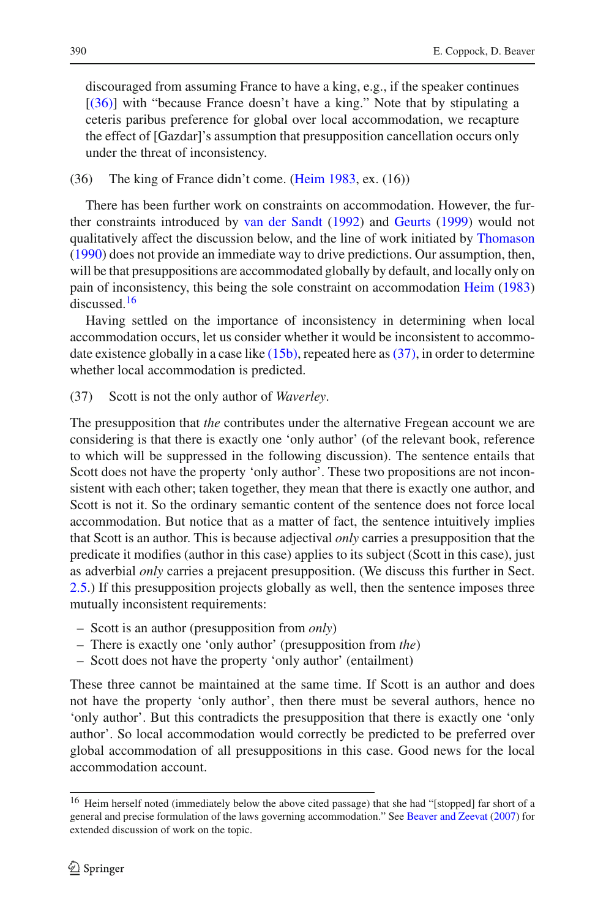discouraged from assuming France to have a king, e.g., if the speaker continues [(36)] with "because France doesn't have a king." Note that by stipulating a ceteris paribus preference for global over local accommodation, we recapture the effect of [Gazdar]'s assumption that presupposition cancellation occurs only under the threat of inconsistency.

(36) The king of France didn't come. (Heim 1983, ex. (16))

There has been further work on constraints on accommodation. However, the further constraints introduced by van der Sandt (1992) and Geurts (1999) would not qualitatively affect the discussion below, and the line of work initiated by Thomason (1990) does not provide an immediate way to drive predictions. Our assumption, then, will be that presuppositions are accommodated globally by default, and locally only on pain of inconsistency, this being the sole constraint on accommodation Heim (1983) discussed.[16]

Having settled on the importance of inconsistency in determining when local accommodation occurs, let us consider whether it would be inconsistent to accommodate existence globally in a case like (15b), repeated here as (37), in order to determine whether local accommodation is predicted.

(37) Scott is not the only author of *Waverley*.

The presupposition that *the* contributes under the alternative Fregean account we are considering is that there is exactly one 'only author' (of the relevant book, reference to which will be suppressed in the following discussion). The sentence entails that Scott does not have the property 'only author'. These two propositions are not inconsistent with each other; taken together, they mean that there is exactly one author, and Scott is not it. So the ordinary semantic content of the sentence does not force local accommodation. But notice that as a matter of fact, the sentence intuitively implies that Scott is an author. This is because adjectival *only* carries a presupposition that the predicate it modifies (author in this case) applies to its subject (Scott in this case), just as adverbial *only* carries a prejacent presupposition. (We discuss this further in Sect. 2.5.) If this presupposition projects globally as well, then the sentence imposes three mutually inconsistent requirements:

- Scott is an author (presupposition from *only*)
- There is exactly one 'only author' (presupposition from *the*)
- Scott does not have the property 'only author' (entailment)

These three cannot be maintained at the same time. If Scott is an author and does not have the property 'only author', then there must be several authors, hence no 'only author'. But this contradicts the presupposition that there is exactly one 'only author'. So local accommodation would correctly be predicted to be preferred over global accommodation of all presuppositions in this case. Good news for the local accommodation account.

[16] Heim herself noted (immediately below the above cited passage) that she had "[stopped] far short of a general and precise formulation of the laws governing accommodation." See Beaver and Zeevat (2007) for extended discussion of work on the topic.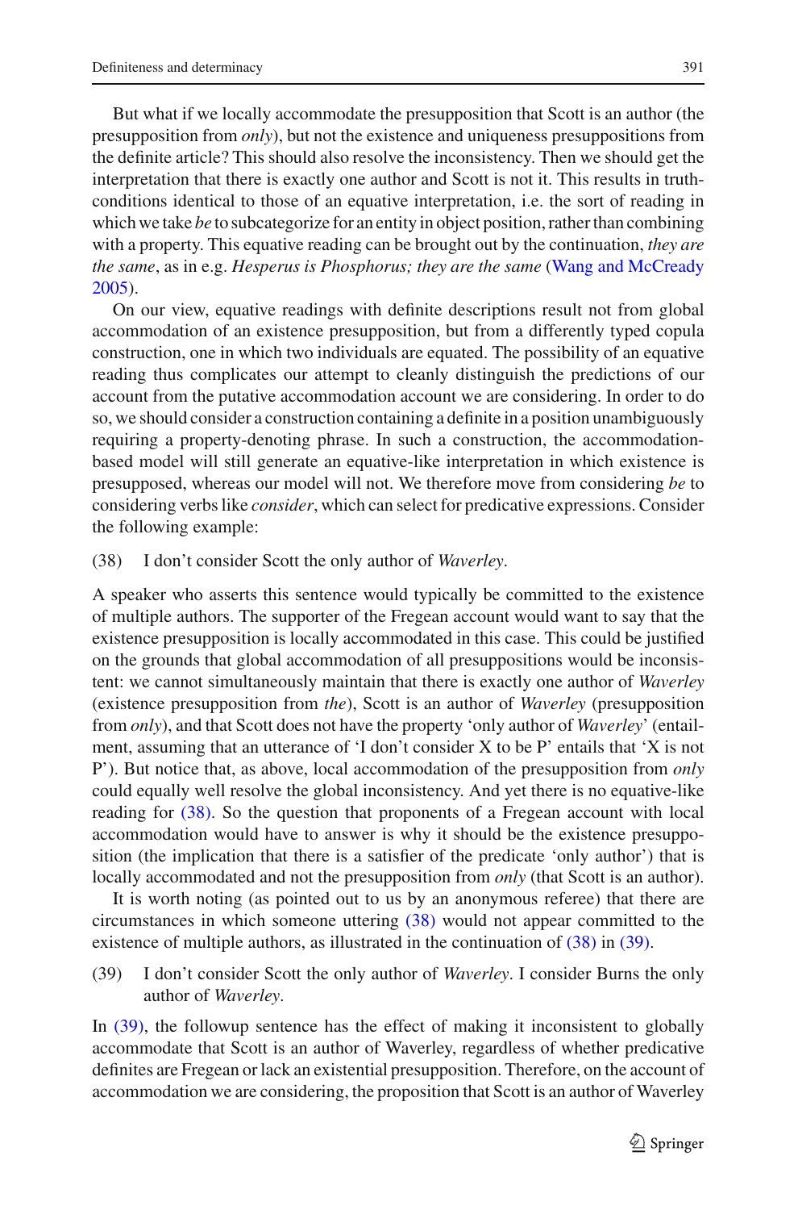But what if we locally accommodate the presupposition that Scott is an author (the presupposition from *only*), but not the existence and uniqueness presuppositions from the definite article? This should also resolve the inconsistency. Then we should get the interpretation that there is exactly one author and Scott is not it. This results in truth-conditions identical to those of an equative interpretation, i.e. the sort of reading in which we take *be* to subcategorize for an entity in object position, rather than combining with a property. This equative reading can be brought out by the continuation, *they are the same*, as in e.g. *Hesperus is Phosphorus; they are the same* (Wang and McCready 2005).

On our view, equative readings with definite descriptions result not from global accommodation of an existence presupposition, but from a differently typed copula construction, one in which two individuals are equated. The possibility of an equative reading thus complicates our attempt to cleanly distinguish the predictions of our account from the putative accommodation account we are considering. In order to do so, we should consider a construction containing a definite in a position unambiguously requiring a property-denoting phrase. In such a construction, the accommodation-based model will still generate an equative-like interpretation in which existence is presupposed, whereas our model will not. We therefore move from considering *be* to considering verbs like *consider*, which can select for predicative expressions. Consider the following example:

(38) I don't consider Scott the only author of *Waverley*.

A speaker who asserts this sentence would typically be committed to the existence of multiple authors. The supporter of the Fregean account would want to say that the existence presupposition is locally accommodated in this case. This could be justified on the grounds that global accommodation of all presuppositions would be inconsistent: we cannot simultaneously maintain that there is exactly one author of *Waverley* (existence presupposition from *the*), Scott is an author of *Waverley* (presupposition from *only*), and that Scott does not have the property 'only author of *Waverley*' (entailment, assuming that an utterance of 'I don't consider X to be P' entails that 'X is not P'). But notice that, as above, local accommodation of the presupposition from *only* could equally well resolve the global inconsistency. And yet there is no equative-like reading for (38). So the question that proponents of a Fregean account with local accommodation would have to answer is why it should be the existence presupposition (the implication that there is a satisfier of the predicate 'only author') that is locally accommodated and not the presupposition from *only* (that Scott is an author).

It is worth noting (as pointed out to us by an anonymous referee) that there are circumstances in which someone uttering (38) would not appear committed to the existence of multiple authors, as illustrated in the continuation of (38) in (39).

(39) I don't consider Scott the only author of *Waverley*. I consider Burns the only author of *Waverley*.

In (39), the followup sentence has the effect of making it inconsistent to globally accommodate that Scott is an author of Waverley, regardless of whether predicative definites are Fregean or lack an existential presupposition. Therefore, on the account of accommodation we are considering, the proposition that Scott is an author of Waverley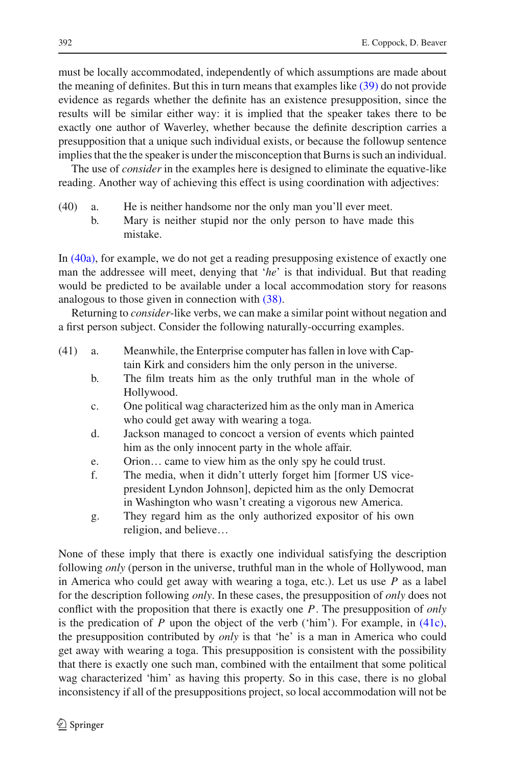must be locally accommodated, independently of which assumptions are made about the meaning of definites. But this in turn means that examples like (39) do not provide evidence as regards whether the definite has an existence presupposition, since the results will be similar either way: it is implied that the speaker takes there to be exactly one author of Waverley, whether because the definite description carries a presupposition that a unique such individual exists, or because the followup sentence implies that the the speaker is under the misconception that Burns is such an individual.

The use of *consider* in the examples here is designed to eliminate the equative-like reading. Another way of achieving this effect is using coordination with adjectives:

(40) a. He is neither handsome nor the only man you'll ever meet.
  b. Mary is neither stupid nor the only person to have made this mistake.

In (40a), for example, we do not get a reading presupposing existence of exactly one man the addressee will meet, denying that '*he*' is that individual. But that reading would be predicted to be available under a local accommodation story for reasons analogous to those given in connection with (38).

Returning to *consider*-like verbs, we can make a similar point without negation and a first person subject. Consider the following naturally-occurring examples.

(41) a. Meanwhile, the Enterprise computer has fallen in love with Captain Kirk and considers him the only person in the universe.
  b. The film treats him as the only truthful man in the whole of Hollywood.
  c. One political wag characterized him as the only man in America who could get away with wearing a toga.
  d. Jackson managed to concoct a version of events which painted him as the only innocent party in the whole affair.
  e. Orion… came to view him as the only spy he could trust.
  f. The media, when it didn't utterly forget him [former US vice-president Lyndon Johnson], depicted him as the only Democrat in Washington who wasn't creating a vigorous new America.
  g. They regard him as the only authorized expositor of his own religion, and believe…

None of these imply that there is exactly one individual satisfying the description following *only* (person in the universe, truthful man in the whole of Hollywood, man in America who could get away with wearing a toga, etc.). Let us use $P$ as a label for the description following *only*. In these cases, the presupposition of *only* does not conflict with the proposition that there is exactly one $P$. The presupposition of *only* is the predication of $P$ upon the object of the verb ('him'). For example, in (41c), the presupposition contributed by *only* is that 'he' is a man in America who could get away with wearing a toga. This presupposition is consistent with the possibility that there is exactly one such man, combined with the entailment that some political wag characterized 'him' as having this property. So in this case, there is no global inconsistency if all of the presuppositions project, so local accommodation will not be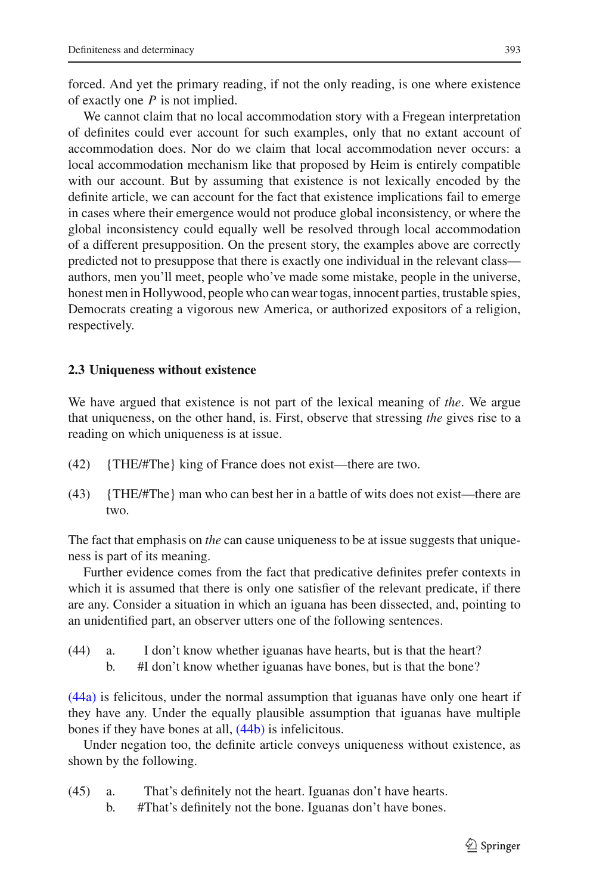forced. And yet the primary reading, if not the only reading, is one where existence of exactly one *P* is not implied.

We cannot claim that no local accommodation story with a Fregean interpretation of definites could ever account for such examples, only that no extant account of accommodation does. Nor do we claim that local accommodation never occurs: a local accommodation mechanism like that proposed by Heim is entirely compatible with our account. But by assuming that existence is not lexically encoded by the definite article, we can account for the fact that existence implications fail to emerge in cases where their emergence would not produce global inconsistency, or where the global inconsistency could equally well be resolved through local accommodation of a different presupposition. On the present story, the examples above are correctly predicted not to presuppose that there is exactly one individual in the relevant class—authors, men you'll meet, people who've made some mistake, people in the universe, honest men in Hollywood, people who can wear togas, innocent parties, trustable spies, Democrats creating a vigorous new America, or authorized expositors of a religion, respectively.

### 2.3 Uniqueness without existence

We have argued that existence is not part of the lexical meaning of *the*. We argue that uniqueness, on the other hand, is. First, observe that stressing *the* gives rise to a reading on which uniqueness is at issue.

(42) {THE/#The} king of France does not exist—there are two.

(43) {THE/#The} man who can best her in a battle of wits does not exist—there are two.

The fact that emphasis on *the* can cause uniqueness to be at issue suggests that uniqueness is part of its meaning.

Further evidence comes from the fact that predicative definites prefer contexts in which it is assumed that there is only one satisfier of the relevant predicate, if there are any. Consider a situation in which an iguana has been dissected, and, pointing to an unidentified part, an observer utters one of the following sentences.

(44) a. I don't know whether iguanas have hearts, but is that the heart?
b. #I don't know whether iguanas have bones, but is that the bone?

(44a) is felicitous, under the normal assumption that iguanas have only one heart if they have any. Under the equally plausible assumption that iguanas have multiple bones if they have bones at all, (44b) is infelicitous.

Under negation too, the definite article conveys uniqueness without existence, as shown by the following.

(45) a. That's definitely not the heart. Iguanas don't have hearts.
b. #That's definitely not the bone. Iguanas don't have bones.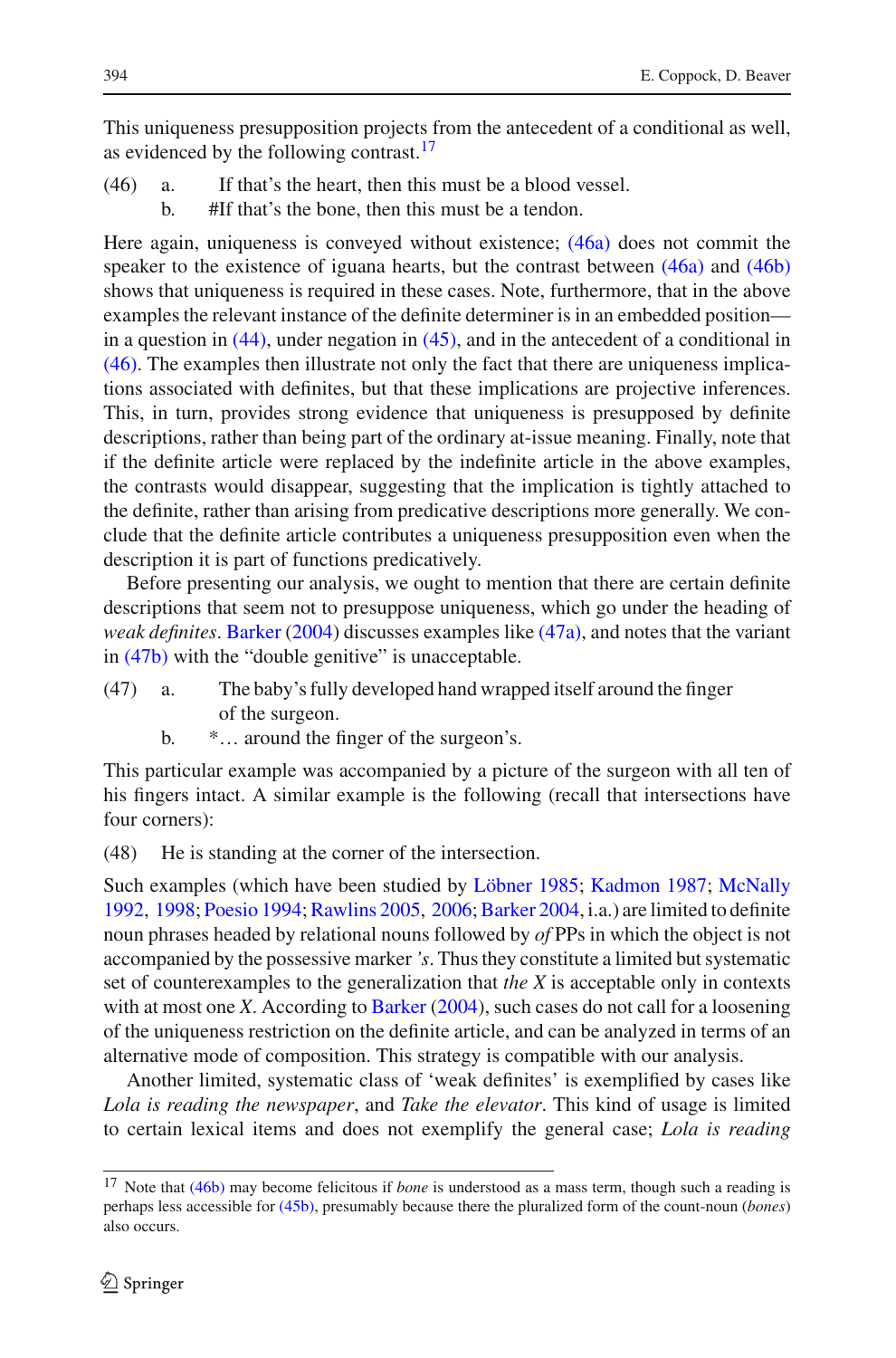This uniqueness presupposition projects from the antecedent of a conditional as well, as evidenced by the following contrast.[17]

(46) a. If that's the heart, then this must be a blood vessel.
  b. #If that's the bone, then this must be a tendon.

Here again, uniqueness is conveyed without existence; (46a) does not commit the speaker to the existence of iguana hearts, but the contrast between (46a) and (46b) shows that uniqueness is required in these cases. Note, furthermore, that in the above examples the relevant instance of the definite determiner is in an embedded position—in a question in (44), under negation in (45), and in the antecedent of a conditional in (46). The examples then illustrate not only the fact that there are uniqueness implications associated with definites, but that these implications are projective inferences. This, in turn, provides strong evidence that uniqueness is presupposed by definite descriptions, rather than being part of the ordinary at-issue meaning. Finally, note that if the definite article were replaced by the indefinite article in the above examples, the contrasts would disappear, suggesting that the implication is tightly attached to the definite, rather than arising from predicative descriptions more generally. We conclude that the definite article contributes a uniqueness presupposition even when the description it is part of functions predicatively.

Before presenting our analysis, we ought to mention that there are certain definite descriptions that seem not to presuppose uniqueness, which go under the heading of *weak definites*. Barker (2004) discusses examples like (47a), and notes that the variant in (47b) with the "double genitive" is unacceptable.

(47) a. The baby's fully developed hand wrapped itself around the finger of the surgeon.
  b. *... around the finger of the surgeon's.

This particular example was accompanied by a picture of the surgeon with all ten of his fingers intact. A similar example is the following (recall that intersections have four corners):

(48) He is standing at the corner of the intersection.

Such examples (which have been studied by Löbner 1985; Kadmon 1987; McNally 1992, 1998; Poesio 1994; Rawlins 2005, 2006; Barker 2004, i.a.) are limited to definite noun phrases headed by relational nouns followed by *of* PPs in which the object is not accompanied by the possessive marker *'s*. Thus they constitute a limited but systematic set of counterexamples to the generalization that *the X* is acceptable only in contexts with at most one *X*. According to Barker (2004), such cases do not call for a loosening of the uniqueness restriction on the definite article, and can be analyzed in terms of an alternative mode of composition. This strategy is compatible with our analysis.

Another limited, systematic class of 'weak definites' is exemplified by cases like *Lola is reading the newspaper*, and *Take the elevator*. This kind of usage is limited to certain lexical items and does not exemplify the general case; *Lola is reading*

---

[17] Note that (46b) may become felicitous if *bone* is understood as a mass term, though such a reading is perhaps less accessible for (45b), presumably because there the pluralized form of the count-noun (*bones*) also occurs.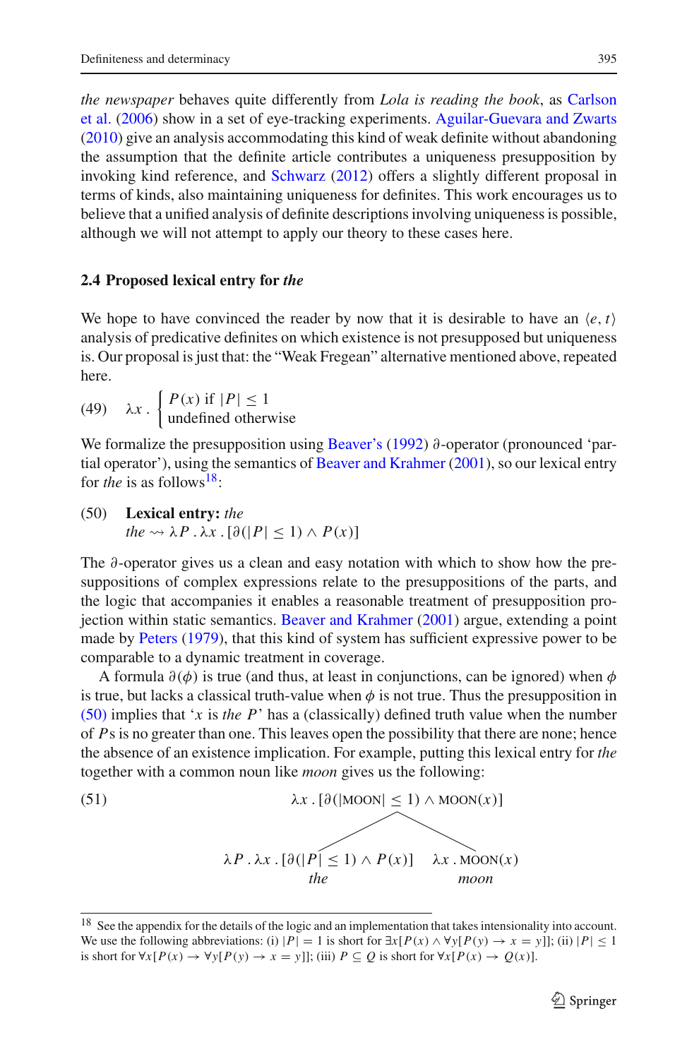*the newspaper* behaves quite differently from *Lola is reading the book*, as Carlson et al. (2006) show in a set of eye-tracking experiments. Aguilar-Guevara and Zwarts (2010) give an analysis accommodating this kind of weak definite without abandoning the assumption that the definite article contributes a uniqueness presupposition by invoking kind reference, and Schwarz (2012) offers a slightly different proposal in terms of kinds, also maintaining uniqueness for definites. This work encourages us to believe that a unified analysis of definite descriptions involving uniqueness is possible, although we will not attempt to apply our theory to these cases here.

### 2.4 Proposed lexical entry for *the*

We hope to have convinced the reader by now that it is desirable to have an $\langle e, t\rangle$ analysis of predicative definites on which existence is not presupposed but uniqueness is. Our proposal is just that: the "Weak Fregean" alternative mentioned above, repeated here.

(49) $$\lambda x \,.\, \begin{cases} P(x) \text{ if } |P| \leq 1 \\ \text{undefined otherwise} \end{cases}$$

We formalize the presupposition using Beaver's (1992) $\partial$-operator (pronounced 'partial operator'), using the semantics of Beaver and Krahmer (2001), so our lexical entry for *the* is as follows[18]:

(50) **Lexical entry:** *the*
$$the \rightsquigarrow \lambda P \,.\, \lambda x \,.\, [\partial(|P| \leq 1) \wedge P(x)]$$

The $\partial$-operator gives us a clean and easy notation with which to show how the presuppositions of complex expressions relate to the presuppositions of the parts, and the logic that accompanies it enables a reasonable treatment of presupposition projection within static semantics. Beaver and Krahmer (2001) argue, extending a point made by Peters (1979), that this kind of system has sufficient expressive power to be comparable to a dynamic treatment in coverage.

A formula $\partial(\phi)$ is true (and thus, at least in conjunctions, can be ignored) when $\phi$ is true, but lacks a classical truth-value when $\phi$ is not true. Thus the presupposition in (50) implies that '$x$ is *the* $P$' has a (classically) defined truth value when the number of $P$s is no greater than one. This leaves open the possibility that there are none; hence the absence of an existence implication. For example, putting this lexical entry for *the* together with a common noun like *moon* gives us the following:

(51)
$$\lambda x \,.\, [\partial(|\text{MOON}| \leq 1) \wedge \text{MOON}(x)]$$

- $\lambda P \,.\, \lambda x \,.\, [\partial(|P| \leq 1) \wedge P(x)]$ — *the*
- $\lambda x \,.\, \text{MOON}(x)$ — *moon*

[18] See the appendix for the details of the logic and an implementation that takes intensionality into account. We use the following abbreviations: (i) $|P| = 1$ is short for $\exists x[P(x) \wedge \forall y[P(y) \rightarrow x = y]]$; (ii) $|P| \leq 1$ is short for $\forall x[P(x) \rightarrow \forall y[P(y) \rightarrow x = y]]$; (iii) $P \subseteq Q$ is short for $\forall x[P(x) \rightarrow Q(x)]$.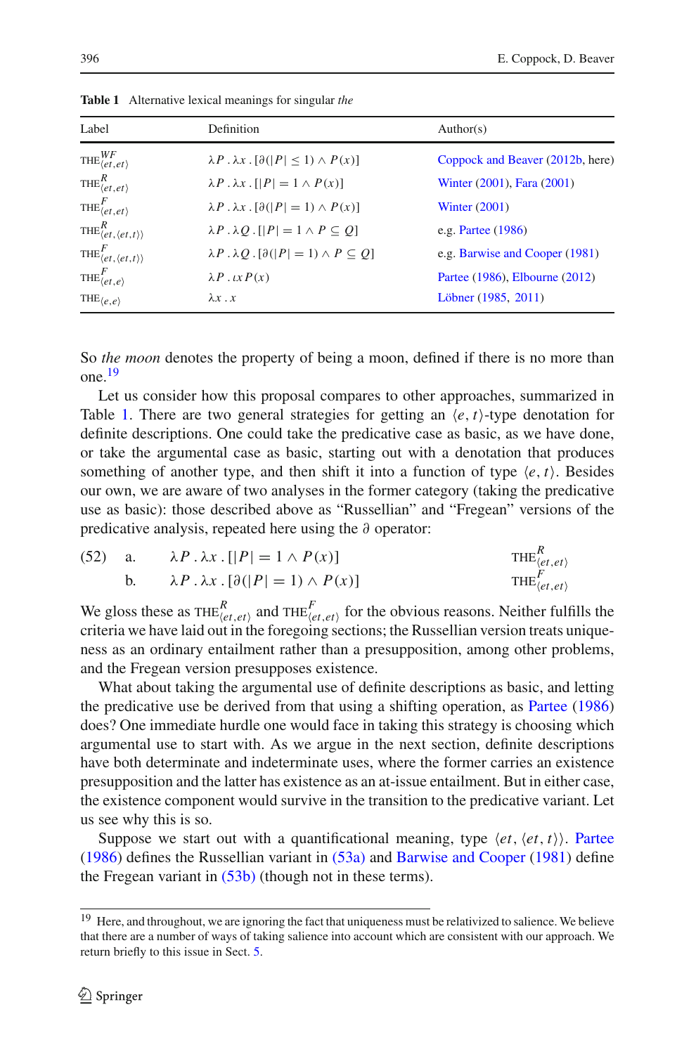**Table 1** Alternative lexical meanings for singular *the*

| Label | Definition | Author(s) |
|---|---|---|
| $\text{THE}^{WF}_{\langle et,et\rangle}$ | $\lambda P \,.\, \lambda x \,.\, [\partial(\|P\| \leq 1) \wedge P(x)]$ | Coppock and Beaver (2012b, here) |
| $\text{THE}^{R}_{\langle et,et\rangle}$ | $\lambda P \,.\, \lambda x \,.\, [\|P\| = 1 \wedge P(x)]$ | Winter (2001), Fara (2001) |
| $\text{THE}^{F}_{\langle et,et\rangle}$ | $\lambda P \,.\, \lambda x \,.\, [\partial(\|P\| = 1) \wedge P(x)]$ | Winter (2001) |
| $\text{THE}^{R}_{\langle et,\langle et,t\rangle\rangle}$ | $\lambda P \,.\, \lambda Q \,.\, [\|P\| = 1 \wedge P \subseteq Q]$ | e.g. Partee (1986) |
| $\text{THE}^{F}_{\langle et,\langle et,t\rangle\rangle}$ | $\lambda P \,.\, \lambda Q \,.\, [\partial(\|P\| = 1) \wedge P \subseteq Q]$ | e.g. Barwise and Cooper (1981) |
| $\text{THE}^{F}_{\langle et,e\rangle}$ | $\lambda P \,.\, \iota x\, P(x)$ | Partee (1986), Elbourne (2012) |
| $\text{THE}_{\langle e,e\rangle}$ | $\lambda x \,.\, x$ | Löbner (1985, 2011) |

So *the moon* denotes the property of being a moon, defined if there is no more than one.[19]

Let us consider how this proposal compares to other approaches, summarized in Table 1. There are two general strategies for getting an $\langle e, t\rangle$-type denotation for definite descriptions. One could take the predicative case as basic, as we have done, or take the argumental case as basic, starting out with a denotation that produces something of another type, and then shift it into a function of type $\langle e, t\rangle$. Besides our own, we are aware of two analyses in the former category (taking the predicative use as basic): those described above as "Russellian" and "Fregean" versions of the predicative analysis, repeated here using the $\partial$ operator:

(52) a. $\lambda P \,.\, \lambda x \,.\, [|P| = 1 \wedge P(x)]$ $\qquad \text{THE}^{R}_{\langle et,et\rangle}$

b. $\lambda P \,.\, \lambda x \,.\, [\partial(|P| = 1) \wedge P(x)]$ $\qquad \text{THE}^{F}_{\langle et,et\rangle}$

We gloss these as $\text{THE}^{R}_{\langle et,et\rangle}$ and $\text{THE}^{F}_{\langle et,et\rangle}$ for the obvious reasons. Neither fulfills the criteria we have laid out in the foregoing sections; the Russellian version treats uniqueness as an ordinary entailment rather than a presupposition, among other problems, and the Fregean version presupposes existence.

What about taking the argumental use of definite descriptions as basic, and letting the predicative use be derived from that using a shifting operation, as Partee (1986) does? One immediate hurdle one would face in taking this strategy is choosing which argumental use to start with. As we argue in the next section, definite descriptions have both determinate and indeterminate uses, where the former carries an existence presupposition and the latter has existence as an at-issue entailment. But in either case, the existence component would survive in the transition to the predicative variant. Let us see why this is so.

Suppose we start out with a quantificational meaning, type $\langle et, \langle et, t\rangle\rangle$. Partee (1986) defines the Russellian variant in (53a) and Barwise and Cooper (1981) define the Fregean variant in (53b) (though not in these terms).

[19] Here, and throughout, we are ignoring the fact that uniqueness must be relativized to salience. We believe that there are a number of ways of taking salience into account which are consistent with our approach. We return briefly to this issue in Sect. 5.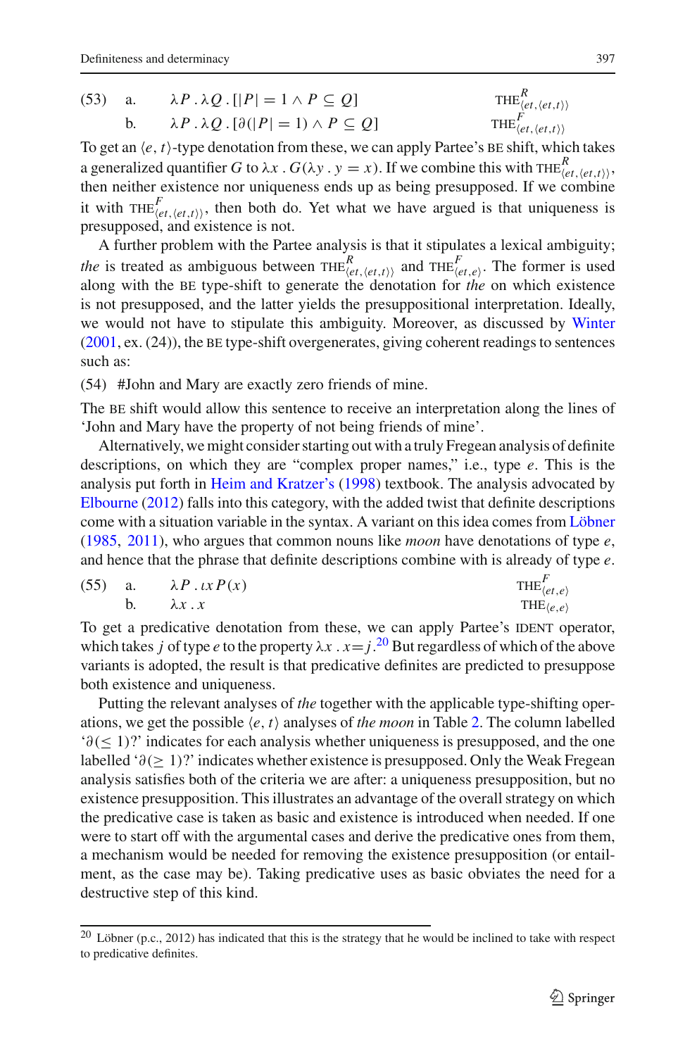(53) a. $\lambda P \,.\, \lambda Q \,.\, [|P| = 1 \wedge P \subseteq Q]$ $\quad$ $\text{THE}^{R}_{\langle et,\langle et,t\rangle\rangle}$

b. $\lambda P \,.\, \lambda Q \,.\, [\partial(|P| = 1) \wedge P \subseteq Q]$ $\quad$ $\text{THE}^{F}_{\langle et,\langle et,t\rangle\rangle}$

To get an $\langle e, t\rangle$-type denotation from these, we can apply Partee's BE shift, which takes a generalized quantifier $G$ to $\lambda x \,.\, G(\lambda y \,.\, y = x)$. If we combine this with $\text{THE}^{R}_{\langle et,\langle et,t\rangle\rangle}$, then neither existence nor uniqueness ends up as being presupposed. If we combine it with $\text{THE}^{F}_{\langle et,\langle et,t\rangle\rangle}$, then both do. Yet what we have argued is that uniqueness is presupposed, and existence is not.

A further problem with the Partee analysis is that it stipulates a lexical ambiguity; *the* is treated as ambiguous between $\text{THE}^{R}_{\langle et,\langle et,t\rangle\rangle}$ and $\text{THE}^{F}_{\langle et,e\rangle}$. The former is used along with the BE type-shift to generate the denotation for *the* on which existence is not presupposed, and the latter yields the presuppositional interpretation. Ideally, we would not have to stipulate this ambiguity. Moreover, as discussed by Winter (2001, ex. (24)), the BE type-shift overgenerates, giving coherent readings to sentences such as:

(54) #John and Mary are exactly zero friends of mine.

The BE shift would allow this sentence to receive an interpretation along the lines of 'John and Mary have the property of not being friends of mine'.

Alternatively, we might consider starting out with a truly Fregean analysis of definite descriptions, on which they are "complex proper names," i.e., type *e*. This is the analysis put forth in Heim and Kratzer's (1998) textbook. The analysis advocated by Elbourne (2012) falls into this category, with the added twist that definite descriptions come with a situation variable in the syntax. A variant on this idea comes from Löbner (1985, 2011), who argues that common nouns like *moon* have denotations of type *e*, and hence that the phrase that definite descriptions combine with is already of type *e*.

(55) a. $\lambda P \,.\, \iota x\, P(x)$ $\quad$ $\text{THE}^{F}_{\langle et,e\rangle}$

b. $\lambda x \,.\, x$ $\quad$ $\text{THE}_{\langle e,e\rangle}$

To get a predicative denotation from these, we can apply Partee's IDENT operator, which takes $j$ of type $e$ to the property $\lambda x \,.\, x = j$.[20] But regardless of which of the above variants is adopted, the result is that predicative definites are predicted to presuppose both existence and uniqueness.

Putting the relevant analyses of *the* together with the applicable type-shifting operations, we get the possible $\langle e, t\rangle$ analyses of *the moon* in Table 2. The column labelled '$\partial(\leq 1)$?' indicates for each analysis whether uniqueness is presupposed, and the one labelled '$\partial(\geq 1)$?' indicates whether existence is presupposed. Only the Weak Fregean analysis satisfies both of the criteria we are after: a uniqueness presupposition, but no existence presupposition. This illustrates an advantage of the overall strategy on which the predicative case is taken as basic and existence is introduced when needed. If one were to start off with the argumental cases and derive the predicative ones from them, a mechanism would be needed for removing the existence presupposition (or entailment, as the case may be). Taking predicative uses as basic obviates the need for a destructive step of this kind.

[20] Löbner (p.c., 2012) has indicated that this is the strategy that he would be inclined to take with respect to predicative definites.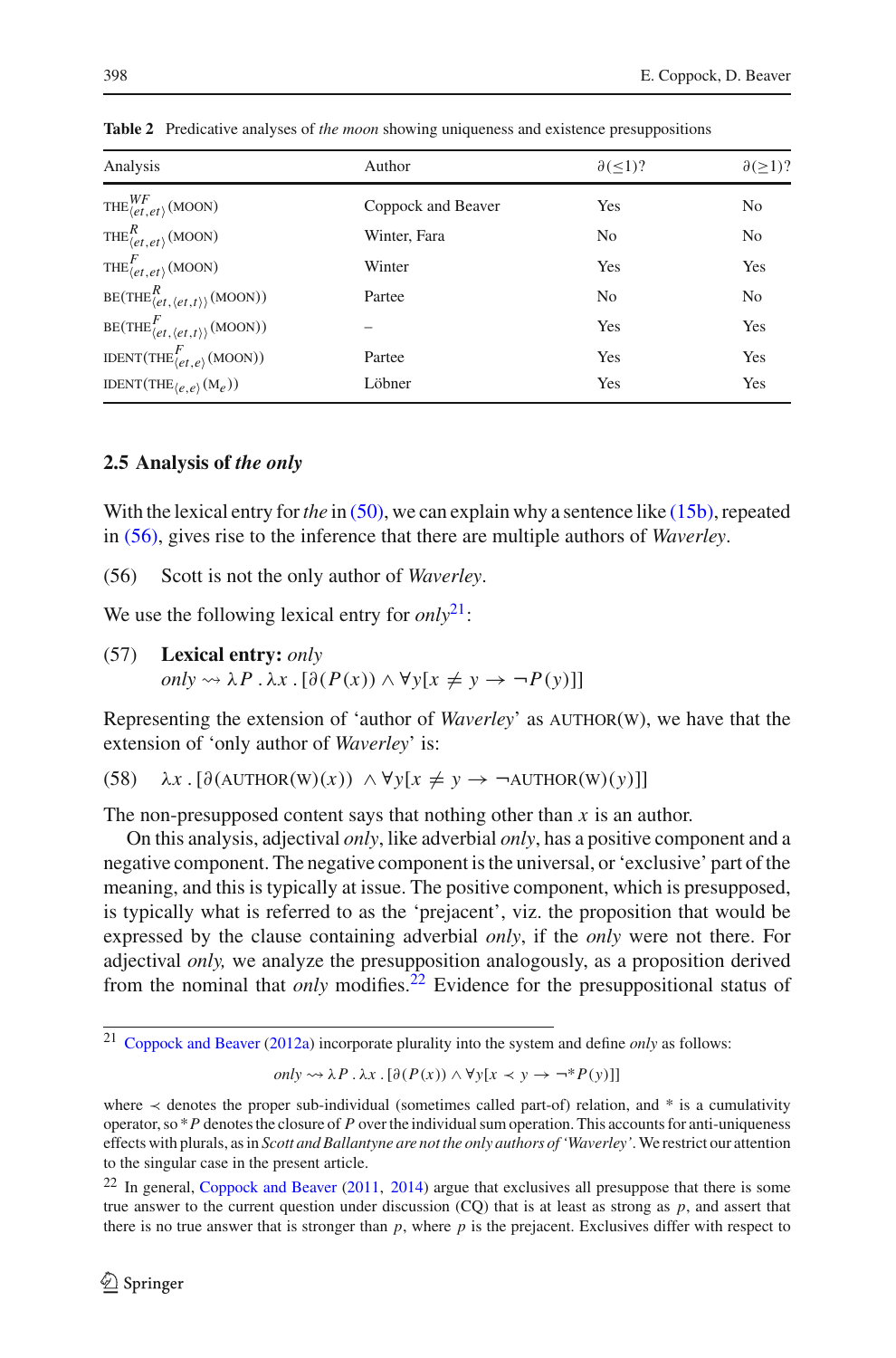**Table 2** Predicative analyses of *the moon* showing uniqueness and existence presuppositions

| Analysis | Author | $\partial(\leq 1)$? | $\partial(\geq 1)$? |
|---|---|---|---|
| $\text{THE}^{WF}_{\langle et,et\rangle}(\text{MOON})$ | Coppock and Beaver | Yes | No |
| $\text{THE}^{R}_{\langle et,et\rangle}(\text{MOON})$ | Winter, Fara | No | No |
| $\text{THE}^{F}_{\langle et,et\rangle}(\text{MOON})$ | Winter | Yes | Yes |
| $\text{BE}(\text{THE}^{R}_{\langle et,\langle et,t\rangle\rangle}(\text{MOON}))$ | Partee | No | No |
| $\text{BE}(\text{THE}^{F}_{\langle et,\langle et,t\rangle\rangle}(\text{MOON}))$ | – | Yes | Yes |
| $\text{IDENT}(\text{THE}^{F}_{\langle et,e\rangle}(\text{MOON}))$ | Partee | Yes | Yes |
| $\text{IDENT}(\text{THE}_{\langle e,e\rangle}(\text{M}_e))$ | Löbner | Yes | Yes |

### 2.5 Analysis of *the only*

With the lexical entry for *the* in (50), we can explain why a sentence like (15b), repeated in (56), gives rise to the inference that there are multiple authors of *Waverley*.

(56) Scott is not the only author of *Waverley*.

We use the following lexical entry for *only*[21]:

(57) **Lexical entry:** *only*
$only \rightsquigarrow \lambda P \,.\, \lambda x \,.\, [\partial(P(x)) \wedge \forall y[x \neq y \rightarrow \neg P(y)]]$

Representing the extension of 'author of *Waverley*' as AUTHOR(W), we have that the extension of 'only author of *Waverley*' is:

(58) $\lambda x \,.\, [\partial(\text{AUTHOR}(\text{W})(x)) \wedge \forall y[x \neq y \rightarrow \neg\text{AUTHOR}(\text{W})(y)]]$

The non-presupposed content says that nothing other than $x$ is an author.

On this analysis, adjectival *only*, like adverbial *only*, has a positive component and a negative component. The negative component is the universal, or 'exclusive' part of the meaning, and this is typically at issue. The positive component, which is presupposed, is typically what is referred to as the 'prejacent', viz. the proposition that would be expressed by the clause containing adverbial *only*, if the *only* were not there. For adjectival *only,* we analyze the presupposition analogously, as a proposition derived from the nominal that *only* modifies.[22] Evidence for the presuppositional status of

---

[21] Coppock and Beaver (2012a) incorporate plurality into the system and define *only* as follows:

$$only \rightsquigarrow \lambda P \,.\, \lambda x \,.\, [\partial(P(x)) \wedge \forall y[x \prec y \rightarrow \neg{}^{*}P(y)]]$$

where $\prec$ denotes the proper sub-individual (sometimes called part-of) relation, and $*$ is a cumulativity operator, so ${}^{*}P$ denotes the closure of $P$ over the individual sum operation. This accounts for anti-uniqueness effects with plurals, as in *Scott and Ballantyne are not the only authors of 'Waverley'*. We restrict our attention to the singular case in the present article.

[22] In general, Coppock and Beaver (2011, 2014) argue that exclusives all presuppose that there is some true answer to the current question under discussion (CQ) that is at least as strong as $p$, and assert that there is no true answer that is stronger than $p$, where $p$ is the prejacent. Exclusives differ with respect to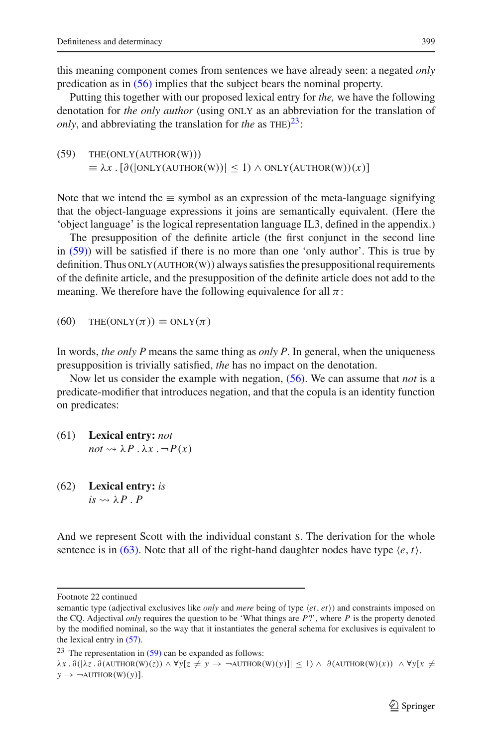this meaning component comes from sentences we have already seen: a negated *only* predication as in (56) implies that the subject bears the nominal property.

Putting this together with our proposed lexical entry for *the,* we have the following denotation for *the only author* (using ONLY as an abbreviation for the translation of *only*, and abbreviating the translation for *the* as THE)[23]:

(59) $\text{THE}(\text{ONLY}(\text{AUTHOR}(\text{W})))$
$\equiv \lambda x\,.\,[\partial(|\text{ONLY}(\text{AUTHOR}(\text{W}))| \leq 1) \wedge \text{ONLY}(\text{AUTHOR}(\text{W}))(x)]$

Note that we intend the $\equiv$ symbol as an expression of the meta-language signifying that the object-language expressions it joins are semantically equivalent. (Here the 'object language' is the logical representation language IL3, defined in the appendix.)

The presupposition of the definite article (the first conjunct in the second line in (59)) will be satisfied if there is no more than one 'only author'. This is true by definition. Thus $\text{ONLY}(\text{AUTHOR}(\text{W}))$ always satisfies the presuppositional requirements of the definite article, and the presupposition of the definite article does not add to the meaning. We therefore have the following equivalence for all $\pi$:

(60) $\text{THE}(\text{ONLY}(\pi)) \equiv \text{ONLY}(\pi)$

In words, *the only P* means the same thing as *only P*. In general, when the uniqueness presupposition is trivially satisfied, *the* has no impact on the denotation.

Now let us consider the example with negation, (56). We can assume that *not* is a predicate-modifier that introduces negation, and that the copula is an identity function on predicates:

(61) **Lexical entry:** *not*
*not* $\rightsquigarrow \lambda P\,.\,\lambda x\,.\,\neg P(x)$

(62) **Lexical entry:** *is*
*is* $\rightsquigarrow \lambda P\,.\,P$

And we represent Scott with the individual constant S. The derivation for the whole sentence is in (63). Note that all of the right-hand daughter nodes have type $\langle e, t\rangle$.

---

Footnote 22 continued
semantic type (adjectival exclusives like *only* and *mere* being of type $\langle et, et\rangle$) and constraints imposed on the CQ. Adjectival *only* requires the question to be 'What things are $P$?', where $P$ is the property denoted by the modified nominal, so the way that it instantiates the general schema for exclusives is equivalent to the lexical entry in (57).

[23] The representation in (59) can be expanded as follows:
$\lambda x\,.\,\partial(|\lambda z\,.\,\partial(\text{AUTHOR}(\text{W})(z)) \wedge \forall y[z \neq y \rightarrow \neg\text{AUTHOR}(\text{W})(y)]| \leq 1) \wedge\ \partial(\text{AUTHOR}(\text{W})(x))\ \wedge \forall y[x \neq y \rightarrow \neg\text{AUTHOR}(\text{W})(y)]$.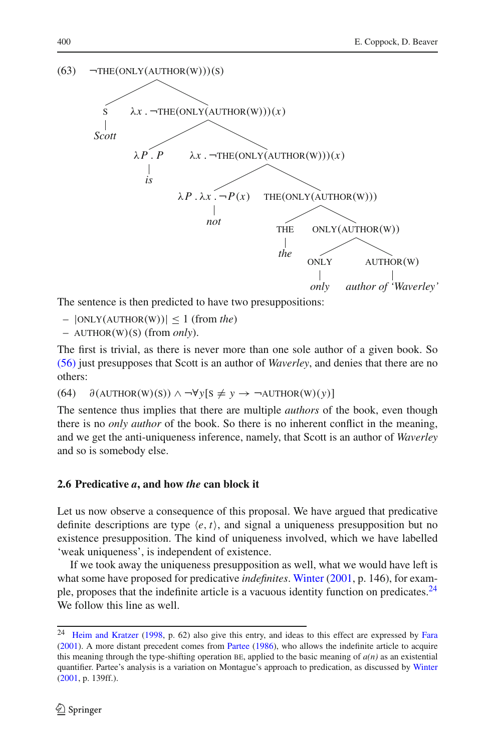(63) ¬THE(ONLY(AUTHOR(W)))(S)

```
¬THE(ONLY(AUTHOR(W)))(S)
├── S
│   └── Scott
└── λx . ¬THE(ONLY(AUTHOR(W)))(x)
    ├── λP . P
    │   └── is
    └── λx . ¬THE(ONLY(AUTHOR(W)))(x)
        ├── λP . λx . ¬P(x)
        │   └── not
        └── THE(ONLY(AUTHOR(W)))
            ├── THE
            │   └── the
            └── ONLY(AUTHOR(W))
                ├── ONLY
                │   └── only
                └── AUTHOR(W)
                    └── author of 'Waverley'
```

The sentence is then predicted to have two presuppositions:

- $|\text{ONLY}(\text{AUTHOR}(\text{W}))| \leq 1$ (from *the*)
- AUTHOR(W)(S) (from *only*).

The first is trivial, as there is never more than one sole author of a given book. So (56) just presupposes that Scott is an author of *Waverley*, and denies that there are no others:

(64) $\partial(\text{AUTHOR}(\text{W})(\text{S})) \wedge \neg\forall y[\text{S} \neq y \rightarrow \neg\text{AUTHOR}(\text{W})(y)]$

The sentence thus implies that there are multiple *authors* of the book, even though there is no *only author* of the book. So there is no inherent conflict in the meaning, and we get the anti-uniqueness inference, namely, that Scott is an author of *Waverley* and so is somebody else.

### 2.6 Predicative *a*, and how *the* can block it

Let us now observe a consequence of this proposal. We have argued that predicative definite descriptions are type $\langle e, t \rangle$, and signal a uniqueness presupposition but no existence presupposition. The kind of uniqueness involved, which we have labelled 'weak uniqueness', is independent of existence.

If we took away the uniqueness presupposition as well, what we would have left is what some have proposed for predicative *indefinites*. Winter (2001, p. 146), for example, proposes that the indefinite article is a vacuous identity function on predicates.[24] We follow this line as well.

[24] Heim and Kratzer (1998, p. 62) also give this entry, and ideas to this effect are expressed by Fara (2001). A more distant precedent comes from Partee (1986), who allows the indefinite article to acquire this meaning through the type-shifting operation BE, applied to the basic meaning of *a(n)* as an existential quantifier. Partee's analysis is a variation on Montague's approach to predication, as discussed by Winter (2001, p. 139ff.).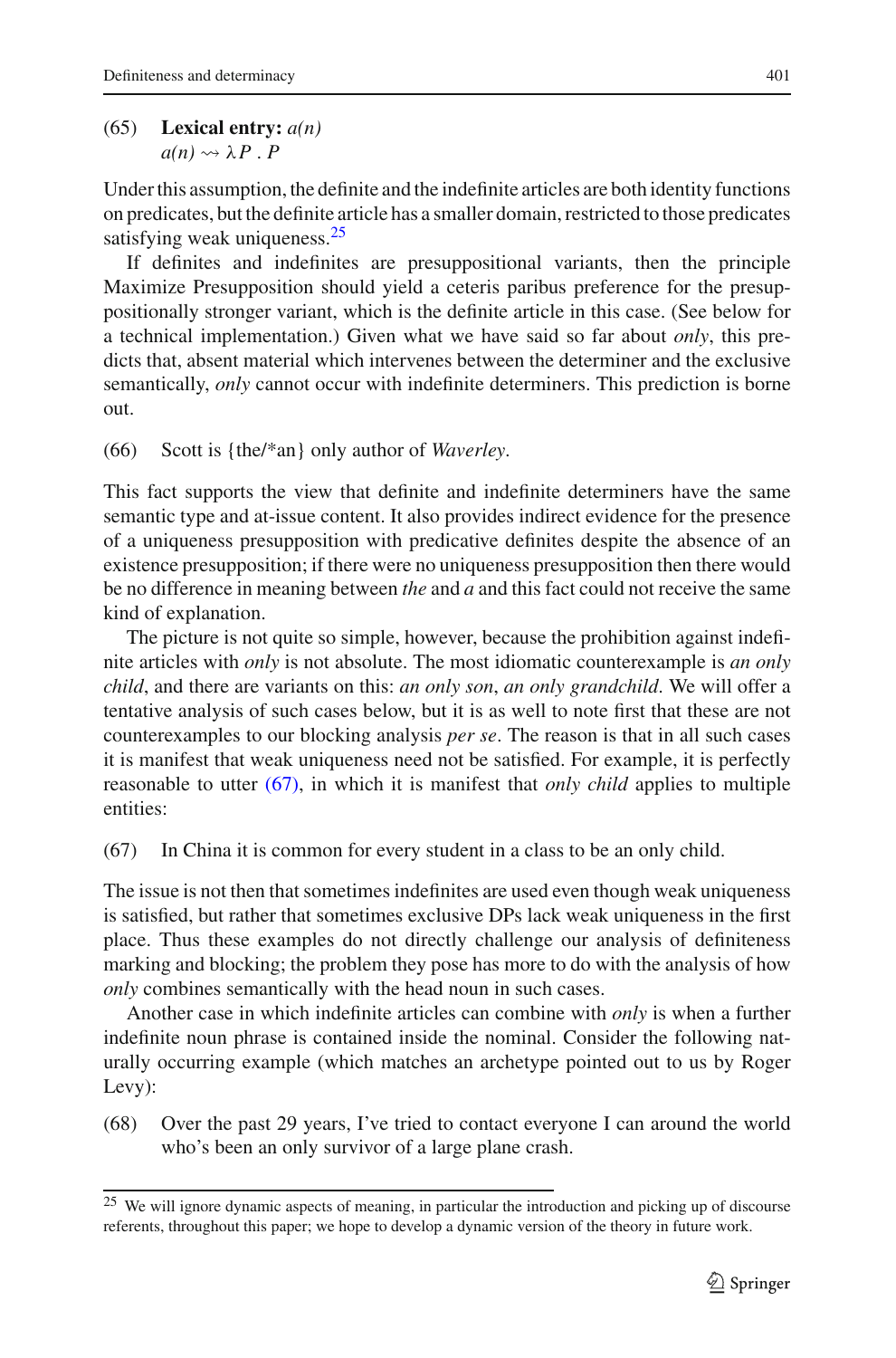(65) **Lexical entry:** *a(n)*
*a(n)* $\rightsquigarrow \lambda P \,.\, P$

Under this assumption, the definite and the indefinite articles are both identity functions on predicates, but the definite article has a smaller domain, restricted to those predicates satisfying weak uniqueness.[25]

If definites and indefinites are presuppositional variants, then the principle Maximize Presupposition should yield a ceteris paribus preference for the presuppositionally stronger variant, which is the definite article in this case. (See below for a technical implementation.) Given what we have said so far about *only*, this predicts that, absent material which intervenes between the determiner and the exclusive semantically, *only* cannot occur with indefinite determiners. This prediction is borne out.

(66) Scott is {the/*an} only author of *Waverley*.

This fact supports the view that definite and indefinite determiners have the same semantic type and at-issue content. It also provides indirect evidence for the presence of a uniqueness presupposition with predicative definites despite the absence of an existence presupposition; if there were no uniqueness presupposition then there would be no difference in meaning between *the* and *a* and this fact could not receive the same kind of explanation.

The picture is not quite so simple, however, because the prohibition against indefinite articles with *only* is not absolute. The most idiomatic counterexample is *an only child*, and there are variants on this: *an only son*, *an only grandchild*. We will offer a tentative analysis of such cases below, but it is as well to note first that these are not counterexamples to our blocking analysis *per se*. The reason is that in all such cases it is manifest that weak uniqueness need not be satisfied. For example, it is perfectly reasonable to utter (67), in which it is manifest that *only child* applies to multiple entities:

(67) In China it is common for every student in a class to be an only child.

The issue is not then that sometimes indefinites are used even though weak uniqueness is satisfied, but rather that sometimes exclusive DPs lack weak uniqueness in the first place. Thus these examples do not directly challenge our analysis of definiteness marking and blocking; the problem they pose has more to do with the analysis of how *only* combines semantically with the head noun in such cases.

Another case in which indefinite articles can combine with *only* is when a further indefinite noun phrase is contained inside the nominal. Consider the following naturally occurring example (which matches an archetype pointed out to us by Roger Levy):

(68) Over the past 29 years, I've tried to contact everyone I can around the world who's been an only survivor of a large plane crash.

[25] We will ignore dynamic aspects of meaning, in particular the introduction and picking up of discourse referents, throughout this paper; we hope to develop a dynamic version of the theory in future work.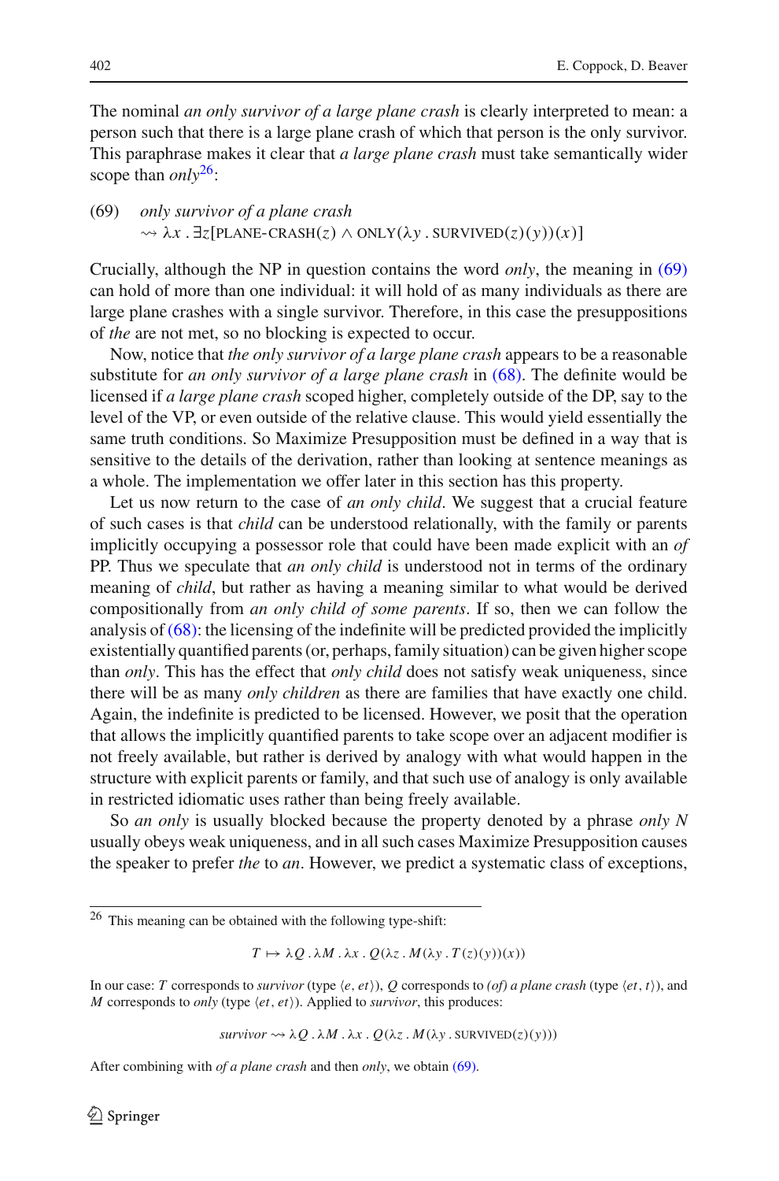The nominal *an only survivor of a large plane crash* is clearly interpreted to mean: a person such that there is a large plane crash of which that person is the only survivor. This paraphrase makes it clear that *a large plane crash* must take semantically wider scope than *only*[26]:

(69) *only survivor of a plane crash*
$\rightsquigarrow \lambda x \,.\, \exists z[\text{PLANE-CRASH}(z) \wedge \text{ONLY}(\lambda y \,.\, \text{SURVIVED}(z)(y))(x)]$

Crucially, although the NP in question contains the word *only*, the meaning in (69) can hold of more than one individual: it will hold of as many individuals as there are large plane crashes with a single survivor. Therefore, in this case the presuppositions of *the* are not met, so no blocking is expected to occur.

Now, notice that *the only survivor of a large plane crash* appears to be a reasonable substitute for *an only survivor of a large plane crash* in (68). The definite would be licensed if *a large plane crash* scoped higher, completely outside of the DP, say to the level of the VP, or even outside of the relative clause. This would yield essentially the same truth conditions. So Maximize Presupposition must be defined in a way that is sensitive to the details of the derivation, rather than looking at sentence meanings as a whole. The implementation we offer later in this section has this property.

Let us now return to the case of *an only child*. We suggest that a crucial feature of such cases is that *child* can be understood relationally, with the family or parents implicitly occupying a possessor role that could have been made explicit with an *of* PP. Thus we speculate that *an only child* is understood not in terms of the ordinary meaning of *child*, but rather as having a meaning similar to what would be derived compositionally from *an only child of some parents*. If so, then we can follow the analysis of (68): the licensing of the indefinite will be predicted provided the implicitly existentially quantified parents (or, perhaps, family situation) can be given higher scope than *only*. This has the effect that *only child* does not satisfy weak uniqueness, since there will be as many *only children* as there are families that have exactly one child. Again, the indefinite is predicted to be licensed. However, we posit that the operation that allows the implicitly quantified parents to take scope over an adjacent modifier is not freely available, but rather is derived by analogy with what would happen in the structure with explicit parents or family, and that such use of analogy is only available in restricted idiomatic uses rather than being freely available.

So *an only* is usually blocked because the property denoted by a phrase *only N* usually obeys weak uniqueness, and in all such cases Maximize Presupposition causes the speaker to prefer *the* to *an*. However, we predict a systematic class of exceptions,

---

[26] This meaning can be obtained with the following type-shift:

$$T \mapsto \lambda Q \,.\, \lambda M \,.\, \lambda x \,.\, Q(\lambda z \,.\, M(\lambda y \,.\, T(z)(y))(x))$$

In our case: $T$ corresponds to *survivor* (type $\langle e, et \rangle$), $Q$ corresponds to *(of) a plane crash* (type $\langle et, t \rangle$), and $M$ corresponds to *only* (type $\langle et, et \rangle$). Applied to *survivor*, this produces:

$$\textit{survivor} \rightsquigarrow \lambda Q \,.\, \lambda M \,.\, \lambda x \,.\, Q(\lambda z \,.\, M(\lambda y \,.\, \text{SURVIVED}(z)(y)))$$

After combining with *of a plane crash* and then *only*, we obtain (69).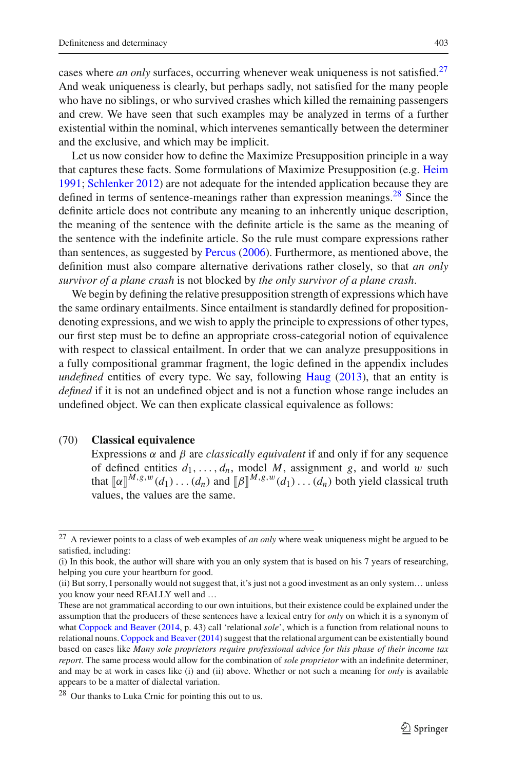cases where *an only* surfaces, occurring whenever weak uniqueness is not satisfied.[27] And weak uniqueness is clearly, but perhaps sadly, not satisfied for the many people who have no siblings, or who survived crashes which killed the remaining passengers and crew. We have seen that such examples may be analyzed in terms of a further existential within the nominal, which intervenes semantically between the determiner and the exclusive, and which may be implicit.

Let us now consider how to define the Maximize Presupposition principle in a way that captures these facts. Some formulations of Maximize Presupposition (e.g. Heim 1991; Schlenker 2012) are not adequate for the intended application because they are defined in terms of sentence-meanings rather than expression meanings.[28] Since the definite article does not contribute any meaning to an inherently unique description, the meaning of the sentence with the definite article is the same as the meaning of the sentence with the indefinite article. So the rule must compare expressions rather than sentences, as suggested by Percus (2006). Furthermore, as mentioned above, the definition must also compare alternative derivations rather closely, so that *an only survivor of a plane crash* is not blocked by *the only survivor of a plane crash*.

We begin by defining the relative presupposition strength of expressions which have the same ordinary entailments. Since entailment is standardly defined for proposition-denoting expressions, and we wish to apply the principle to expressions of other types, our first step must be to define an appropriate cross-categorial notion of equivalence with respect to classical entailment. In order that we can analyze presuppositions in a fully compositional grammar fragment, the logic defined in the appendix includes *undefined* entities of every type. We say, following Haug (2013), that an entity is *defined* if it is not an undefined object and is not a function whose range includes an undefined object. We can then explicate classical equivalence as follows:

(70) **Classical equivalence**
Expressions $\alpha$ and $\beta$ are *classically equivalent* if and only if for any sequence of defined entities $d_1, \ldots, d_n$, model $M$, assignment $g$, and world $w$ such that $[\![\alpha]\!]^{M,g,w}(d_1)\ldots(d_n)$ and $[\![\beta]\!]^{M,g,w}(d_1)\ldots(d_n)$ both yield classical truth values, the values are the same.

---

[27] A reviewer points to a class of web examples of *an only* where weak uniqueness might be argued to be satisfied, including:
(i) In this book, the author will share with you an only system that is based on his 7 years of researching, helping you cure your heartburn for good.
(ii) But sorry, I personally would not suggest that, it's just not a good investment as an only system… unless you know your need REALLY well and …
These are not grammatical according to our own intuitions, but their existence could be explained under the assumption that the producers of these sentences have a lexical entry for *only* on which it is a synonym of what Coppock and Beaver (2014, p. 43) call 'relational *sole*', which is a function from relational nouns to relational nouns. Coppock and Beaver (2014) suggest that the relational argument can be existentially bound based on cases like *Many sole proprietors require professional advice for this phase of their income tax report*. The same process would allow for the combination of *sole proprietor* with an indefinite determiner, and may be at work in cases like (i) and (ii) above. Whether or not such a meaning for *only* is available appears to be a matter of dialectal variation.

[28] Our thanks to Luka Crnic for pointing this out to us.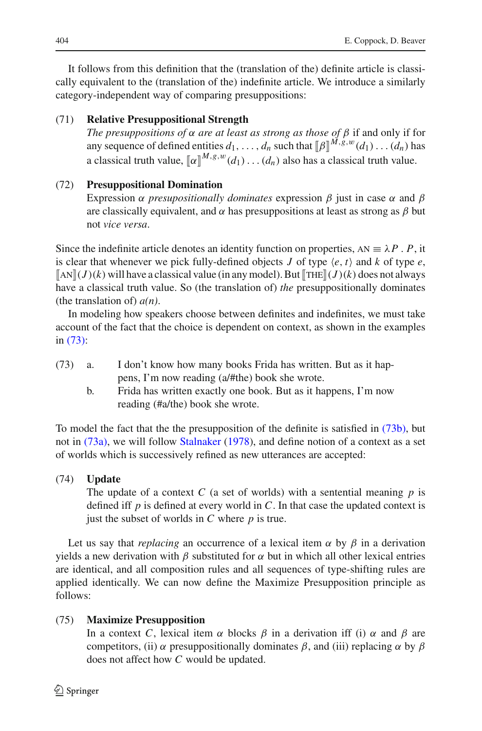It follows from this definition that the (translation of the) definite article is classically equivalent to the (translation of the) indefinite article. We introduce a similarly category-independent way of comparing presuppositions:

(71) **Relative Presuppositional Strength**
*The presuppositions of $\alpha$ are at least as strong as those of $\beta$* if and only if for any sequence of defined entities $d_1, \ldots, d_n$ such that $[\![\beta]\!]^{M,g,w}(d_1)\ldots(d_n)$ has a classical truth value, $[\![\alpha]\!]^{M,g,w}(d_1)\ldots(d_n)$ also has a classical truth value.

(72) **Presuppositional Domination**
Expression $\alpha$ *presuppositionally dominates* expression $\beta$ just in case $\alpha$ and $\beta$ are classically equivalent, and $\alpha$ has presuppositions at least as strong as $\beta$ but not *vice versa*.

Since the indefinite article denotes an identity function on properties, $\text{AN} \equiv \lambda P \,.\, P$, it is clear that whenever we pick fully-defined objects $J$ of type $\langle e, t\rangle$ and $k$ of type $e$, $[\![\text{AN}]\!](J)(k)$ will have a classical value (in any model). But $[\![\text{THE}]\!](J)(k)$ does not always have a classical truth value. So (the translation of) *the* presuppositionally dominates (the translation of) *a(n)*.

In modeling how speakers choose between definites and indefinites, we must take account of the fact that the choice is dependent on context, as shown in the examples in (73):

(73) a. I don't know how many books Frida has written. But as it happens, I'm now reading (a/#the) book she wrote.
b. Frida has written exactly one book. But as it happens, I'm now reading (#a/the) book she wrote.

To model the fact that the the presupposition of the definite is satisfied in (73b), but not in (73a), we will follow Stalnaker (1978), and define notion of a context as a set of worlds which is successively refined as new utterances are accepted:

(74) **Update**
The update of a context $C$ (a set of worlds) with a sentential meaning $p$ is defined iff $p$ is defined at every world in $C$. In that case the updated context is just the subset of worlds in $C$ where $p$ is true.

Let us say that *replacing* an occurrence of a lexical item $\alpha$ by $\beta$ in a derivation yields a new derivation with $\beta$ substituted for $\alpha$ but in which all other lexical entries are identical, and all composition rules and all sequences of type-shifting rules are applied identically. We can now define the Maximize Presupposition principle as follows:

(75) **Maximize Presupposition**
In a context $C$, lexical item $\alpha$ blocks $\beta$ in a derivation iff (i) $\alpha$ and $\beta$ are competitors, (ii) $\alpha$ presuppositionally dominates $\beta$, and (iii) replacing $\alpha$ by $\beta$ does not affect how $C$ would be updated.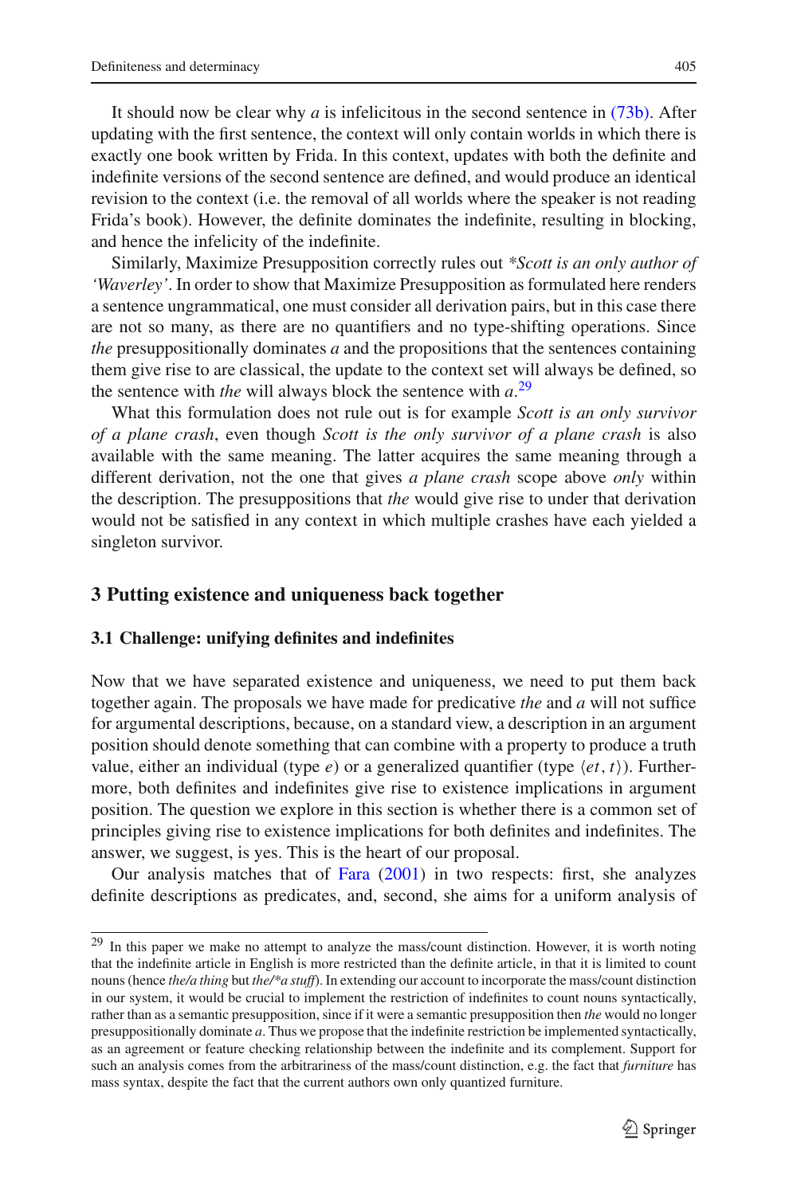It should now be clear why *a* is infelicitous in the second sentence in (73b). After updating with the first sentence, the context will only contain worlds in which there is exactly one book written by Frida. In this context, updates with both the definite and indefinite versions of the second sentence are defined, and would produce an identical revision to the context (i.e. the removal of all worlds where the speaker is not reading Frida's book). However, the definite dominates the indefinite, resulting in blocking, and hence the infelicity of the indefinite.

Similarly, Maximize Presupposition correctly rules out *\*Scott is an only author of 'Waverley'*. In order to show that Maximize Presupposition as formulated here renders a sentence ungrammatical, one must consider all derivation pairs, but in this case there are not so many, as there are no quantifiers and no type-shifting operations. Since *the* presuppositionally dominates *a* and the propositions that the sentences containing them give rise to are classical, the update to the context set will always be defined, so the sentence with *the* will always block the sentence with *a*.[29]

What this formulation does not rule out is for example *Scott is an only survivor of a plane crash*, even though *Scott is the only survivor of a plane crash* is also available with the same meaning. The latter acquires the same meaning through a different derivation, not the one that gives *a plane crash* scope above *only* within the description. The presuppositions that *the* would give rise to under that derivation would not be satisfied in any context in which multiple crashes have each yielded a singleton survivor.

## 3 Putting existence and uniqueness back together

### 3.1 Challenge: unifying definites and indefinites

Now that we have separated existence and uniqueness, we need to put them back together again. The proposals we have made for predicative *the* and *a* will not suffice for argumental descriptions, because, on a standard view, a description in an argument position should denote something that can combine with a property to produce a truth value, either an individual (type $e$) or a generalized quantifier (type $\langle et, t\rangle$). Furthermore, both definites and indefinites give rise to existence implications in argument position. The question we explore in this section is whether there is a common set of principles giving rise to existence implications for both definites and indefinites. The answer, we suggest, is yes. This is the heart of our proposal.

Our analysis matches that of Fara (2001) in two respects: first, she analyzes definite descriptions as predicates, and, second, she aims for a uniform analysis of

[29] In this paper we make no attempt to analyze the mass/count distinction. However, it is worth noting that the indefinite article in English is more restricted than the definite article, in that it is limited to count nouns (hence *the/a thing* but *the/\*a stuff*). In extending our account to incorporate the mass/count distinction in our system, it would be crucial to implement the restriction of indefinites to count nouns syntactically, rather than as a semantic presupposition, since if it were a semantic presupposition then *the* would no longer presuppositionally dominate *a*. Thus we propose that the indefinite restriction be implemented syntactically, as an agreement or feature checking relationship between the indefinite and its complement. Support for such an analysis comes from the arbitrariness of the mass/count distinction, e.g. the fact that *furniture* has mass syntax, despite the fact that the current authors own only quantized furniture.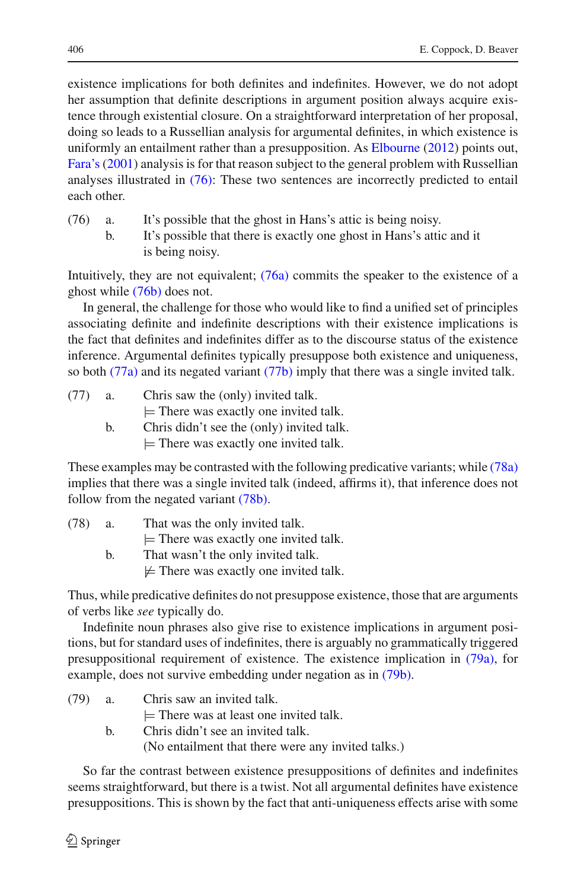existence implications for both definites and indefinites. However, we do not adopt her assumption that definite descriptions in argument position always acquire existence through existential closure. On a straightforward interpretation of her proposal, doing so leads to a Russellian analysis for argumental definites, in which existence is uniformly an entailment rather than a presupposition. As Elbourne (2012) points out, Fara's (2001) analysis is for that reason subject to the general problem with Russellian analyses illustrated in (76): These two sentences are incorrectly predicted to entail each other.

(76) a. It's possible that the ghost in Hans's attic is being noisy.
b. It's possible that there is exactly one ghost in Hans's attic and it is being noisy.

Intuitively, they are not equivalent; (76a) commits the speaker to the existence of a ghost while (76b) does not.

In general, the challenge for those who would like to find a unified set of principles associating definite and indefinite descriptions with their existence implications is the fact that definites and indefinites differ as to the discourse status of the existence inference. Argumental definites typically presuppose both existence and uniqueness, so both (77a) and its negated variant (77b) imply that there was a single invited talk.

(77) a. Chris saw the (only) invited talk.
$\models$ There was exactly one invited talk.
b. Chris didn't see the (only) invited talk.
$\models$ There was exactly one invited talk.

These examples may be contrasted with the following predicative variants; while (78a) implies that there was a single invited talk (indeed, affirms it), that inference does not follow from the negated variant (78b).

(78) a. That was the only invited talk.
$\models$ There was exactly one invited talk.
b. That wasn't the only invited talk.
$\not\models$ There was exactly one invited talk.

Thus, while predicative definites do not presuppose existence, those that are arguments of verbs like *see* typically do.

Indefinite noun phrases also give rise to existence implications in argument positions, but for standard uses of indefinites, there is arguably no grammatically triggered presuppositional requirement of existence. The existence implication in (79a), for example, does not survive embedding under negation as in (79b).

(79) a. Chris saw an invited talk.
$\models$ There was at least one invited talk.
b. Chris didn't see an invited talk.
(No entailment that there were any invited talks.)

So far the contrast between existence presuppositions of definites and indefinites seems straightforward, but there is a twist. Not all argumental definites have existence presuppositions. This is shown by the fact that anti-uniqueness effects arise with some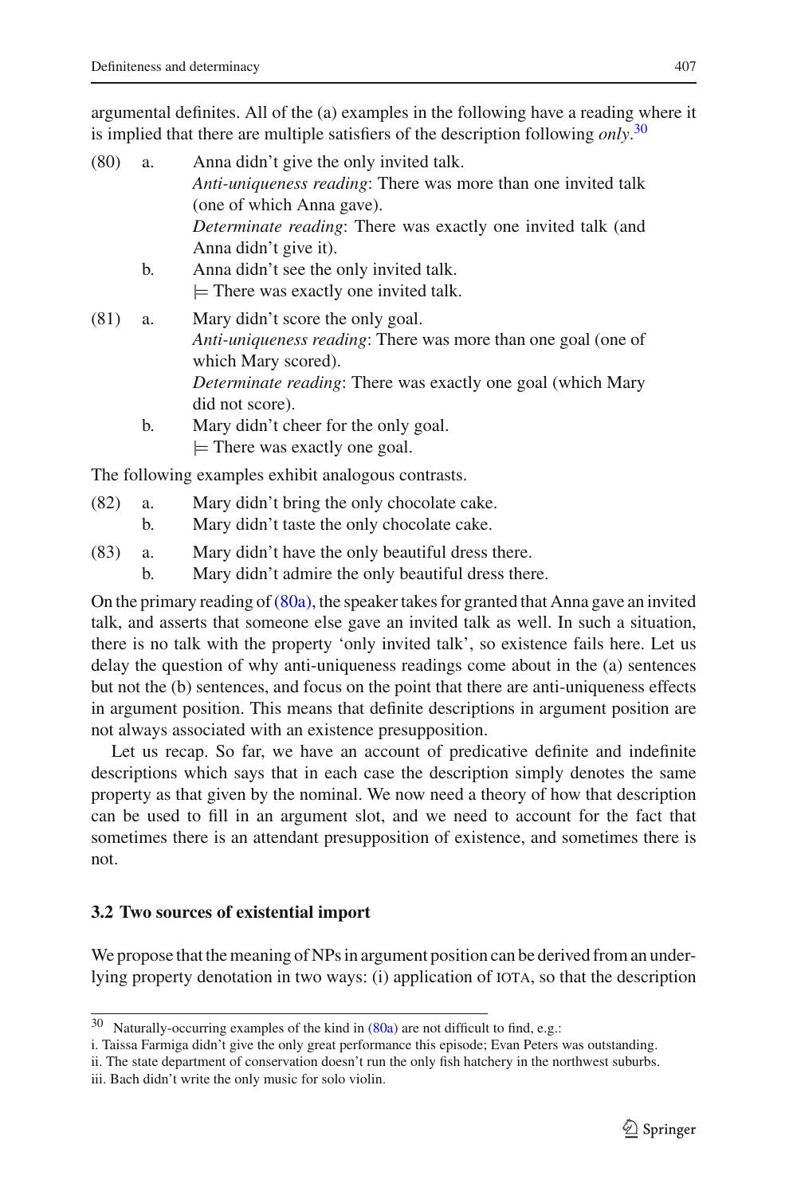argumental definites. All of the (a) examples in the following have a reading where it is implied that there are multiple satisfiers of the description following *only*.[30]

(80) a. Anna didn't give the only invited talk.
*Anti-uniqueness reading*: There was more than one invited talk (one of which Anna gave).
*Determinate reading*: There was exactly one invited talk (and Anna didn't give it).

b. Anna didn't see the only invited talk.
$\models$ There was exactly one invited talk.

(81) a. Mary didn't score the only goal.
*Anti-uniqueness reading*: There was more than one goal (one of which Mary scored).
*Determinate reading*: There was exactly one goal (which Mary did not score).

b. Mary didn't cheer for the only goal.
$\models$ There was exactly one goal.

The following examples exhibit analogous contrasts.

(82) a. Mary didn't bring the only chocolate cake.
b. Mary didn't taste the only chocolate cake.

(83) a. Mary didn't have the only beautiful dress there.
b. Mary didn't admire the only beautiful dress there.

On the primary reading of (80a), the speaker takes for granted that Anna gave an invited talk, and asserts that someone else gave an invited talk as well. In such a situation, there is no talk with the property 'only invited talk', so existence fails here. Let us delay the question of why anti-uniqueness readings come about in the (a) sentences but not the (b) sentences, and focus on the point that there are anti-uniqueness effects in argument position. This means that definite descriptions in argument position are not always associated with an existence presupposition.

Let us recap. So far, we have an account of predicative definite and indefinite descriptions which says that in each case the description simply denotes the same property as that given by the nominal. We now need a theory of how that description can be used to fill in an argument slot, and we need to account for the fact that sometimes there is an attendant presupposition of existence, and sometimes there is not.

### 3.2 Two sources of existential import

We propose that the meaning of NPs in argument position can be derived from an underlying property denotation in two ways: (i) application of IOTA, so that the description

---

[30] Naturally-occurring examples of the kind in (80a) are not difficult to find, e.g.:
i. Taissa Farmiga didn't give the only great performance this episode; Evan Peters was outstanding.
ii. The state department of conservation doesn't run the only fish hatchery in the northwest suburbs.
iii. Bach didn't write the only music for solo violin.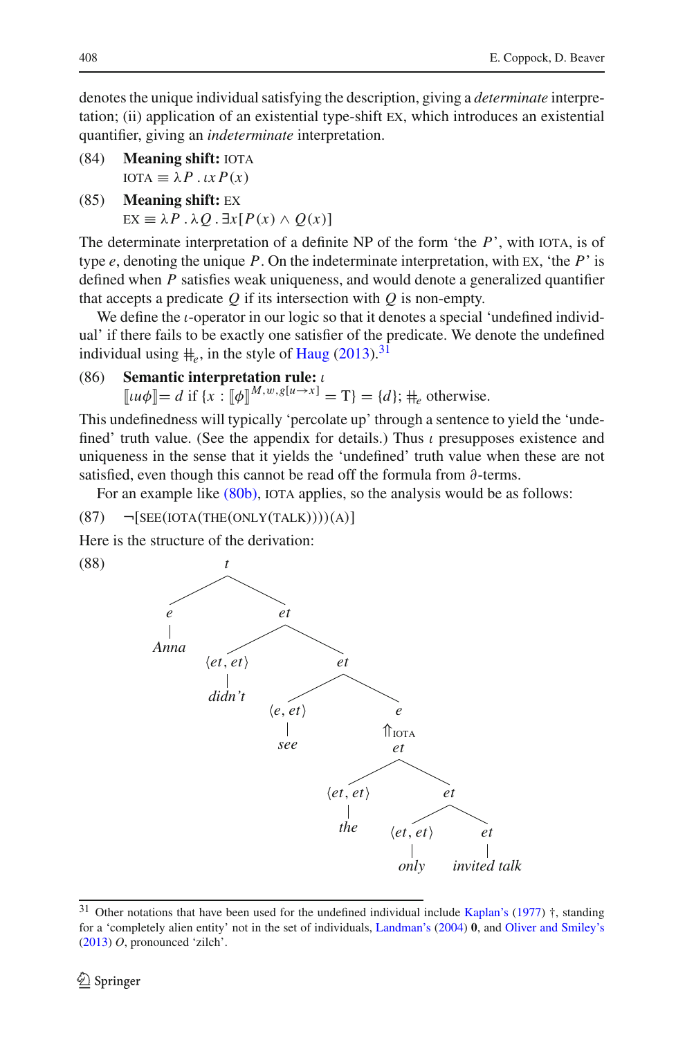denotes the unique individual satisfying the description, giving a *determinate* interpretation; (ii) application of an existential type-shift EX, which introduces an existential quantifier, giving an *indeterminate* interpretation.

(84) **Meaning shift:** IOTA
$\text{IOTA} \equiv \lambda P \,.\, \iota x\, P(x)$

(85) **Meaning shift:** EX
$\text{EX} \equiv \lambda P \,.\, \lambda Q \,.\, \exists x[P(x) \wedge Q(x)]$

The determinate interpretation of a definite NP of the form 'the $P$', with IOTA, is of type $e$, denoting the unique $P$. On the indeterminate interpretation, with EX, 'the $P$' is defined when $P$ satisfies weak uniqueness, and would denote a generalized quantifier that accepts a predicate $Q$ if its intersection with $Q$ is non-empty.

We define the $\iota$-operator in our logic so that it denotes a special 'undefined individual' if there fails to be exactly one satisfier of the predicate. We denote the undefined individual using $\#_e$, in the style of Haug (2013).[31]

(86) **Semantic interpretation rule:** $\iota$
$[\![\iota u \phi]\!] = d$ if $\{x : [\![\phi]\!]^{M,w,g[u \to x]} = \text{T}\} = \{d\}$; $\#_e$ otherwise.

This undefinedness will typically 'percolate up' through a sentence to yield the 'undefined' truth value. (See the appendix for details.) Thus $\iota$ presupposes existence and uniqueness in the sense that it yields the 'undefined' truth value when these are not satisfied, even though this cannot be read off the formula from $\partial$-terms.

For an example like (80b), IOTA applies, so the analysis would be as follows:

(87) ¬[SEE(IOTA(THE(ONLY(TALK))))(A)]

Here is the structure of the derivation:

(88)

```
t
├── e
│   └── Anna
└── et
    ├── ⟨et, et⟩
    │   └── didn't
    └── et
        ├── ⟨e, et⟩
        │   └── see
        └── e
            ⇑IOTA
            et
            ├── ⟨et, et⟩
            │   └── the
            └── et
                ├── ⟨et, et⟩
                │   └── only
                └── et
                    └── invited talk
```

---

[31] Other notations that have been used for the undefined individual include Kaplan's (1977) †, standing for a 'completely alien entity' not in the set of individuals, Landman's (2004) **0**, and Oliver and Smiley's (2013) $O$, pronounced 'zilch'.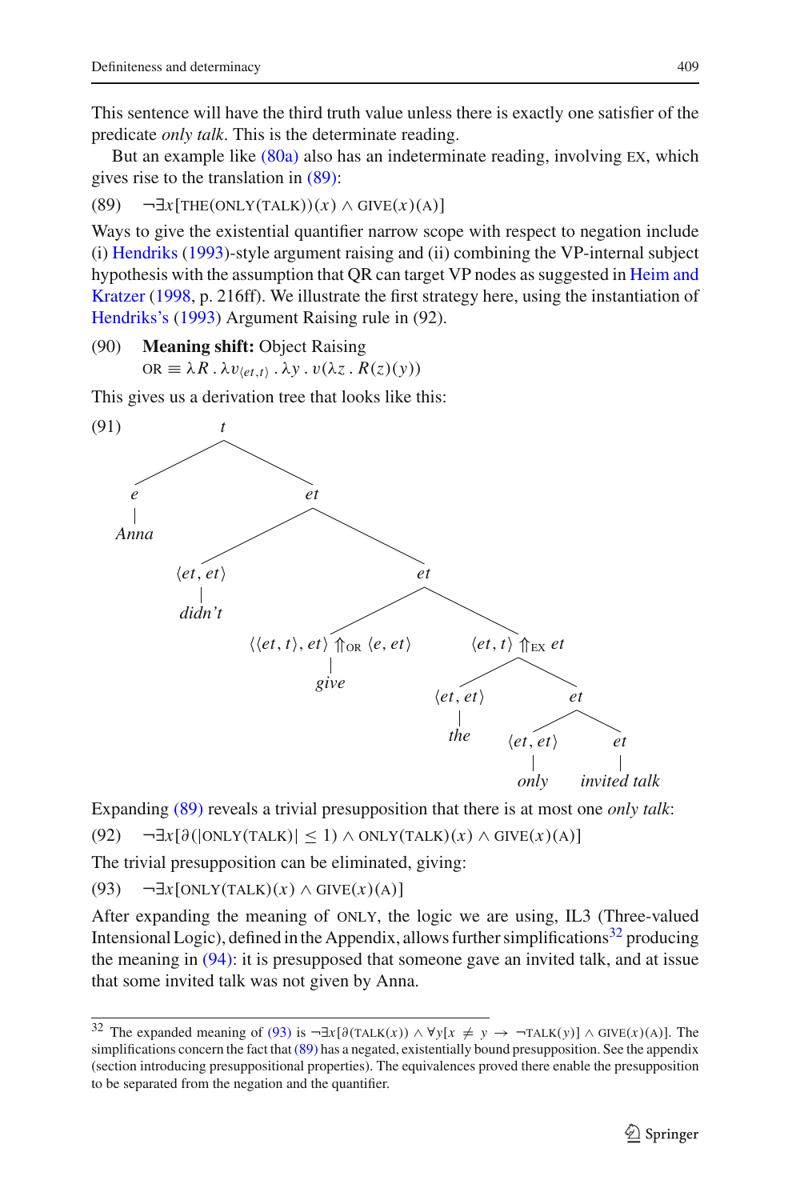This sentence will have the third truth value unless there is exactly one satisfier of the predicate *only talk*. This is the determinate reading.

But an example like (80a) also has an indeterminate reading, involving EX, which gives rise to the translation in (89):

(89) $\neg\exists x[\text{THE}(\text{ONLY}(\text{TALK}))(x) \wedge \text{GIVE}(x)(\text{A})]$

Ways to give the existential quantifier narrow scope with respect to negation include (i) Hendriks (1993)-style argument raising and (ii) combining the VP-internal subject hypothesis with the assumption that QR can target VP nodes as suggested in Heim and Kratzer (1998, p. 216ff). We illustrate the first strategy here, using the instantiation of Hendriks's (1993) Argument Raising rule in (92).

(90) **Meaning shift:** Object Raising
$\text{OR} \equiv \lambda R \,.\, \lambda v_{\langle et,t\rangle} \,.\, \lambda y \,.\, v(\lambda z \,.\, R(z)(y))$

This gives us a derivation tree that looks like this:

(91)

```
t
├── e
│   └── Anna
└── et
    ├── ⟨et, et⟩
    │   └── didn't
    └── et
        ├── ⟨⟨et, t⟩, et⟩ ⇑OR ⟨e, et⟩
        │   └── give
        └── ⟨et, t⟩ ⇑EX et
            ├── ⟨et, et⟩
            │   └── the
            └── et
                ├── ⟨et, et⟩
                │   └── only
                └── et
                    └── invited talk
```

Expanding (89) reveals a trivial presupposition that there is at most one *only talk*:

(92) $\neg\exists x[\partial(|\text{ONLY}(\text{TALK})| \leq 1) \wedge \text{ONLY}(\text{TALK})(x) \wedge \text{GIVE}(x)(\text{A})]$

The trivial presupposition can be eliminated, giving:

(93) $\neg\exists x[\text{ONLY}(\text{TALK})(x) \wedge \text{GIVE}(x)(\text{A})]$

After expanding the meaning of ONLY, the logic we are using, IL3 (Three-valued Intensional Logic), defined in the Appendix, allows further simplifications[32] producing the meaning in (94): it is presupposed that someone gave an invited talk, and at issue that some invited talk was not given by Anna.

---

[32] The expanded meaning of (93) is $\neg\exists x[\partial(\text{TALK}(x)) \wedge \forall y[x \neq y \rightarrow \neg\text{TALK}(y)] \wedge \text{GIVE}(x)(\text{A})]$. The simplifications concern the fact that (89) has a negated, existentially bound presupposition. See the appendix (section introducing presuppositional properties). The equivalences proved there enable the presupposition to be separated from the negation and the quantifier.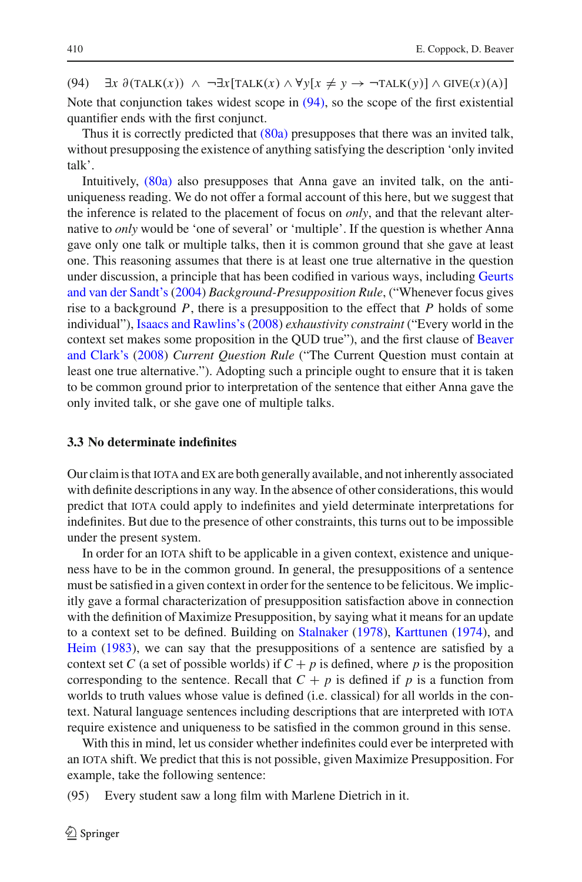(94) $\exists x\ \partial(\text{TALK}(x)) \wedge \neg\exists x[\text{TALK}(x) \wedge \forall y[x \neq y \rightarrow \neg\text{TALK}(y)] \wedge \text{GIVE}(x)(\text{A})]$

Note that conjunction takes widest scope in (94), so the scope of the first existential quantifier ends with the first conjunct.

Thus it is correctly predicted that (80a) presupposes that there was an invited talk, without presupposing the existence of anything satisfying the description 'only invited talk'.

Intuitively, (80a) also presupposes that Anna gave an invited talk, on the anti-uniqueness reading. We do not offer a formal account of this here, but we suggest that the inference is related to the placement of focus on *only*, and that the relevant alternative to *only* would be 'one of several' or 'multiple'. If the question is whether Anna gave only one talk or multiple talks, then it is common ground that she gave at least one. This reasoning assumes that there is at least one true alternative in the question under discussion, a principle that has been codified in various ways, including Geurts and van der Sandt's (2004) *Background-Presupposition Rule*, ("Whenever focus gives rise to a background $P$, there is a presupposition to the effect that $P$ holds of some individual"), Isaacs and Rawlins's (2008) *exhaustivity constraint* ("Every world in the context set makes some proposition in the QUD true"), and the first clause of Beaver and Clark's (2008) *Current Question Rule* ("The Current Question must contain at least one true alternative."). Adopting such a principle ought to ensure that it is taken to be common ground prior to interpretation of the sentence that either Anna gave the only invited talk, or she gave one of multiple talks.

### 3.3 No determinate indefinites

Our claim is that IOTA and EX are both generally available, and not inherently associated with definite descriptions in any way. In the absence of other considerations, this would predict that IOTA could apply to indefinites and yield determinate interpretations for indefinites. But due to the presence of other constraints, this turns out to be impossible under the present system.

In order for an IOTA shift to be applicable in a given context, existence and uniqueness have to be in the common ground. In general, the presuppositions of a sentence must be satisfied in a given context in order for the sentence to be felicitous. We implicitly gave a formal characterization of presupposition satisfaction above in connection with the definition of Maximize Presupposition, by saying what it means for an update to a context set to be defined. Building on Stalnaker (1978), Karttunen (1974), and Heim (1983), we can say that the presuppositions of a sentence are satisfied by a context set $C$ (a set of possible worlds) if $C + p$ is defined, where $p$ is the proposition corresponding to the sentence. Recall that $C + p$ is defined if $p$ is a function from worlds to truth values whose value is defined (i.e. classical) for all worlds in the context. Natural language sentences including descriptions that are interpreted with IOTA require existence and uniqueness to be satisfied in the common ground in this sense.

With this in mind, let us consider whether indefinites could ever be interpreted with an IOTA shift. We predict that this is not possible, given Maximize Presupposition. For example, take the following sentence:

(95) Every student saw a long film with Marlene Dietrich in it.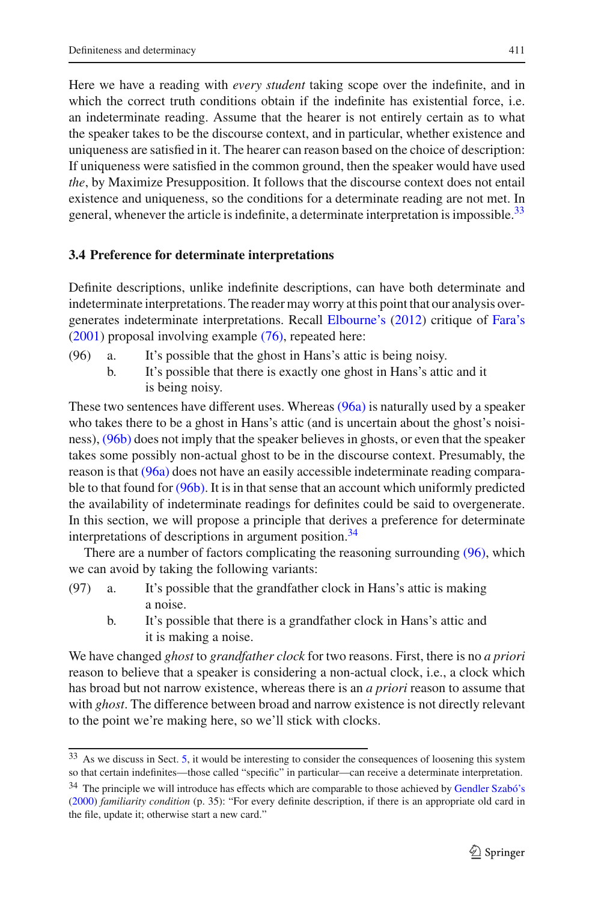Here we have a reading with *every student* taking scope over the indefinite, and in which the correct truth conditions obtain if the indefinite has existential force, i.e. an indeterminate reading. Assume that the hearer is not entirely certain as to what the speaker takes to be the discourse context, and in particular, whether existence and uniqueness are satisfied in it. The hearer can reason based on the choice of description: If uniqueness were satisfied in the common ground, then the speaker would have used *the*, by Maximize Presupposition. It follows that the discourse context does not entail existence and uniqueness, so the conditions for a determinate reading are not met. In general, whenever the article is indefinite, a determinate interpretation is impossible.[33]

### 3.4 Preference for determinate interpretations

Definite descriptions, unlike indefinite descriptions, can have both determinate and indeterminate interpretations. The reader may worry at this point that our analysis overgenerates indeterminate interpretations. Recall Elbourne's (2012) critique of Fara's (2001) proposal involving example (76), repeated here:

(96) a. It's possible that the ghost in Hans's attic is being noisy.
 b. It's possible that there is exactly one ghost in Hans's attic and it is being noisy.

These two sentences have different uses. Whereas (96a) is naturally used by a speaker who takes there to be a ghost in Hans's attic (and is uncertain about the ghost's noisiness), (96b) does not imply that the speaker believes in ghosts, or even that the speaker takes some possibly non-actual ghost to be in the discourse context. Presumably, the reason is that (96a) does not have an easily accessible indeterminate reading comparable to that found for (96b). It is in that sense that an account which uniformly predicted the availability of indeterminate readings for definites could be said to overgenerate. In this section, we will propose a principle that derives a preference for determinate interpretations of descriptions in argument position.[34]

There are a number of factors complicating the reasoning surrounding (96), which we can avoid by taking the following variants:

(97) a. It's possible that the grandfather clock in Hans's attic is making a noise.
 b. It's possible that there is a grandfather clock in Hans's attic and it is making a noise.

We have changed *ghost* to *grandfather clock* for two reasons. First, there is no *a priori* reason to believe that a speaker is considering a non-actual clock, i.e., a clock which has broad but not narrow existence, whereas there is an *a priori* reason to assume that with *ghost*. The difference between broad and narrow existence is not directly relevant to the point we're making here, so we'll stick with clocks.

---

[33] As we discuss in Sect. 5, it would be interesting to consider the consequences of loosening this system so that certain indefinites—those called "specific" in particular—can receive a determinate interpretation.

[34] The principle we will introduce has effects which are comparable to those achieved by Gendler Szabó's (2000) *familiarity condition* (p. 35): "For every definite description, if there is an appropriate old card in the file, update it; otherwise start a new card."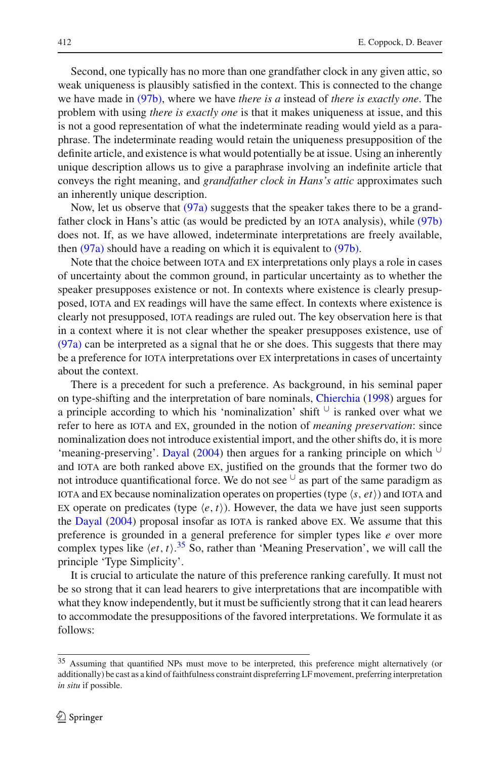Second, one typically has no more than one grandfather clock in any given attic, so weak uniqueness is plausibly satisfied in the context. This is connected to the change we have made in (97b), where we have *there is a* instead of *there is exactly one*. The problem with using *there is exactly one* is that it makes uniqueness at issue, and this is not a good representation of what the indeterminate reading would yield as a paraphrase. The indeterminate reading would retain the uniqueness presupposition of the definite article, and existence is what would potentially be at issue. Using an inherently unique description allows us to give a paraphrase involving an indefinite article that conveys the right meaning, and *grandfather clock in Hans's attic* approximates such an inherently unique description.

Now, let us observe that (97a) suggests that the speaker takes there to be a grandfather clock in Hans's attic (as would be predicted by an IOTA analysis), while (97b) does not. If, as we have allowed, indeterminate interpretations are freely available, then (97a) should have a reading on which it is equivalent to (97b).

Note that the choice between IOTA and EX interpretations only plays a role in cases of uncertainty about the common ground, in particular uncertainty as to whether the speaker presupposes existence or not. In contexts where existence is clearly presupposed, IOTA and EX readings will have the same effect. In contexts where existence is clearly not presupposed, IOTA readings are ruled out. The key observation here is that in a context where it is not clear whether the speaker presupposes existence, use of (97a) can be interpreted as a signal that he or she does. This suggests that there may be a preference for IOTA interpretations over EX interpretations in cases of uncertainty about the context.

There is a precedent for such a preference. As background, in his seminal paper on type-shifting and the interpretation of bare nominals, Chierchia (1998) argues for a principle according to which his 'nominalization' shift $^{\cup}$ is ranked over what we refer to here as IOTA and EX, grounded in the notion of *meaning preservation*: since nominalization does not introduce existential import, and the other shifts do, it is more 'meaning-preserving'. Dayal (2004) then argues for a ranking principle on which $^{\cup}$ and IOTA are both ranked above EX, justified on the grounds that the former two do not introduce quantificational force. We do not see $^{\cup}$ as part of the same paradigm as IOTA and EX because nominalization operates on properties (type $\langle s, et \rangle$) and IOTA and EX operate on predicates (type $\langle e, t \rangle$). However, the data we have just seen supports the Dayal (2004) proposal insofar as IOTA is ranked above EX. We assume that this preference is grounded in a general preference for simpler types like $e$ over more complex types like $\langle et, t \rangle$.[35] So, rather than 'Meaning Preservation', we will call the principle 'Type Simplicity'.

It is crucial to articulate the nature of this preference ranking carefully. It must not be so strong that it can lead hearers to give interpretations that are incompatible with what they know independently, but it must be sufficiently strong that it can lead hearers to accommodate the presuppositions of the favored interpretations. We formulate it as follows:

---

[35] Assuming that quantified NPs must move to be interpreted, this preference might alternatively (or additionally) be cast as a kind of faithfulness constraint dispreferring LF movement, preferring interpretation *in situ* if possible.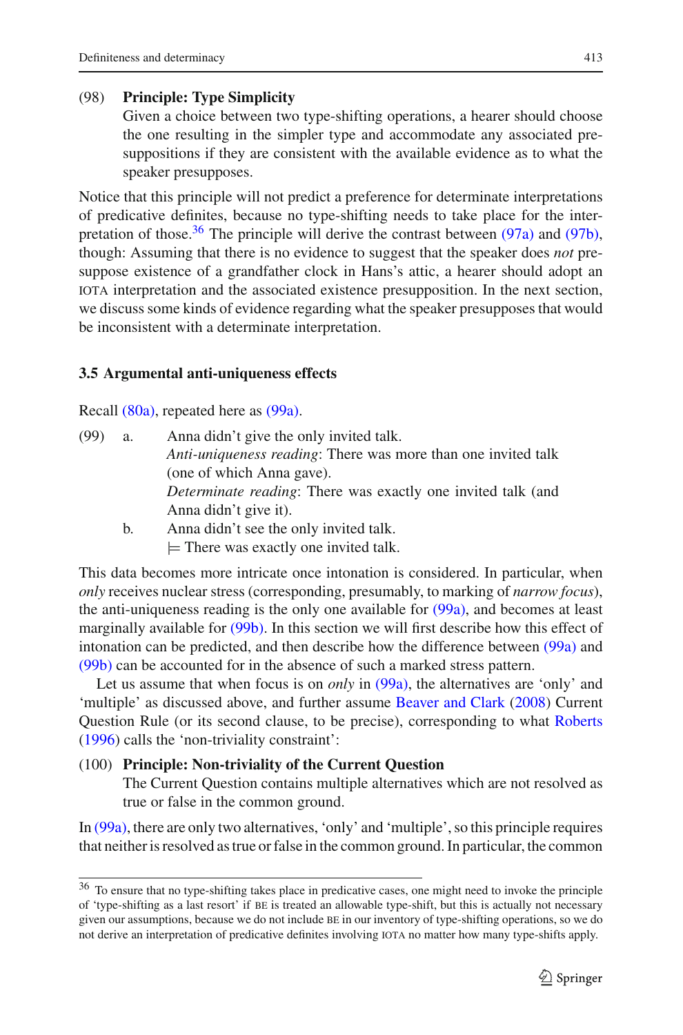(98) **Principle: Type Simplicity**
Given a choice between two type-shifting operations, a hearer should choose the one resulting in the simpler type and accommodate any associated presuppositions if they are consistent with the available evidence as to what the speaker presupposes.

Notice that this principle will not predict a preference for determinate interpretations of predicative definites, because no type-shifting needs to take place for the interpretation of those.[36] The principle will derive the contrast between (97a) and (97b), though: Assuming that there is no evidence to suggest that the speaker does *not* presuppose existence of a grandfather clock in Hans's attic, a hearer should adopt an IOTA interpretation and the associated existence presupposition. In the next section, we discuss some kinds of evidence regarding what the speaker presupposes that would be inconsistent with a determinate interpretation.

### 3.5 Argumental anti-uniqueness effects

Recall (80a), repeated here as (99a).

(99) a. Anna didn't give the only invited talk.
*Anti-uniqueness reading*: There was more than one invited talk (one of which Anna gave).
*Determinate reading*: There was exactly one invited talk (and Anna didn't give it).

b. Anna didn't see the only invited talk.
$\models$ There was exactly one invited talk.

This data becomes more intricate once intonation is considered. In particular, when *only* receives nuclear stress (corresponding, presumably, to marking of *narrow focus*), the anti-uniqueness reading is the only one available for (99a), and becomes at least marginally available for (99b). In this section we will first describe how this effect of intonation can be predicted, and then describe how the difference between (99a) and (99b) can be accounted for in the absence of such a marked stress pattern.

Let us assume that when focus is on *only* in (99a), the alternatives are 'only' and 'multiple' as discussed above, and further assume Beaver and Clark (2008) Current Question Rule (or its second clause, to be precise), corresponding to what Roberts (1996) calls the 'non-triviality constraint':

(100) **Principle: Non-triviality of the Current Question**
The Current Question contains multiple alternatives which are not resolved as true or false in the common ground.

In (99a), there are only two alternatives, 'only' and 'multiple', so this principle requires that neither is resolved as true or false in the common ground. In particular, the common

[36] To ensure that no type-shifting takes place in predicative cases, one might need to invoke the principle of 'type-shifting as a last resort' if BE is treated an allowable type-shift, but this is actually not necessary given our assumptions, because we do not include BE in our inventory of type-shifting operations, so we do not derive an interpretation of predicative definites involving IOTA no matter how many type-shifts apply.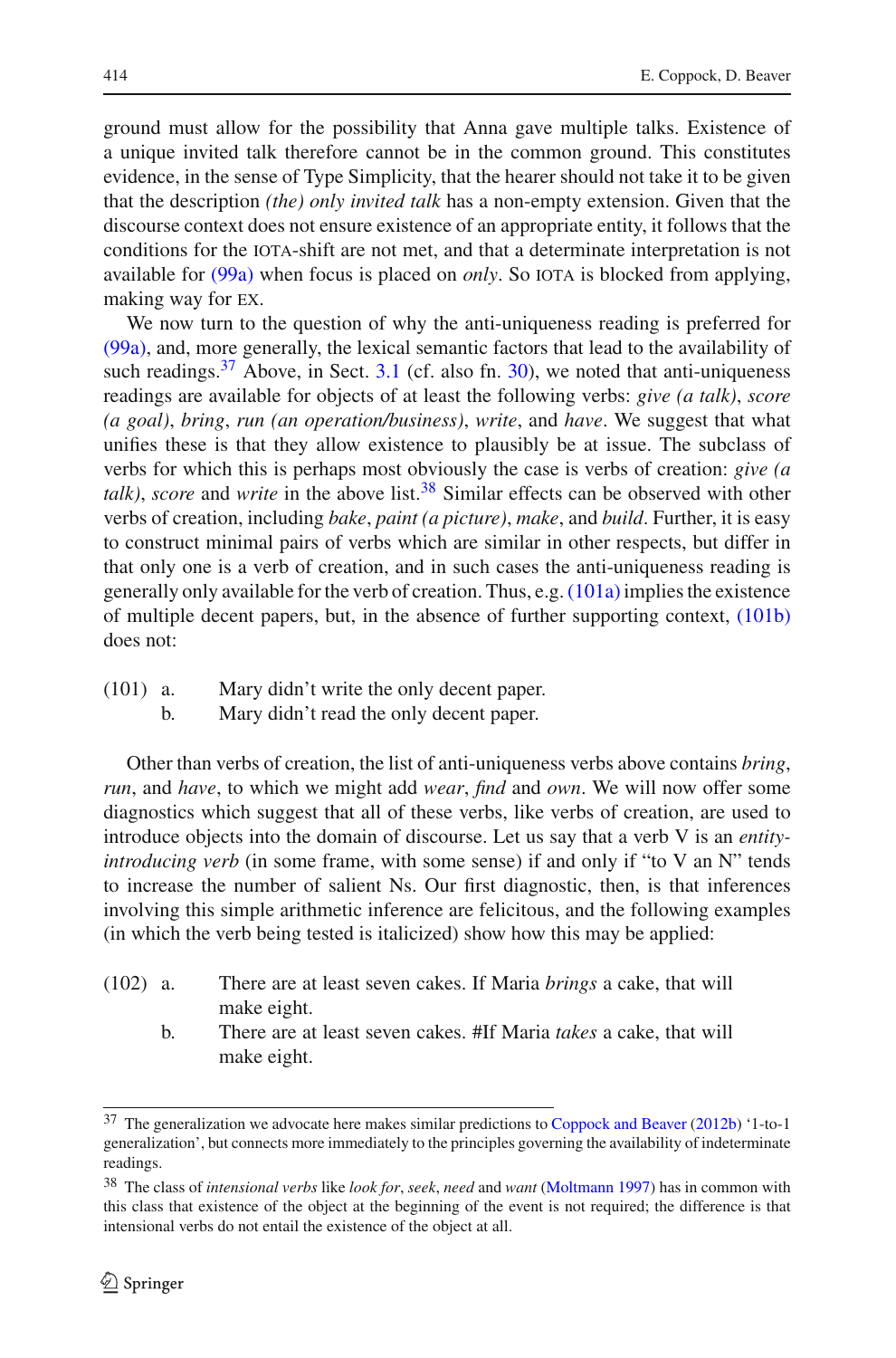ground must allow for the possibility that Anna gave multiple talks. Existence of a unique invited talk therefore cannot be in the common ground. This constitutes evidence, in the sense of Type Simplicity, that the hearer should not take it to be given that the description *(the) only invited talk* has a non-empty extension. Given that the discourse context does not ensure existence of an appropriate entity, it follows that the conditions for the IOTA-shift are not met, and that a determinate interpretation is not available for (99a) when focus is placed on *only*. So IOTA is blocked from applying, making way for EX.

We now turn to the question of why the anti-uniqueness reading is preferred for (99a), and, more generally, the lexical semantic factors that lead to the availability of such readings.[37] Above, in Sect. 3.1 (cf. also fn. 30), we noted that anti-uniqueness readings are available for objects of at least the following verbs: *give (a talk)*, *score (a goal)*, *bring*, *run (an operation/business)*, *write*, and *have*. We suggest that what unifies these is that they allow existence to plausibly be at issue. The subclass of verbs for which this is perhaps most obviously the case is verbs of creation: *give (a talk)*, *score* and *write* in the above list.[38] Similar effects can be observed with other verbs of creation, including *bake*, *paint (a picture)*, *make*, and *build*. Further, it is easy to construct minimal pairs of verbs which are similar in other respects, but differ in that only one is a verb of creation, and in such cases the anti-uniqueness reading is generally only available for the verb of creation. Thus, e.g. (101a) implies the existence of multiple decent papers, but, in the absence of further supporting context, (101b) does not:

(101) a. Mary didn't write the only decent paper.
  b. Mary didn't read the only decent paper.

Other than verbs of creation, the list of anti-uniqueness verbs above contains *bring*, *run*, and *have*, to which we might add *wear*, *find* and *own*. We will now offer some diagnostics which suggest that all of these verbs, like verbs of creation, are used to introduce objects into the domain of discourse. Let us say that a verb V is an *entity-introducing verb* (in some frame, with some sense) if and only if "to V an N" tends to increase the number of salient Ns. Our first diagnostic, then, is that inferences involving this simple arithmetic inference are felicitous, and the following examples (in which the verb being tested is italicized) show how this may be applied:

(102) a. There are at least seven cakes. If Maria *brings* a cake, that will make eight.
  b. There are at least seven cakes. #If Maria *takes* a cake, that will make eight.

[37] The generalization we advocate here makes similar predictions to Coppock and Beaver (2012b) '1-to-1 generalization', but connects more immediately to the principles governing the availability of indeterminate readings.

[38] The class of *intensional verbs* like *look for*, *seek*, *need* and *want* (Moltmann 1997) has in common with this class that existence of the object at the beginning of the event is not required; the difference is that intensional verbs do not entail the existence of the object at all.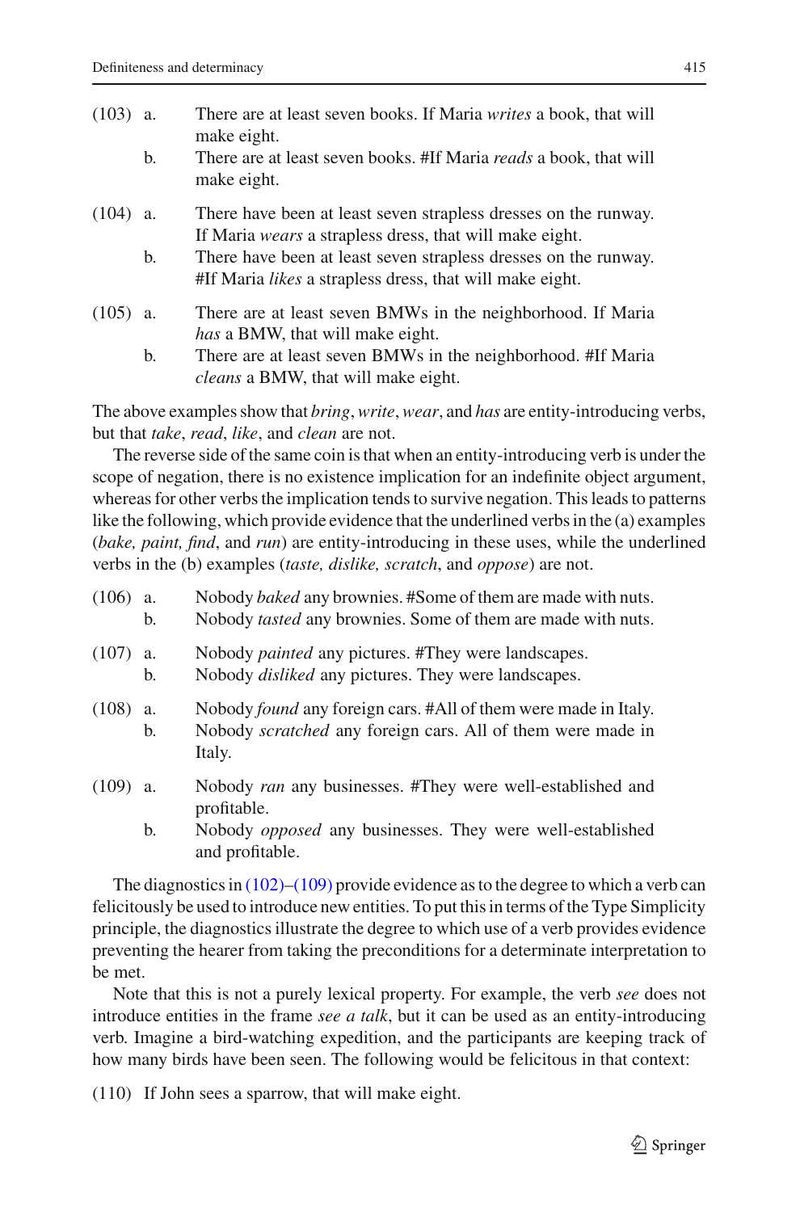(103) a. There are at least seven books. If Maria *writes* a book, that will make eight.

b. There are at least seven books. #If Maria *reads* a book, that will make eight.

(104) a. There have been at least seven strapless dresses on the runway. If Maria *wears* a strapless dress, that will make eight.

b. There have been at least seven strapless dresses on the runway. #If Maria *likes* a strapless dress, that will make eight.

(105) a. There are at least seven BMWs in the neighborhood. If Maria *has* a BMW, that will make eight.

b. There are at least seven BMWs in the neighborhood. #If Maria *cleans* a BMW, that will make eight.

The above examples show that *bring*, *write*, *wear*, and *has* are entity-introducing verbs, but that *take*, *read*, *like*, and *clean* are not.

The reverse side of the same coin is that when an entity-introducing verb is under the scope of negation, there is no existence implication for an indefinite object argument, whereas for other verbs the implication tends to survive negation. This leads to patterns like the following, which provide evidence that the underlined verbs in the (a) examples (*bake, paint, find*, and *run*) are entity-introducing in these uses, while the underlined verbs in the (b) examples (*taste, dislike, scratch*, and *oppose*) are not.

(106) a. Nobody *baked* any brownies. #Some of them are made with nuts.

b. Nobody *tasted* any brownies. Some of them are made with nuts.

(107) a. Nobody *painted* any pictures. #They were landscapes.

b. Nobody *disliked* any pictures. They were landscapes.

(108) a. Nobody *found* any foreign cars. #All of them were made in Italy.

b. Nobody *scratched* any foreign cars. All of them were made in Italy.

(109) a. Nobody *ran* any businesses. #They were well-established and profitable.

b. Nobody *opposed* any businesses. They were well-established and profitable.

The diagnostics in (102)–(109) provide evidence as to the degree to which a verb can felicitously be used to introduce new entities. To put this in terms of the Type Simplicity principle, the diagnostics illustrate the degree to which use of a verb provides evidence preventing the hearer from taking the preconditions for a determinate interpretation to be met.

Note that this is not a purely lexical property. For example, the verb *see* does not introduce entities in the frame *see a talk*, but it can be used as an entity-introducing verb. Imagine a bird-watching expedition, and the participants are keeping track of how many birds have been seen. The following would be felicitous in that context:

(110) If John sees a sparrow, that will make eight.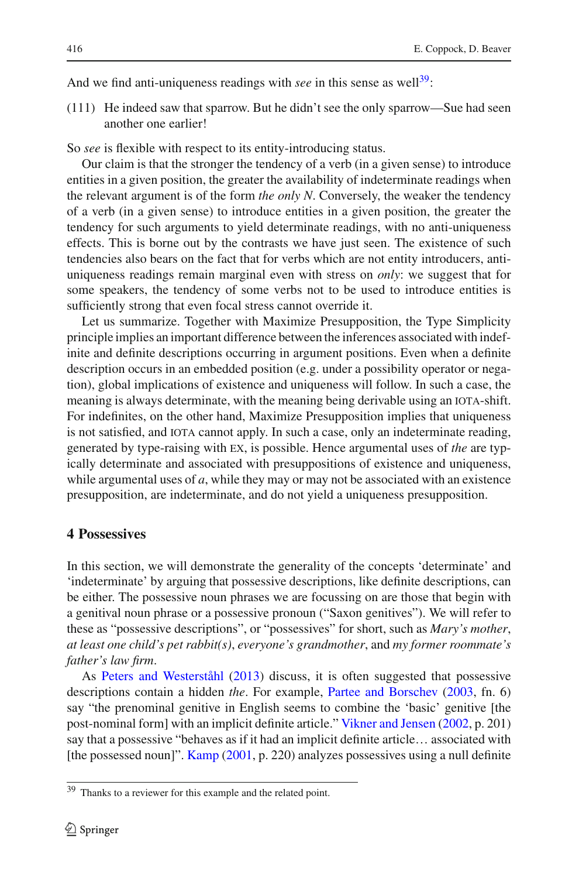And we find anti-uniqueness readings with *see* in this sense as well[39]:

(111) He indeed saw that sparrow. But he didn't see the only sparrow—Sue had seen another one earlier!

So *see* is flexible with respect to its entity-introducing status.

Our claim is that the stronger the tendency of a verb (in a given sense) to introduce entities in a given position, the greater the availability of indeterminate readings when the relevant argument is of the form *the only N*. Conversely, the weaker the tendency of a verb (in a given sense) to introduce entities in a given position, the greater the tendency for such arguments to yield determinate readings, with no anti-uniqueness effects. This is borne out by the contrasts we have just seen. The existence of such tendencies also bears on the fact that for verbs which are not entity introducers, anti-uniqueness readings remain marginal even with stress on *only*: we suggest that for some speakers, the tendency of some verbs not to be used to introduce entities is sufficiently strong that even focal stress cannot override it.

Let us summarize. Together with Maximize Presupposition, the Type Simplicity principle implies an important difference between the inferences associated with indefinite and definite descriptions occurring in argument positions. Even when a definite description occurs in an embedded position (e.g. under a possibility operator or negation), global implications of existence and uniqueness will follow. In such a case, the meaning is always determinate, with the meaning being derivable using an IOTA-shift. For indefinites, on the other hand, Maximize Presupposition implies that uniqueness is not satisfied, and IOTA cannot apply. In such a case, only an indeterminate reading, generated by type-raising with EX, is possible. Hence argumental uses of *the* are typically determinate and associated with presuppositions of existence and uniqueness, while argumental uses of *a*, while they may or may not be associated with an existence presupposition, are indeterminate, and do not yield a uniqueness presupposition.

## 4 Possessives

In this section, we will demonstrate the generality of the concepts 'determinate' and 'indeterminate' by arguing that possessive descriptions, like definite descriptions, can be either. The possessive noun phrases we are focussing on are those that begin with a genitival noun phrase or a possessive pronoun ("Saxon genitives"). We will refer to these as "possessive descriptions", or "possessives" for short, such as *Mary's mother*, *at least one child's pet rabbit(s)*, *everyone's grandmother*, and *my former roommate's father's law firm*.

As Peters and Westerståhl (2013) discuss, it is often suggested that possessive descriptions contain a hidden *the*. For example, Partee and Borschev (2003, fn. 6) say "the prenominal genitive in English seems to combine the 'basic' genitive [the post-nominal form] with an implicit definite article." Vikner and Jensen (2002, p. 201) say that a possessive "behaves as if it had an implicit definite article… associated with [the possessed noun]". Kamp (2001, p. 220) analyzes possessives using a null definite

[39] Thanks to a reviewer for this example and the related point.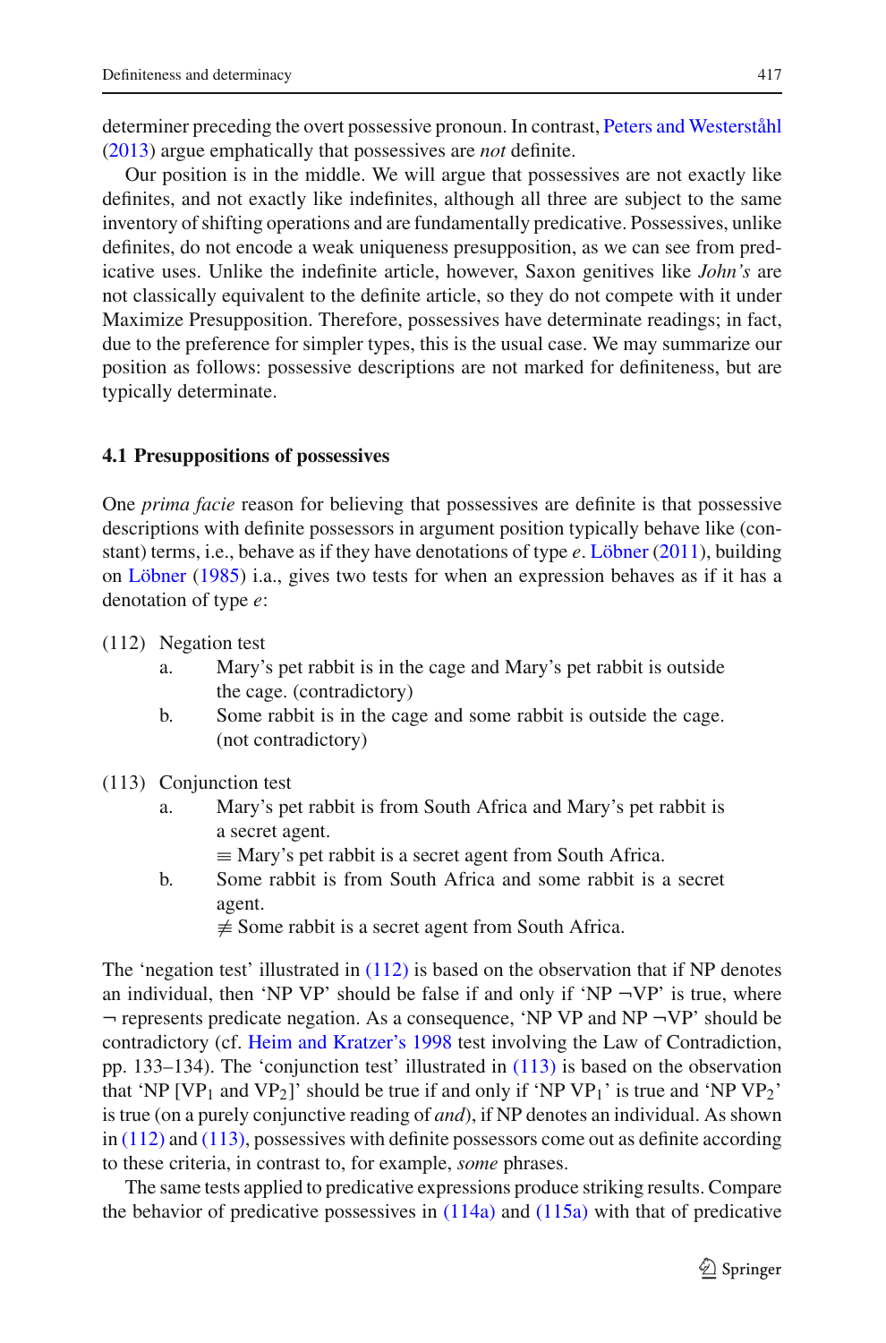determiner preceding the overt possessive pronoun. In contrast, Peters and Westerståhl (2013) argue emphatically that possessives are *not* definite.

Our position is in the middle. We will argue that possessives are not exactly like definites, and not exactly like indefinites, although all three are subject to the same inventory of shifting operations and are fundamentally predicative. Possessives, unlike definites, do not encode a weak uniqueness presupposition, as we can see from predicative uses. Unlike the indefinite article, however, Saxon genitives like *John's* are not classically equivalent to the definite article, so they do not compete with it under Maximize Presupposition. Therefore, possessives have determinate readings; in fact, due to the preference for simpler types, this is the usual case. We may summarize our position as follows: possessive descriptions are not marked for definiteness, but are typically determinate.

### 4.1 Presuppositions of possessives

One *prima facie* reason for believing that possessives are definite is that possessive descriptions with definite possessors in argument position typically behave like (constant) terms, i.e., behave as if they have denotations of type $e$. Löbner (2011), building on Löbner (1985) i.a., gives two tests for when an expression behaves as if it has a denotation of type $e$:

(112) Negation test
   a. Mary's pet rabbit is in the cage and Mary's pet rabbit is outside the cage. (contradictory)
   b. Some rabbit is in the cage and some rabbit is outside the cage. (not contradictory)

(113) Conjunction test
   a. Mary's pet rabbit is from South Africa and Mary's pet rabbit is a secret agent.
      $\equiv$ Mary's pet rabbit is a secret agent from South Africa.
   b. Some rabbit is from South Africa and some rabbit is a secret agent.
      $\not\equiv$ Some rabbit is a secret agent from South Africa.

The 'negation test' illustrated in (112) is based on the observation that if NP denotes an individual, then 'NP VP' should be false if and only if 'NP $\neg$VP' is true, where $\neg$ represents predicate negation. As a consequence, 'NP VP and NP $\neg$VP' should be contradictory (cf. Heim and Kratzer's 1998 test involving the Law of Contradiction, pp. 133–134). The 'conjunction test' illustrated in (113) is based on the observation that 'NP [VP$_1$ and VP$_2$]' should be true if and only if 'NP VP$_1$' is true and 'NP VP$_2$' is true (on a purely conjunctive reading of *and*), if NP denotes an individual. As shown in (112) and (113), possessives with definite possessors come out as definite according to these criteria, in contrast to, for example, *some* phrases.

The same tests applied to predicative expressions produce striking results. Compare the behavior of predicative possessives in (114a) and (115a) with that of predicative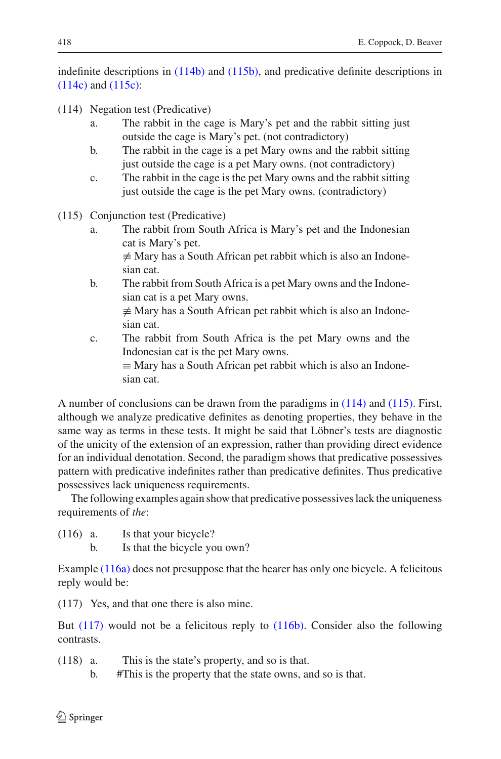indefinite descriptions in (114b) and (115b), and predicative definite descriptions in (114c) and (115c):

(114) Negation test (Predicative)

  a. The rabbit in the cage is Mary's pet and the rabbit sitting just outside the cage is Mary's pet. (not contradictory)
  b. The rabbit in the cage is a pet Mary owns and the rabbit sitting just outside the cage is a pet Mary owns. (not contradictory)
  c. The rabbit in the cage is the pet Mary owns and the rabbit sitting just outside the cage is the pet Mary owns. (contradictory)

(115) Conjunction test (Predicative)

  a. The rabbit from South Africa is Mary's pet and the Indonesian cat is Mary's pet.
     $\not\equiv$ Mary has a South African pet rabbit which is also an Indonesian cat.
  b. The rabbit from South Africa is a pet Mary owns and the Indonesian cat is a pet Mary owns.
     $\not\equiv$ Mary has a South African pet rabbit which is also an Indonesian cat.
  c. The rabbit from South Africa is the pet Mary owns and the Indonesian cat is the pet Mary owns.
     $\equiv$ Mary has a South African pet rabbit which is also an Indonesian cat.

A number of conclusions can be drawn from the paradigms in (114) and (115). First, although we analyze predicative definites as denoting properties, they behave in the same way as terms in these tests. It might be said that Löbner's tests are diagnostic of the unicity of the extension of an expression, rather than providing direct evidence for an individual denotation. Second, the paradigm shows that predicative possessives pattern with predicative indefinites rather than predicative definites. Thus predicative possessives lack uniqueness requirements.

The following examples again show that predicative possessives lack the uniqueness requirements of *the*:

(116)
  a. Is that your bicycle?
  b. Is that the bicycle you own?

Example (116a) does not presuppose that the hearer has only one bicycle. A felicitous reply would be:

(117) Yes, and that one there is also mine.

But (117) would not be a felicitous reply to (116b). Consider also the following contrasts.

(118)
  a. This is the state's property, and so is that.
  b. #This is the property that the state owns, and so is that.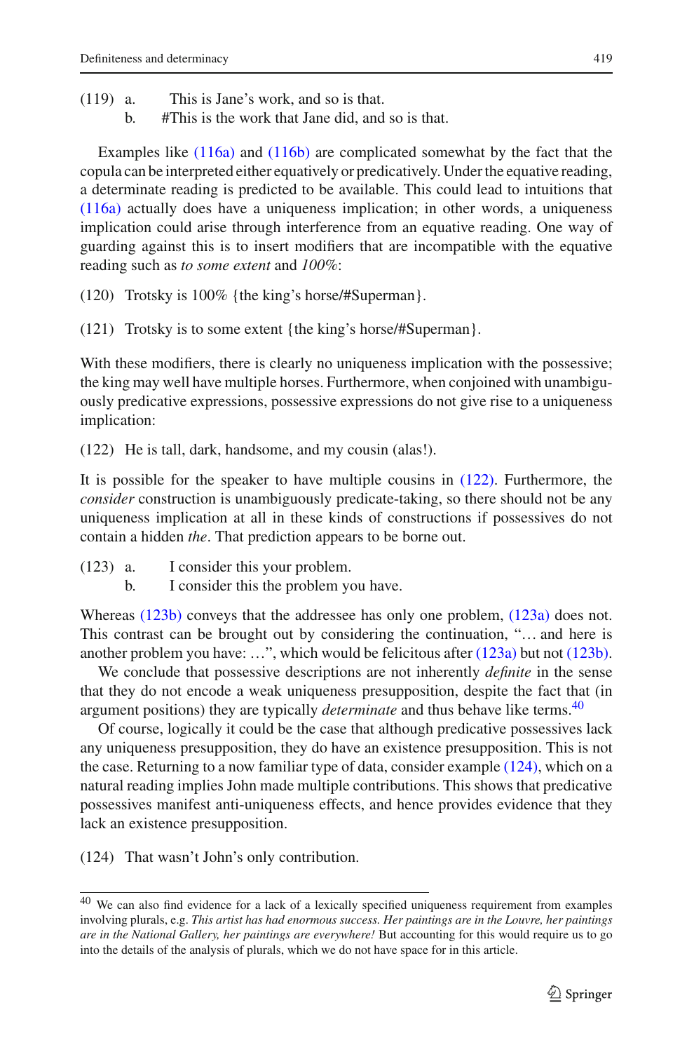(119) a. This is Jane's work, and so is that.
b. #This is the work that Jane did, and so is that.

Examples like (116a) and (116b) are complicated somewhat by the fact that the copula can be interpreted either equatively or predicatively. Under the equative reading, a determinate reading is predicted to be available. This could lead to intuitions that (116a) actually does have a uniqueness implication; in other words, a uniqueness implication could arise through interference from an equative reading. One way of guarding against this is to insert modifiers that are incompatible with the equative reading such as *to some extent* and *100%*:

(120) Trotsky is 100% {the king's horse/#Superman}.

(121) Trotsky is to some extent {the king's horse/#Superman}.

With these modifiers, there is clearly no uniqueness implication with the possessive; the king may well have multiple horses. Furthermore, when conjoined with unambiguously predicative expressions, possessive expressions do not give rise to a uniqueness implication:

(122) He is tall, dark, handsome, and my cousin (alas!).

It is possible for the speaker to have multiple cousins in (122). Furthermore, the *consider* construction is unambiguously predicate-taking, so there should not be any uniqueness implication at all in these kinds of constructions if possessives do not contain a hidden *the*. That prediction appears to be borne out.

(123) a. I consider this your problem.
b. I consider this the problem you have.

Whereas (123b) conveys that the addressee has only one problem, (123a) does not. This contrast can be brought out by considering the continuation, "… and here is another problem you have: …", which would be felicitous after (123a) but not (123b).

We conclude that possessive descriptions are not inherently *definite* in the sense that they do not encode a weak uniqueness presupposition, despite the fact that (in argument positions) they are typically *determinate* and thus behave like terms.[40]

Of course, logically it could be the case that although predicative possessives lack any uniqueness presupposition, they do have an existence presupposition. This is not the case. Returning to a now familiar type of data, consider example (124), which on a natural reading implies John made multiple contributions. This shows that predicative possessives manifest anti-uniqueness effects, and hence provides evidence that they lack an existence presupposition.

(124) That wasn't John's only contribution.

---

[40] We can also find evidence for a lack of a lexically specified uniqueness requirement from examples involving plurals, e.g. *This artist has had enormous success. Her paintings are in the Louvre, her paintings are in the National Gallery, her paintings are everywhere!* But accounting for this would require us to go into the details of the analysis of plurals, which we do not have space for in this article.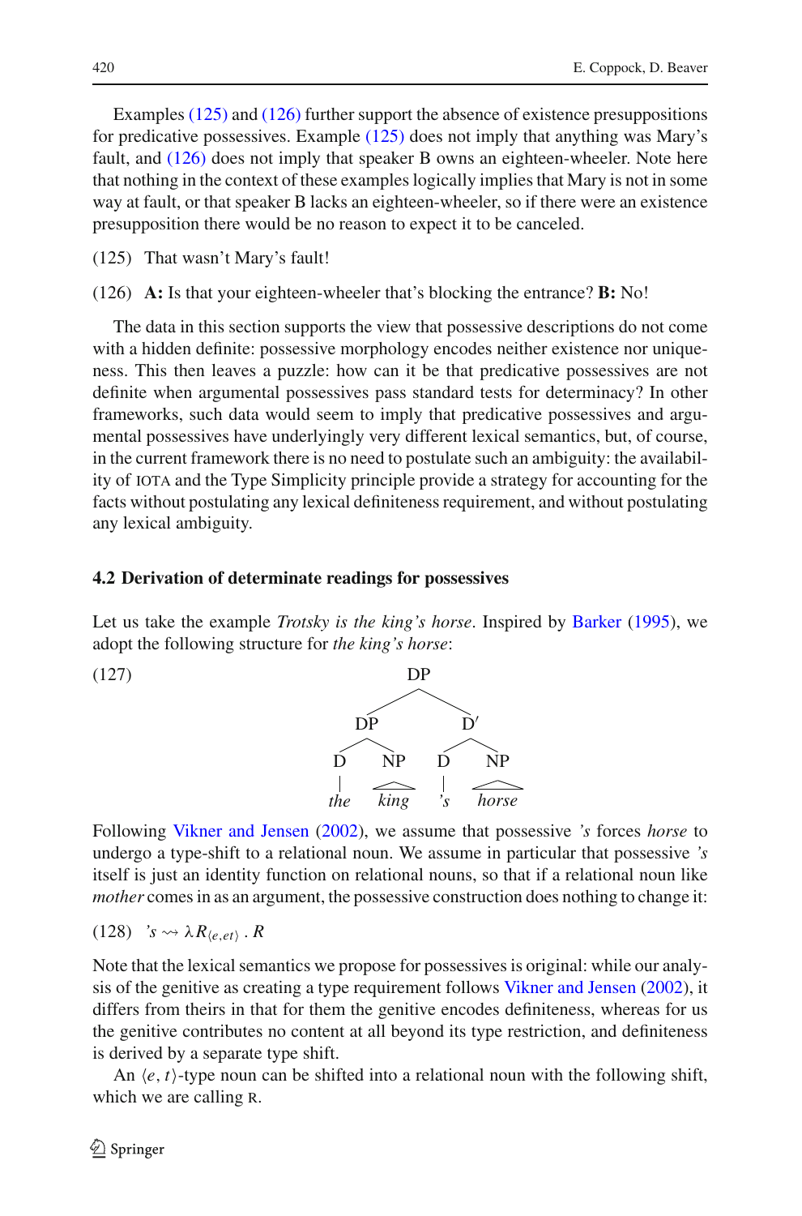Examples (125) and (126) further support the absence of existence presuppositions for predicative possessives. Example (125) does not imply that anything was Mary's fault, and (126) does not imply that speaker B owns an eighteen-wheeler. Note here that nothing in the context of these examples logically implies that Mary is not in some way at fault, or that speaker B lacks an eighteen-wheeler, so if there were an existence presupposition there would be no reason to expect it to be canceled.

(125) That wasn't Mary's fault!

(126) **A:** Is that your eighteen-wheeler that's blocking the entrance? **B:** No!

The data in this section supports the view that possessive descriptions do not come with a hidden definite: possessive morphology encodes neither existence nor uniqueness. This then leaves a puzzle: how can it be that predicative possessives are not definite when argumental possessives pass standard tests for determinacy? In other frameworks, such data would seem to imply that predicative possessives and argumental possessives have underlyingly very different lexical semantics, but, of course, in the current framework there is no need to postulate such an ambiguity: the availability of IOTA and the Type Simplicity principle provide a strategy for accounting for the facts without postulating any lexical definiteness requirement, and without postulating any lexical ambiguity.

### 4.2 Derivation of determinate readings for possessives

Let us take the example *Trotsky is the king's horse*. Inspired by Barker (1995), we adopt the following structure for *the king's horse*:

(127) [$_{DP}$ [$_{DP}$ [$_{D}$ *the*] [$_{NP}$ *king*]] [$_{D'}$ [$_{D}$ *'s*] [$_{NP}$ *horse*]]]

Following Vikner and Jensen (2002), we assume that possessive *'s* forces *horse* to undergo a type-shift to a relational noun. We assume in particular that possessive *'s* itself is just an identity function on relational nouns, so that if a relational noun like *mother* comes in as an argument, the possessive construction does nothing to change it:

(128) *'s* $\rightsquigarrow \lambda R_{\langle e,et\rangle} \,.\, R$

Note that the lexical semantics we propose for possessives is original: while our analysis of the genitive as creating a type requirement follows Vikner and Jensen (2002), it differs from theirs in that for them the genitive encodes definiteness, whereas for us the genitive contributes no content at all beyond its type restriction, and definiteness is derived by a separate type shift.

An $\langle e,t\rangle$-type noun can be shifted into a relational noun with the following shift, which we are calling R.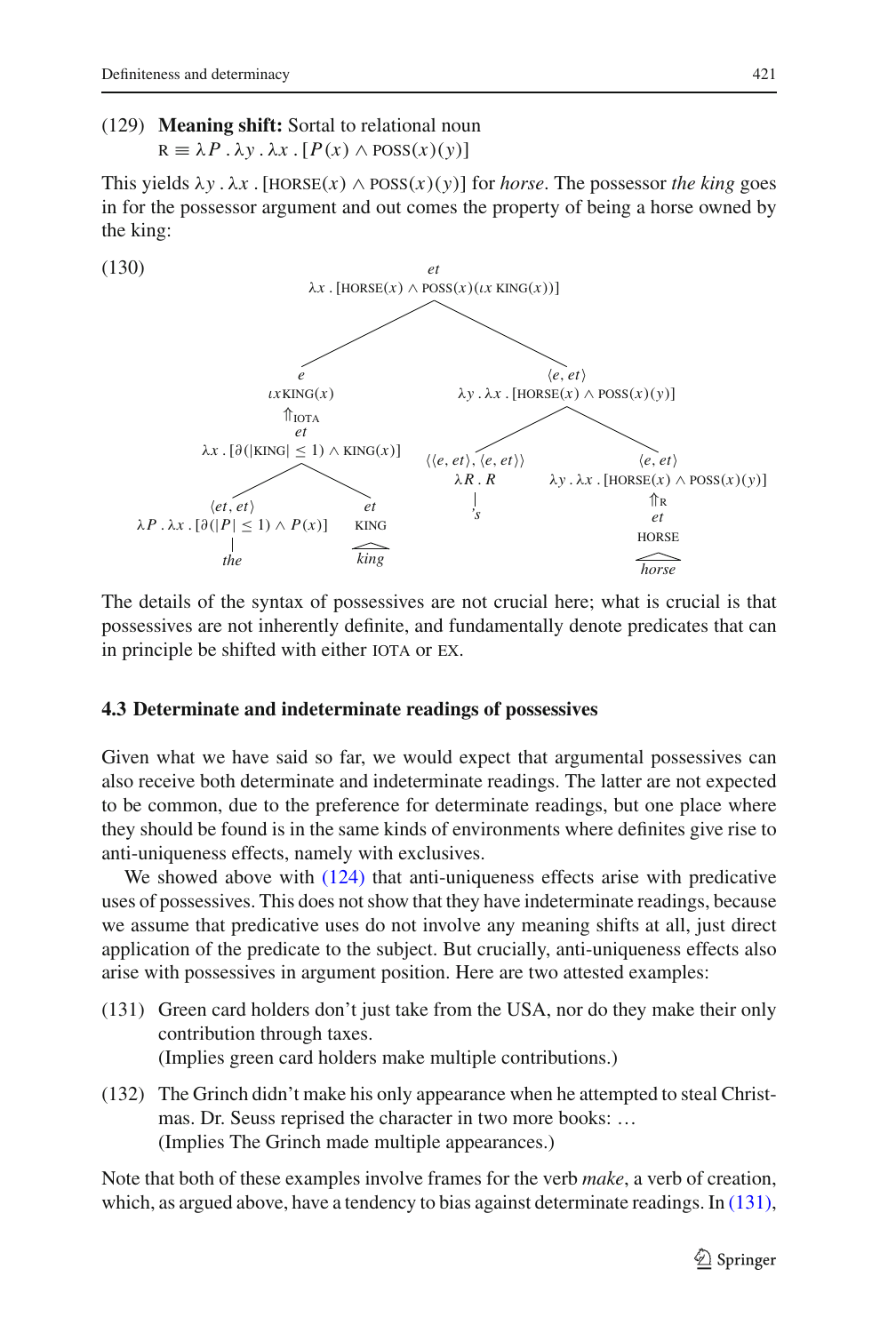(129) **Meaning shift:** Sortal to relational noun
$\text{R} \equiv \lambda P \,.\, \lambda y \,.\, \lambda x \,.\, [P(x) \wedge \text{POSS}(x)(y)]$

This yields $\lambda y \,.\, \lambda x \,.\, [\text{HORSE}(x) \wedge \text{POSS}(x)(y)]$ for *horse*. The possessor *the king* goes in for the possessor argument and out comes the property of being a horse owned by the king:

(130)

$$
\begin{array}{c}
et \\
\lambda x \,.\, [\text{HORSE}(x) \wedge \text{POSS}(x)(\iota x\, \text{KING}(x))]
\end{array}
$$

- $e$: $\iota x\,\text{KING}(x)$
  - $\Uparrow_{\text{IOTA}}$ $et$: $\lambda x \,.\, [\partial(|\text{KING}| \leq 1) \wedge \text{KING}(x)]$
    - $\langle et, et \rangle$: $\lambda P \,.\, \lambda x \,.\, [\partial(|P| \leq 1) \wedge P(x)]$ — *the*
    - $et$: KING — *king*
- $\langle e, et \rangle$: $\lambda y \,.\, \lambda x \,.\, [\text{HORSE}(x) \wedge \text{POSS}(x)(y)]$
  - $\langle\langle e, et \rangle, \langle e, et \rangle\rangle$: $\lambda R \,.\, R$ — *'s*
  - $\langle e, et \rangle$: $\lambda y \,.\, \lambda x \,.\, [\text{HORSE}(x) \wedge \text{POSS}(x)(y)]$
    - $\Uparrow_{\text{R}}$ $et$: HORSE — *horse*

The details of the syntax of possessives are not crucial here; what is crucial is that possessives are not inherently definite, and fundamentally denote predicates that can in principle be shifted with either IOTA or EX.

### 4.3 Determinate and indeterminate readings of possessives

Given what we have said so far, we would expect that argumental possessives can also receive both determinate and indeterminate readings. The latter are not expected to be common, due to the preference for determinate readings, but one place where they should be found is in the same kinds of environments where definites give rise to anti-uniqueness effects, namely with exclusives.

We showed above with (124) that anti-uniqueness effects arise with predicative uses of possessives. This does not show that they have indeterminate readings, because we assume that predicative uses do not involve any meaning shifts at all, just direct application of the predicate to the subject. But crucially, anti-uniqueness effects also arise with possessives in argument position. Here are two attested examples:

(131) Green card holders don't just take from the USA, nor do they make their only contribution through taxes.
(Implies green card holders make multiple contributions.)

(132) The Grinch didn't make his only appearance when he attempted to steal Christmas. Dr. Seuss reprised the character in two more books: …
(Implies The Grinch made multiple appearances.)

Note that both of these examples involve frames for the verb *make*, a verb of creation, which, as argued above, have a tendency to bias against determinate readings. In (131),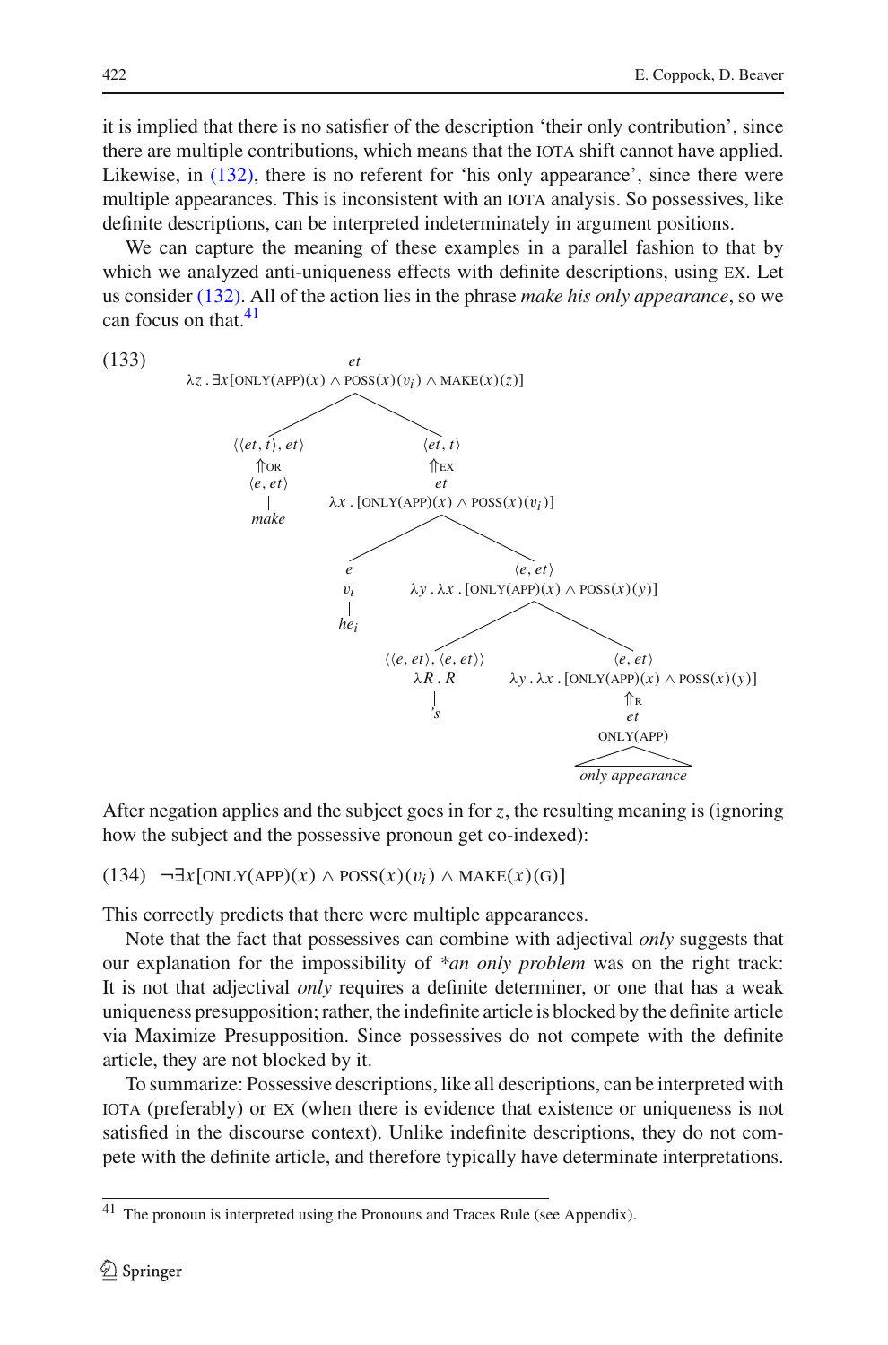it is implied that there is no satisfier of the description 'their only contribution', since there are multiple contributions, which means that the IOTA shift cannot have applied. Likewise, in (132), there is no referent for 'his only appearance', since there were multiple appearances. This is inconsistent with an IOTA analysis. So possessives, like definite descriptions, can be interpreted indeterminately in argument positions.

We can capture the meaning of these examples in a parallel fashion to that by which we analyzed anti-uniqueness effects with definite descriptions, using EX. Let us consider (132). All of the action lies in the phrase *make his only appearance*, so we can focus on that.[41]

(133)

- Root: $et$ — $\lambda z . \exists x[\text{ONLY(APP)}(x) \wedge \text{POSS}(x)(v_i) \wedge \text{MAKE}(x)(z)]$
  - $\langle\langle et,t\rangle, et\rangle$ ⇑OR $\langle e, et\rangle$ — *make*
  - $\langle et, t\rangle$ ⇑EX $et$ — $\lambda x . [\text{ONLY(APP)}(x) \wedge \text{POSS}(x)(v_i)]$
    - $e$ — $v_i$ — *he*$_i$
    - $\langle e, et\rangle$ — $\lambda y . \lambda x . [\text{ONLY(APP)}(x) \wedge \text{POSS}(x)(y)]$
      - $\langle\langle e, et\rangle, \langle e, et\rangle\rangle$ — $\lambda R . R$ — *'s*
      - $\langle e, et\rangle$ — $\lambda y . \lambda x . [\text{ONLY(APP)}(x) \wedge \text{POSS}(x)(y)]$ ⇑R $et$ — ONLY(APP) — *only appearance*

After negation applies and the subject goes in for $z$, the resulting meaning is (ignoring how the subject and the possessive pronoun get co-indexed):

(134) $\neg\exists x[\text{ONLY(APP)}(x) \wedge \text{POSS}(x)(v_i) \wedge \text{MAKE}(x)(\text{G})]$

This correctly predicts that there were multiple appearances.

Note that the fact that possessives can combine with adjectival *only* suggests that our explanation for the impossibility of **an only problem* was on the right track: It is not that adjectival *only* requires a definite determiner, or one that has a weak uniqueness presupposition; rather, the indefinite article is blocked by the definite article via Maximize Presupposition. Since possessives do not compete with the definite article, they are not blocked by it.

To summarize: Possessive descriptions, like all descriptions, can be interpreted with IOTA (preferably) or EX (when there is evidence that existence or uniqueness is not satisfied in the discourse context). Unlike indefinite descriptions, they do not compete with the definite article, and therefore typically have determinate interpretations.

---

[41] The pronoun is interpreted using the Pronouns and Traces Rule (see Appendix).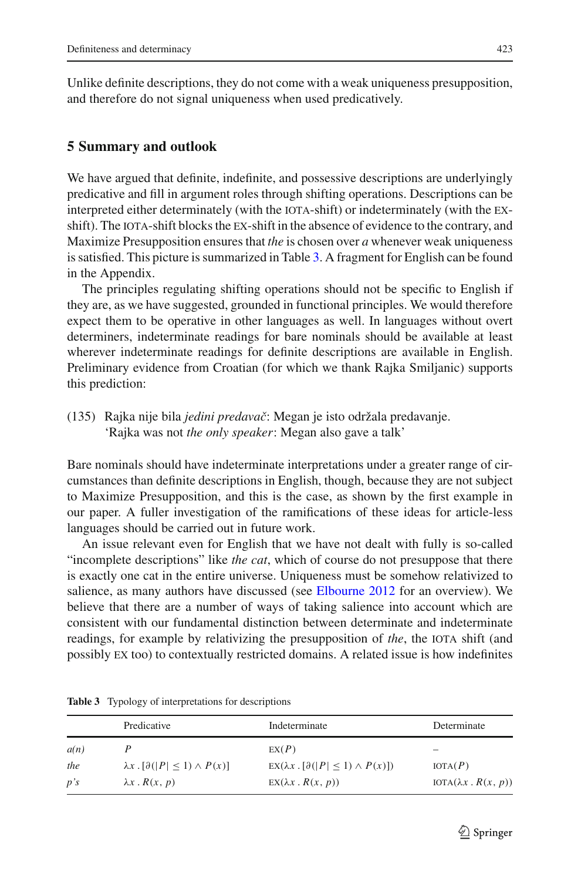Unlike definite descriptions, they do not come with a weak uniqueness presupposition, and therefore do not signal uniqueness when used predicatively.

## 5 Summary and outlook

We have argued that definite, indefinite, and possessive descriptions are underlyingly predicative and fill in argument roles through shifting operations. Descriptions can be interpreted either determinately (with the IOTA-shift) or indeterminately (with the EX-shift). The IOTA-shift blocks the EX-shift in the absence of evidence to the contrary, and Maximize Presupposition ensures that *the* is chosen over *a* whenever weak uniqueness is satisfied. This picture is summarized in Table 3. A fragment for English can be found in the Appendix.

The principles regulating shifting operations should not be specific to English if they are, as we have suggested, grounded in functional principles. We would therefore expect them to be operative in other languages as well. In languages without overt determiners, indeterminate readings for bare nominals should be available at least wherever indeterminate readings for definite descriptions are available in English. Preliminary evidence from Croatian (for which we thank Rajka Smiljanic) supports this prediction:

(135) Rajka nije bila *jedini predavač*: Megan je isto održala predavanje.
'Rajka was not *the only speaker*: Megan also gave a talk'

Bare nominals should have indeterminate interpretations under a greater range of circumstances than definite descriptions in English, though, because they are not subject to Maximize Presupposition, and this is the case, as shown by the first example in our paper. A fuller investigation of the ramifications of these ideas for article-less languages should be carried out in future work.

An issue relevant even for English that we have not dealt with fully is so-called "incomplete descriptions" like *the cat*, which of course do not presuppose that there is exactly one cat in the entire universe. Uniqueness must be somehow relativized to salience, as many authors have discussed (see Elbourne 2012 for an overview). We believe that there are a number of ways of taking salience into account which are consistent with our fundamental distinction between determinate and indeterminate readings, for example by relativizing the presupposition of *the*, the IOTA shift (and possibly EX too) to contextually restricted domains. A related issue is how indefinites

**Table 3** Typology of interpretations for descriptions

| | Predicative | Indeterminate | Determinate |
|---|---|---|---|
| *a(n)* | $P$ | $\text{EX}(P)$ | – |
| *the* | $\lambda x\,.\,[\partial(\lvert P\rvert \leq 1) \wedge P(x)]$ | $\text{EX}(\lambda x\,.\,[\partial(\lvert P\rvert \leq 1) \wedge P(x)])$ | $\text{IOTA}(P)$ |
| *p's* | $\lambda x\,.\,R(x, p)$ | $\text{EX}(\lambda x\,.\,R(x, p))$ | $\text{IOTA}(\lambda x\,.\,R(x, p))$ |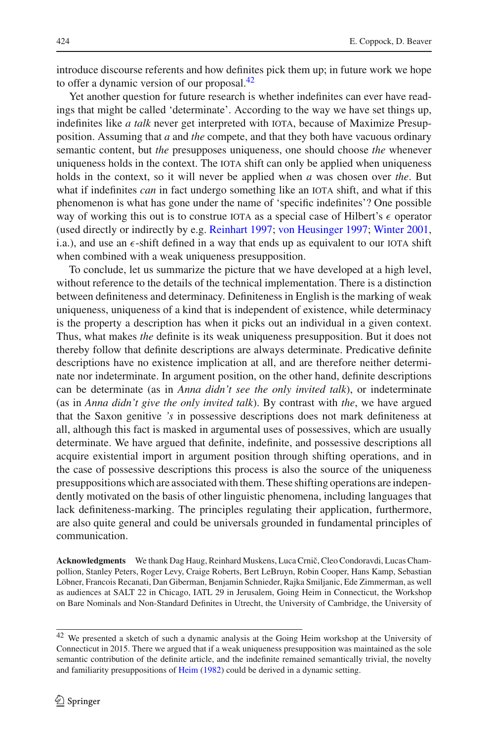introduce discourse referents and how definites pick them up; in future work we hope to offer a dynamic version of our proposal.[42]

Yet another question for future research is whether indefinites can ever have readings that might be called 'determinate'. According to the way we have set things up, indefinites like *a talk* never get interpreted with IOTA, because of Maximize Presupposition. Assuming that *a* and *the* compete, and that they both have vacuous ordinary semantic content, but *the* presupposes uniqueness, one should choose *the* whenever uniqueness holds in the context. The IOTA shift can only be applied when uniqueness holds in the context, so it will never be applied when *a* was chosen over *the*. But what if indefinites *can* in fact undergo something like an IOTA shift, and what if this phenomenon is what has gone under the name of 'specific indefinites'? One possible way of working this out is to construe IOTA as a special case of Hilbert's $\epsilon$ operator (used directly or indirectly by e.g. Reinhart 1997; von Heusinger 1997; Winter 2001, i.a.), and use an $\epsilon$-shift defined in a way that ends up as equivalent to our IOTA shift when combined with a weak uniqueness presupposition.

To conclude, let us summarize the picture that we have developed at a high level, without reference to the details of the technical implementation. There is a distinction between definiteness and determinacy. Definiteness in English is the marking of weak uniqueness, uniqueness of a kind that is independent of existence, while determinacy is the property a description has when it picks out an individual in a given context. Thus, what makes *the* definite is its weak uniqueness presupposition. But it does not thereby follow that definite descriptions are always determinate. Predicative definite descriptions have no existence implication at all, and are therefore neither determinate nor indeterminate. In argument position, on the other hand, definite descriptions can be determinate (as in *Anna didn't see the only invited talk*), or indeterminate (as in *Anna didn't give the only invited talk*). By contrast with *the*, we have argued that the Saxon genitive *'s* in possessive descriptions does not mark definiteness at all, although this fact is masked in argumental uses of possessives, which are usually determinate. We have argued that definite, indefinite, and possessive descriptions all acquire existential import in argument position through shifting operations, and in the case of possessive descriptions this process is also the source of the uniqueness presuppositions which are associated with them. These shifting operations are independently motivated on the basis of other linguistic phenomena, including languages that lack definiteness-marking. The principles regulating their application, furthermore, are also quite general and could be universals grounded in fundamental principles of communication.

**Acknowledgments** We thank Dag Haug, Reinhard Muskens, Luca Crnič, Cleo Condoravdi, Lucas Champollion, Stanley Peters, Roger Levy, Craige Roberts, Bert LeBruyn, Robin Cooper, Hans Kamp, Sebastian Löbner, Francois Recanati, Dan Giberman, Benjamin Schnieder, Rajka Smiljanic, Ede Zimmerman, as well as audiences at SALT 22 in Chicago, IATL 29 in Jerusalem, Going Heim in Connecticut, the Workshop on Bare Nominals and Non-Standard Definites in Utrecht, the University of Cambridge, the University of

---

[42] We presented a sketch of such a dynamic analysis at the Going Heim workshop at the University of Connecticut in 2015. There we argued that if a weak uniqueness presupposition was maintained as the sole semantic contribution of the definite article, and the indefinite remained semantically trivial, the novelty and familiarity presuppositions of Heim (1982) could be derived in a dynamic setting.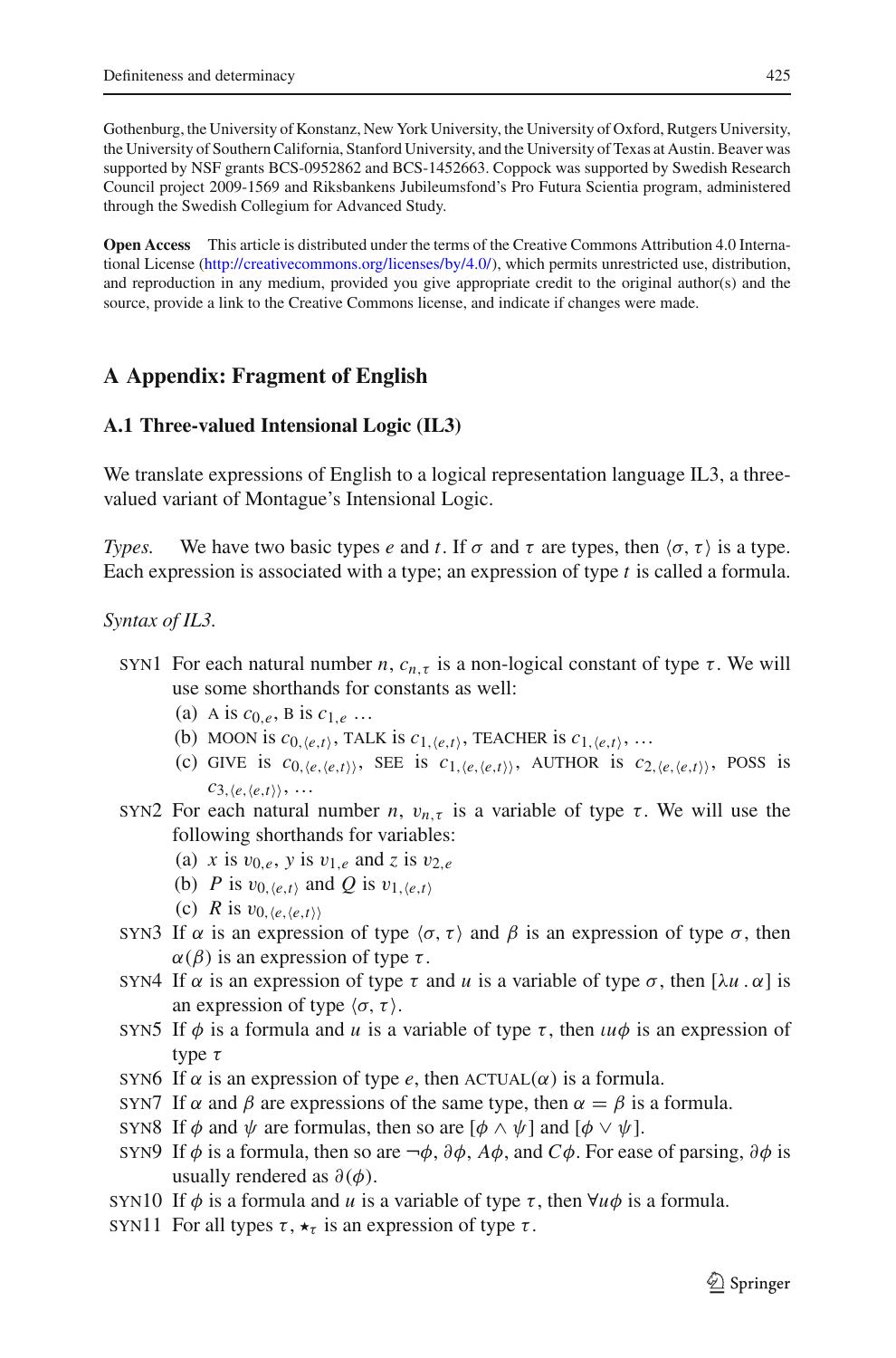Gothenburg, the University of Konstanz, New York University, the University of Oxford, Rutgers University, the University of Southern California, Stanford University, and the University of Texas at Austin. Beaver was supported by NSF grants BCS-0952862 and BCS-1452663. Coppock was supported by Swedish Research Council project 2009-1569 and Riksbankens Jubileumsfond's Pro Futura Scientia program, administered through the Swedish Collegium for Advanced Study.

**Open Access** This article is distributed under the terms of the Creative Commons Attribution 4.0 International License (http://creativecommons.org/licenses/by/4.0/), which permits unrestricted use, distribution, and reproduction in any medium, provided you give appropriate credit to the original author(s) and the source, provide a link to the Creative Commons license, and indicate if changes were made.

## A Appendix: Fragment of English

### A.1 Three-valued Intensional Logic (IL3)

We translate expressions of English to a logical representation language IL3, a three-valued variant of Montague's Intensional Logic.

*Types.* We have two basic types $e$ and $t$. If $\sigma$ and $\tau$ are types, then $\langle\sigma, \tau\rangle$ is a type. Each expression is associated with a type; an expression of type $t$ is called a formula.

*Syntax of IL3.*

- SYN1 For each natural number $n$, $c_{n,\tau}$ is a non-logical constant of type $\tau$. We will use some shorthands for constants as well:
  - (a) A is $c_{0,e}$, B is $c_{1,e}$ …
  - (b) MOON is $c_{0,\langle e,t\rangle}$, TALK is $c_{1,\langle e,t\rangle}$, TEACHER is $c_{1,\langle e,t\rangle}$, …
  - (c) GIVE is $c_{0,\langle e,\langle e,t\rangle\rangle}$, SEE is $c_{1,\langle e,\langle e,t\rangle\rangle}$, AUTHOR is $c_{2,\langle e,\langle e,t\rangle\rangle}$, POSS is $c_{3,\langle e,\langle e,t\rangle\rangle}$, …
- SYN2 For each natural number $n$, $v_{n,\tau}$ is a variable of type $\tau$. We will use the following shorthands for variables:
  - (a) $x$ is $v_{0,e}$, $y$ is $v_{1,e}$ and $z$ is $v_{2,e}$
  - (b) $P$ is $v_{0,\langle e,t\rangle}$ and $Q$ is $v_{1,\langle e,t\rangle}$
  - (c) $R$ is $v_{0,\langle e,\langle e,t\rangle\rangle}$
- SYN3 If $\alpha$ is an expression of type $\langle\sigma, \tau\rangle$ and $\beta$ is an expression of type $\sigma$, then $\alpha(\beta)$ is an expression of type $\tau$.
- SYN4 If $\alpha$ is an expression of type $\tau$ and $u$ is a variable of type $\sigma$, then $[\lambda u \,.\, \alpha]$ is an expression of type $\langle\sigma, \tau\rangle$.
- SYN5 If $\phi$ is a formula and $u$ is a variable of type $\tau$, then $\iota u\phi$ is an expression of type $\tau$
- SYN6 If $\alpha$ is an expression of type $e$, then ACTUAL($\alpha$) is a formula.
- SYN7 If $\alpha$ and $\beta$ are expressions of the same type, then $\alpha = \beta$ is a formula.
- SYN8 If $\phi$ and $\psi$ are formulas, then so are $[\phi \wedge \psi]$ and $[\phi \vee \psi]$.
- SYN9 If $\phi$ is a formula, then so are $\neg\phi$, $\partial\phi$, $A\phi$, and $C\phi$. For ease of parsing, $\partial\phi$ is usually rendered as $\partial(\phi)$.
- SYN10 If $\phi$ is a formula and $u$ is a variable of type $\tau$, then $\forall u\phi$ is a formula.
- SYN11 For all types $\tau$, $\star_\tau$ is an expression of type $\tau$.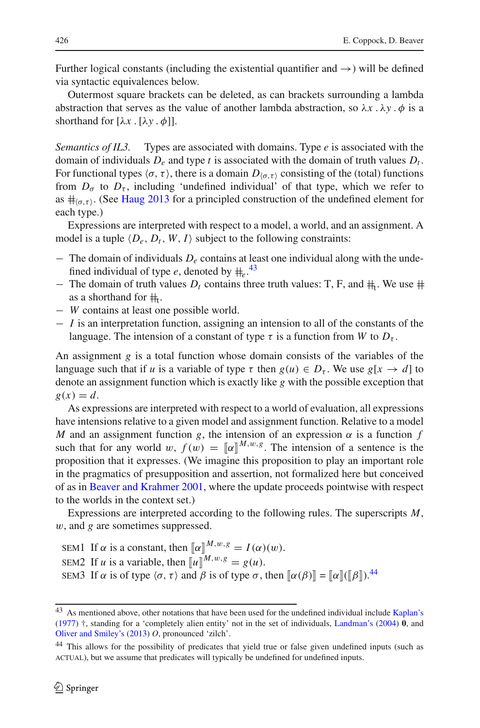Further logical constants (including the existential quantifier and $\rightarrow$) will be defined via syntactic equivalences below.

Outermost square brackets can be deleted, as can brackets surrounding a lambda abstraction that serves as the value of another lambda abstraction, so $\lambda x . \lambda y . \phi$ is a shorthand for $[\lambda x . [\lambda y . \phi]]$.

*Semantics of IL3.* Types are associated with domains. Type $e$ is associated with the domain of individuals $D_e$ and type $t$ is associated with the domain of truth values $D_t$. For functional types $\langle \sigma, \tau \rangle$, there is a domain $D_{\langle \sigma, \tau \rangle}$ consisting of the (total) functions from $D_\sigma$ to $D_\tau$, including 'undefined individual' of that type, which we refer to as $\#_{\langle \sigma, \tau \rangle}$. (See Haug 2013 for a principled construction of the undefined element for each type.)

Expressions are interpreted with respect to a model, a world, and an assignment. A model is a tuple $\langle D_e, D_t, W, I \rangle$ subject to the following constraints:

- The domain of individuals $D_e$ contains at least one individual along with the undefined individual of type $e$, denoted by $\#_e$.[43]
- The domain of truth values $D_t$ contains three truth values: T, F, and $\#_t$. We use $\#$ as a shorthand for $\#_t$.
- $W$ contains at least one possible world.
- $I$ is an interpretation function, assigning an intension to all of the constants of the language. The intension of a constant of type $\tau$ is a function from $W$ to $D_\tau$.

An assignment $g$ is a total function whose domain consists of the variables of the language such that if $u$ is a variable of type $\tau$ then $g(u) \in D_\tau$. We use $g[x \rightarrow d]$ to denote an assignment function which is exactly like $g$ with the possible exception that $g(x) = d$.

As expressions are interpreted with respect to a world of evaluation, all expressions have intensions relative to a given model and assignment function. Relative to a model $M$ and an assignment function $g$, the intension of an expression $\alpha$ is a function $f$ such that for any world $w$, $f(w) = [\![\alpha]\!]^{M,w,g}$. The intension of a sentence is the proposition that it expresses. (We imagine this proposition to play an important role in the pragmatics of presupposition and assertion, not formalized here but conceived of as in Beaver and Krahmer 2001, where the update proceeds pointwise with respect to the worlds in the context set.)

Expressions are interpreted according to the following rules. The superscripts $M$, $w$, and $g$ are sometimes suppressed.

SEM1 If $\alpha$ is a constant, then $[\![\alpha]\!]^{M,w,g} = I(\alpha)(w)$.
SEM2 If $u$ is a variable, then $[\![u]\!]^{M,w,g} = g(u)$.
SEM3 If $\alpha$ is of type $\langle \sigma, \tau \rangle$ and $\beta$ is of type $\sigma$, then $[\![\alpha(\beta)]\!] = [\![\alpha]\!]([\![\beta]\!])$.[44]

---

[43] As mentioned above, other notations that have been used for the undefined individual include Kaplan's (1977) †, standing for a 'completely alien entity' not in the set of individuals, Landman's (2004) **0**, and Oliver and Smiley's (2013) $O$, pronounced 'zilch'.

[44] This allows for the possibility of predicates that yield true or false given undefined inputs (such as ACTUAL), but we assume that predicates will typically be undefined for undefined inputs.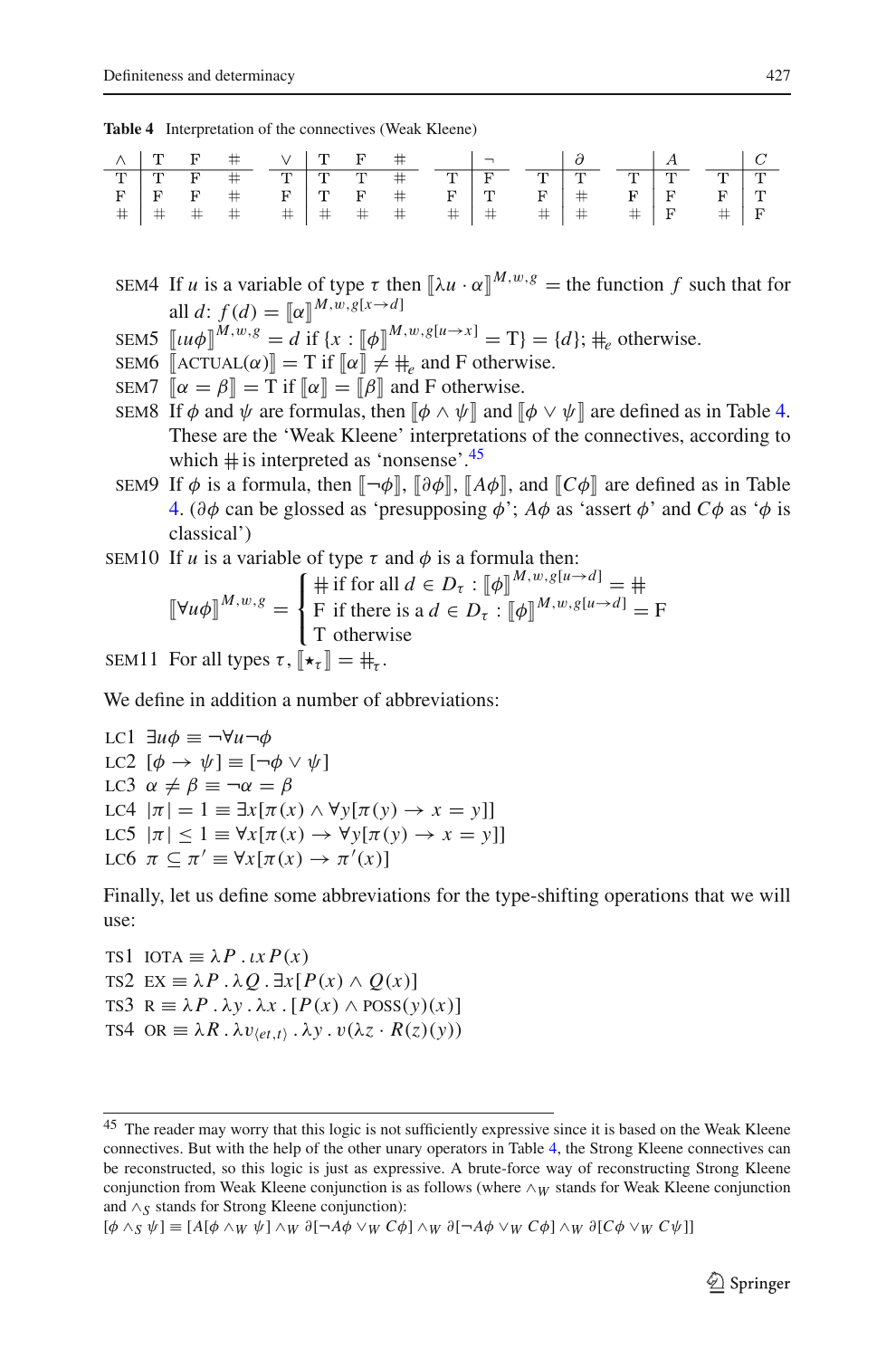**Table 4** Interpretation of the connectives (Weak Kleene)

| $\wedge$ | T | F | $\#$ |
|---|---|---|---|
| T | T | F | $\#$ |
| F | F | F | $\#$ |
| $\#$ | $\#$ | $\#$ | $\#$ |

| $\vee$ | T | F | $\#$ |
|---|---|---|---|
| T | T | T | $\#$ |
| F | T | F | $\#$ |
| $\#$ | $\#$ | $\#$ | $\#$ |

| | $\neg$ |
|---|---|
| T | F |
| F | T |
| $\#$ | $\#$ |

| | $\partial$ |
|---|---|
| T | T |
| F | $\#$ |
| $\#$ | $\#$ |

| | $A$ |
|---|---|
| T | T |
| F | F |
| $\#$ | F |

| | $C$ |
|---|---|
| T | T |
| F | T |
| $\#$ | F |

SEM4 If $u$ is a variable of type $\tau$ then $[\![\lambda u \cdot \alpha]\!]^{M,w,g}$ = the function $f$ such that for all $d$: $f(d) = [\![\alpha]\!]^{M,w,g[x \to d]}$

SEM5 $[\![\iota u \phi]\!]^{M,w,g} = d$ if $\{x : [\![\phi]\!]^{M,w,g[u \to x]} = \text{T}\} = \{d\}$; $\#_e$ otherwise.

SEM6 $[\![\text{ACTUAL}(\alpha)]\!] = \text{T}$ if $[\![\alpha]\!] \neq \#_e$ and F otherwise.

SEM7 $[\![\alpha = \beta]\!] = \text{T}$ if $[\![\alpha]\!] = [\![\beta]\!]$ and F otherwise.

SEM8 If $\phi$ and $\psi$ are formulas, then $[\![\phi \wedge \psi]\!]$ and $[\![\phi \vee \psi]\!]$ are defined as in Table 4. These are the 'Weak Kleene' interpretations of the connectives, according to which $\#$ is interpreted as 'nonsense'.[45]

SEM9 If $\phi$ is a formula, then $[\![\neg\phi]\!]$, $[\![\partial\phi]\!]$, $[\![A\phi]\!]$, and $[\![C\phi]\!]$ are defined as in Table 4. ($\partial\phi$ can be glossed as 'presupposing $\phi$'; $A\phi$ as 'assert $\phi$' and $C\phi$ as '$\phi$ is classical')

SEM10 If $u$ is a variable of type $\tau$ and $\phi$ is a formula then:

$$[\![\forall u \phi]\!]^{M,w,g} = \begin{cases} \# \text{ if for all } d \in D_\tau : [\![\phi]\!]^{M,w,g[u \to d]} = \# \\ \text{F if there is a } d \in D_\tau : [\![\phi]\!]^{M,w,g[u \to d]} = \text{F} \\ \text{T otherwise} \end{cases}$$

SEM11 For all types $\tau$, $[\![\star_\tau]\!] = \#_\tau$.

We define in addition a number of abbreviations:

LC1 $\exists u \phi \equiv \neg\forall u \neg\phi$

LC2 $[\phi \to \psi] \equiv [\neg\phi \vee \psi]$

LC3 $\alpha \neq \beta \equiv \neg\alpha = \beta$

LC4 $|\pi| = 1 \equiv \exists x[\pi(x) \wedge \forall y[\pi(y) \to x = y]]$

LC5 $|\pi| \leq 1 \equiv \forall x[\pi(x) \to \forall y[\pi(y) \to x = y]]$

LC6 $\pi \subseteq \pi' \equiv \forall x[\pi(x) \to \pi'(x)]$

Finally, let us define some abbreviations for the type-shifting operations that we will use:

TS1 $\text{IOTA} \equiv \lambda P \,.\, \iota x P(x)$

TS2 $\text{EX} \equiv \lambda P \,.\, \lambda Q \,.\, \exists x[P(x) \wedge Q(x)]$

TS3 $\text{R} \equiv \lambda P \,.\, \lambda y \,.\, \lambda x \,.\, [P(x) \wedge \text{POSS}(y)(x)]$

TS4 $\text{OR} \equiv \lambda R \,.\, \lambda v_{\langle et,t\rangle} \,.\, \lambda y \,.\, v(\lambda z \cdot R(z)(y))$

---

[45] The reader may worry that this logic is not sufficiently expressive since it is based on the Weak Kleene connectives. But with the help of the other unary operators in Table 4, the Strong Kleene connectives can be reconstructed, so this logic is just as expressive. A brute-force way of reconstructing Strong Kleene conjunction from Weak Kleene conjunction is as follows (where $\wedge_W$ stands for Weak Kleene conjunction and $\wedge_S$ stands for Strong Kleene conjunction):

$[\phi \wedge_S \psi] \equiv [A[\phi \wedge_W \psi] \wedge_W \partial[\neg A\phi \vee_W C\phi] \wedge_W \partial[\neg A\phi \vee_W C\phi] \wedge_W \partial[C\phi \vee_W C\psi]]$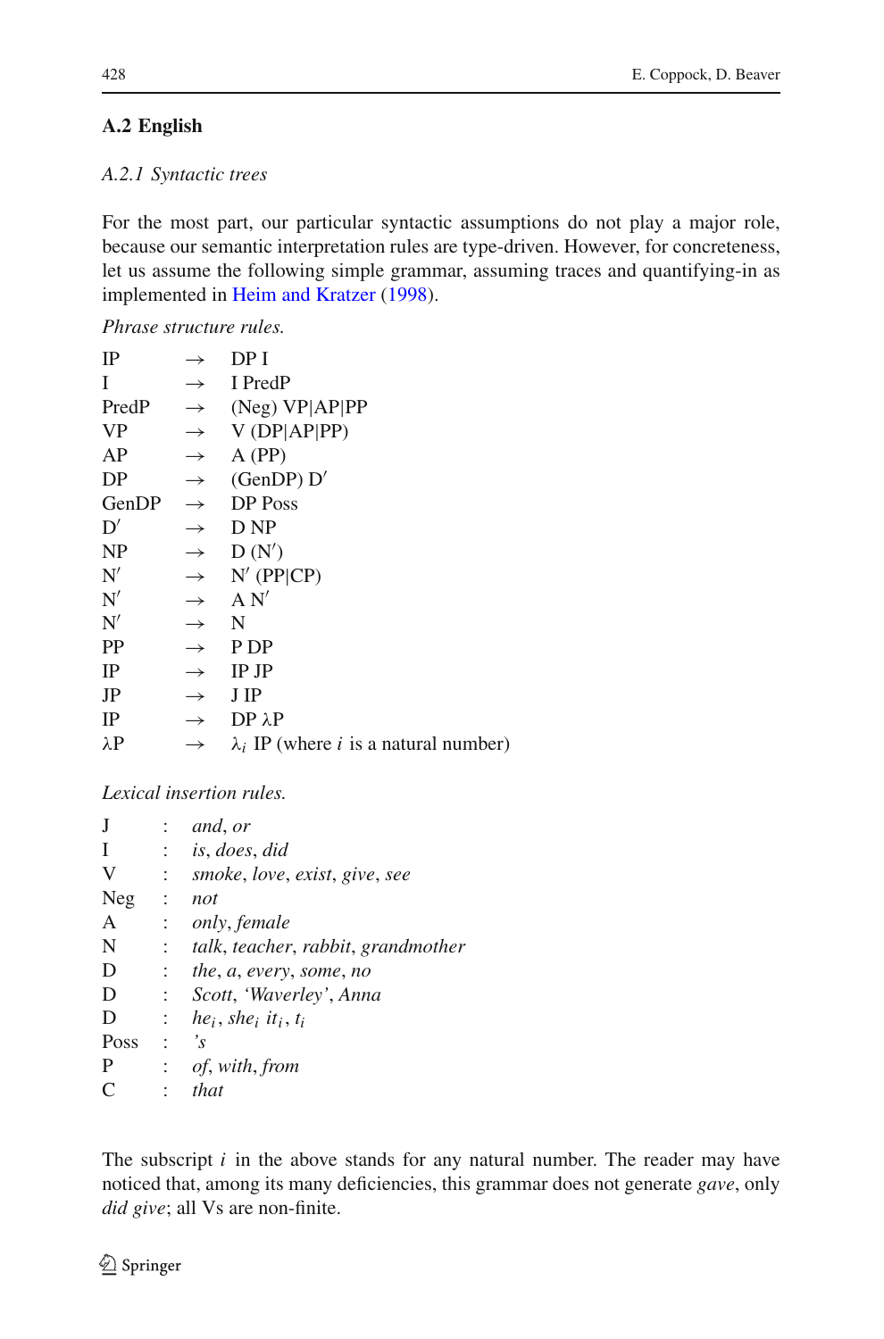### A.2 English

#### *A.2.1 Syntactic trees*

For the most part, our particular syntactic assumptions do not play a major role, because our semantic interpretation rules are type-driven. However, for concreteness, let us assume the following simple grammar, assuming traces and quantifying-in as implemented in Heim and Kratzer (1998).

*Phrase structure rules.*

| | | |
|---|---|---|
| IP | → | DP I |
| I | → | I PredP |
| PredP | → | (Neg) VP\|AP\|PP |
| VP | → | V (DP\|AP\|PP) |
| AP | → | A (PP) |
| DP | → | (GenDP) D′ |
| GenDP | → | DP Poss |
| D′ | → | D NP |
| NP | → | D (N′) |
| N′ | → | N′ (PP\|CP) |
| N′ | → | A N′ |
| N′ | → | N |
| PP | → | P DP |
| IP | → | IP JP |
| JP | → | J IP |
| IP | → | DP λP |
| λP | → | $\lambda_i$ IP (where *i* is a natural number) |

*Lexical insertion rules.*

| | | |
|---|---|---|
| J | : | *and*, *or* |
| I | : | *is*, *does*, *did* |
| V | : | *smoke*, *love*, *exist*, *give*, *see* |
| Neg | : | *not* |
| A | : | *only*, *female* |
| N | : | *talk*, *teacher*, *rabbit*, *grandmother* |
| D | : | *the*, *a*, *every*, *some*, *no* |
| D | : | *Scott*, *'Waverley'*, *Anna* |
| D | : | $he_i$, $she_i$ $it_i$, $t_i$ |
| Poss | : | *'s* |
| P | : | *of*, *with*, *from* |
| C | : | *that* |

The subscript *i* in the above stands for any natural number. The reader may have noticed that, among its many deficiencies, this grammar does not generate *gave*, only *did give*; all Vs are non-finite.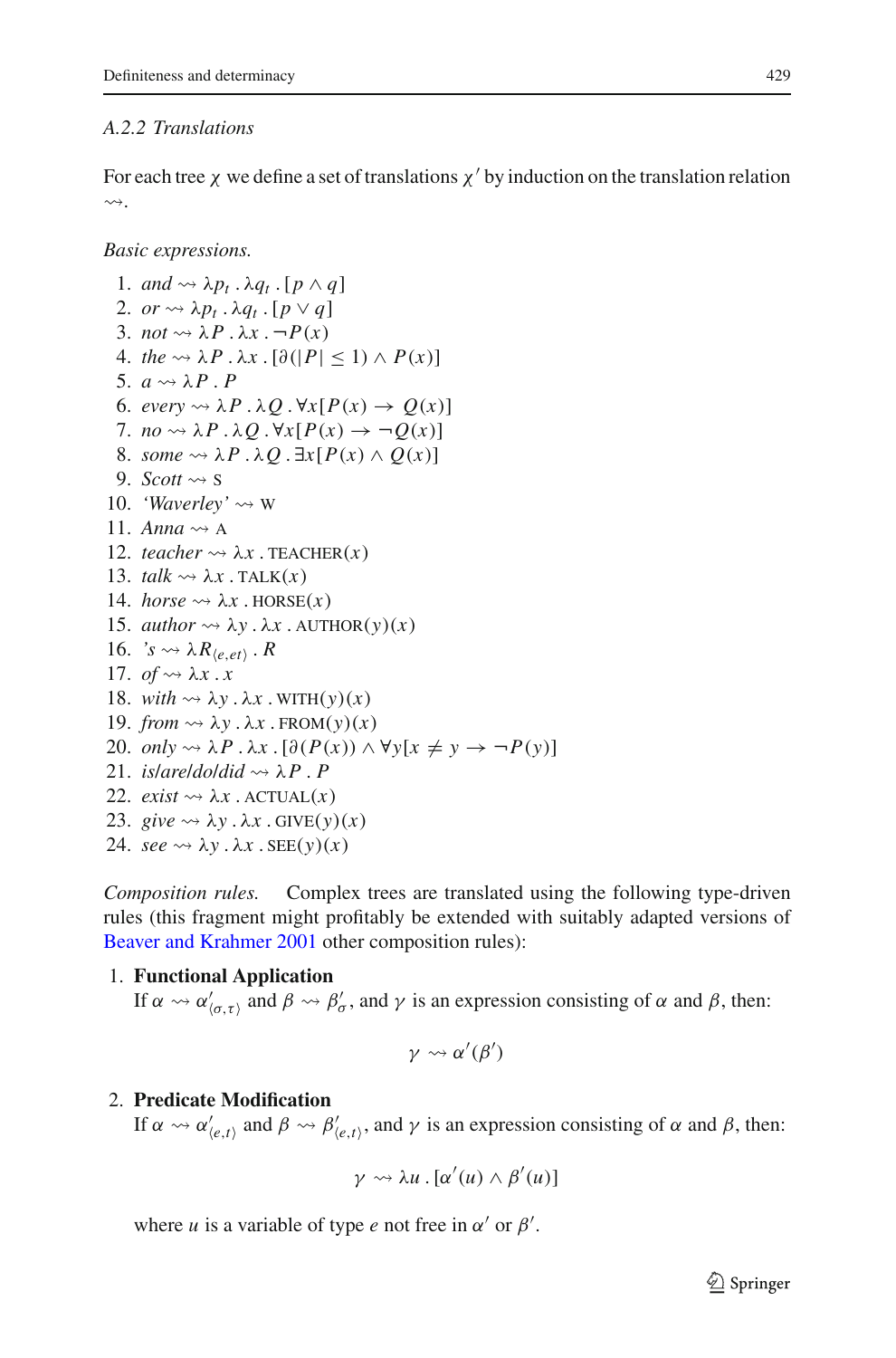### *A.2.2 Translations*

For each tree $\chi$ we define a set of translations $\chi'$ by induction on the translation relation $\rightsquigarrow$.

*Basic expressions.*

1. *and* $\rightsquigarrow \lambda p_t \,.\, \lambda q_t \,.\, [p \wedge q]$
2. *or* $\rightsquigarrow \lambda p_t \,.\, \lambda q_t \,.\, [p \vee q]$
3. *not* $\rightsquigarrow \lambda P \,.\, \lambda x \,.\, \neg P(x)$
4. *the* $\rightsquigarrow \lambda P \,.\, \lambda x \,.\, [\partial(|P| \leq 1) \wedge P(x)]$
5. *a* $\rightsquigarrow \lambda P \,.\, P$
6. *every* $\rightsquigarrow \lambda P \,.\, \lambda Q \,.\, \forall x[P(x) \rightarrow Q(x)]$
7. *no* $\rightsquigarrow \lambda P \,.\, \lambda Q \,.\, \forall x[P(x) \rightarrow \neg Q(x)]$
8. *some* $\rightsquigarrow \lambda P \,.\, \lambda Q \,.\, \exists x[P(x) \wedge Q(x)]$
9. *Scott* $\rightsquigarrow$ S
10. *'Waverley'* $\rightsquigarrow$ W
11. *Anna* $\rightsquigarrow$ A
12. *teacher* $\rightsquigarrow \lambda x \,.\, \text{TEACHER}(x)$
13. *talk* $\rightsquigarrow \lambda x \,.\, \text{TALK}(x)$
14. *horse* $\rightsquigarrow \lambda x \,.\, \text{HORSE}(x)$
15. *author* $\rightsquigarrow \lambda y \,.\, \lambda x \,.\, \text{AUTHOR}(y)(x)$
16. *'s* $\rightsquigarrow \lambda R_{\langle e,et\rangle} \,.\, R$
17. *of* $\rightsquigarrow \lambda x \,.\, x$
18. *with* $\rightsquigarrow \lambda y \,.\, \lambda x \,.\, \text{WITH}(y)(x)$
19. *from* $\rightsquigarrow \lambda y \,.\, \lambda x \,.\, \text{FROM}(y)(x)$
20. *only* $\rightsquigarrow \lambda P \,.\, \lambda x \,.\, [\partial(P(x)) \wedge \forall y[x \neq y \rightarrow \neg P(y)]$
21. *is/are/do/did* $\rightsquigarrow \lambda P \,.\, P$
22. *exist* $\rightsquigarrow \lambda x \,.\, \text{ACTUAL}(x)$
23. *give* $\rightsquigarrow \lambda y \,.\, \lambda x \,.\, \text{GIVE}(y)(x)$
24. *see* $\rightsquigarrow \lambda y \,.\, \lambda x \,.\, \text{SEE}(y)(x)$

*Composition rules.* Complex trees are translated using the following type-driven rules (this fragment might profitably be extended with suitably adapted versions of Beaver and Krahmer 2001 other composition rules):

1. **Functional Application**
   If $\alpha \rightsquigarrow \alpha'_{\langle\sigma,\tau\rangle}$ and $\beta \rightsquigarrow \beta'_{\sigma}$, and $\gamma$ is an expression consisting of $\alpha$ and $\beta$, then:

$$\gamma \rightsquigarrow \alpha'(\beta')$$

2. **Predicate Modification**
   If $\alpha \rightsquigarrow \alpha'_{\langle e,t\rangle}$ and $\beta \rightsquigarrow \beta'_{\langle e,t\rangle}$, and $\gamma$ is an expression consisting of $\alpha$ and $\beta$, then:

$$\gamma \rightsquigarrow \lambda u \,.\, [\alpha'(u) \wedge \beta'(u)]$$

   where $u$ is a variable of type $e$ not free in $\alpha'$ or $\beta'$.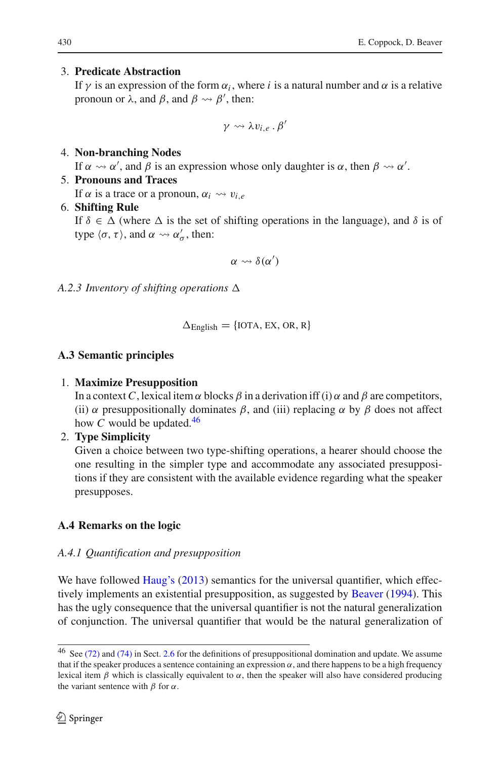3. **Predicate Abstraction**
   If $\gamma$ is an expression of the form $\alpha_i$, where $i$ is a natural number and $\alpha$ is a relative pronoun or $\lambda$, and $\beta$, and $\beta \rightsquigarrow \beta'$, then:

$$\gamma \rightsquigarrow \lambda v_{i,e} \,.\, \beta'$$

4. **Non-branching Nodes**
   If $\alpha \rightsquigarrow \alpha'$, and $\beta$ is an expression whose only daughter is $\alpha$, then $\beta \rightsquigarrow \alpha'$.
5. **Pronouns and Traces**
   If $\alpha$ is a trace or a pronoun, $\alpha_i \rightsquigarrow v_{i,e}$
6. **Shifting Rule**
   If $\delta \in \Delta$ (where $\Delta$ is the set of shifting operations in the language), and $\delta$ is of type $\langle \sigma, \tau \rangle$, and $\alpha \rightsquigarrow \alpha'_\sigma$, then:

$$\alpha \rightsquigarrow \delta(\alpha')$$

*A.2.3 Inventory of shifting operations* $\Delta$

$$\Delta_{\text{English}} = \{\text{IOTA}, \text{EX}, \text{OR}, \text{R}\}$$

### A.3 Semantic principles

1. **Maximize Presupposition**
   In a context $C$, lexical item $\alpha$ blocks $\beta$ in a derivation iff (i) $\alpha$ and $\beta$ are competitors, (ii) $\alpha$ presuppositionally dominates $\beta$, and (iii) replacing $\alpha$ by $\beta$ does not affect how $C$ would be updated.[46]
2. **Type Simplicity**
   Given a choice between two type-shifting operations, a hearer should choose the one resulting in the simpler type and accommodate any associated presuppositions if they are consistent with the available evidence regarding what the speaker presupposes.

### A.4 Remarks on the logic

*A.4.1 Quantification and presupposition*

We have followed Haug's (2013) semantics for the universal quantifier, which effectively implements an existential presupposition, as suggested by Beaver (1994). This has the ugly consequence that the universal quantifier is not the natural generalization of conjunction. The universal quantifier that would be the natural generalization of

[46] See (72) and (74) in Sect. 2.6 for the definitions of presuppositional domination and update. We assume that if the speaker produces a sentence containing an expression $\alpha$, and there happens to be a high frequency lexical item $\beta$ which is classically equivalent to $\alpha$, then the speaker will also have considered producing the variant sentence with $\beta$ for $\alpha$.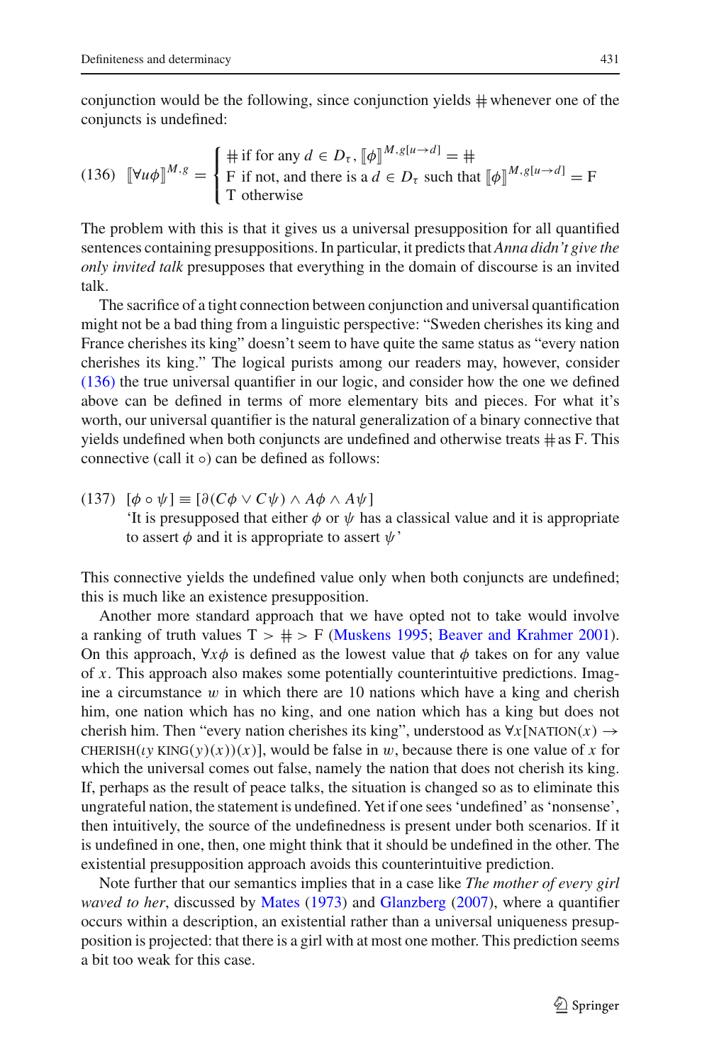conjunction would be the following, since conjunction yields $\#$ whenever one of the conjuncts is undefined:

(136) $$[\![\forall u\phi]\!]^{M,g} = \begin{cases} \# \text{ if for any } d \in D_\tau,\ [\![\phi]\!]^{M,g[u\to d]} = \# \\ \text{F if not, and there is a } d \in D_\tau \text{ such that } [\![\phi]\!]^{M,g[u\to d]} = \text{F} \\ \text{T otherwise} \end{cases}$$

The problem with this is that it gives us a universal presupposition for all quantified sentences containing presuppositions. In particular, it predicts that *Anna didn't give the only invited talk* presupposes that everything in the domain of discourse is an invited talk.

The sacrifice of a tight connection between conjunction and universal quantification might not be a bad thing from a linguistic perspective: "Sweden cherishes its king and France cherishes its king" doesn't seem to have quite the same status as "every nation cherishes its king." The logical purists among our readers may, however, consider (136) the true universal quantifier in our logic, and consider how the one we defined above can be defined in terms of more elementary bits and pieces. For what it's worth, our universal quantifier is the natural generalization of a binary connective that yields undefined when both conjuncts are undefined and otherwise treats $\#$ as F. This connective (call it $\circ$) can be defined as follows:

(137) $[\phi \circ \psi] \equiv [\partial(C\phi \vee C\psi) \wedge A\phi \wedge A\psi]$
'It is presupposed that either $\phi$ or $\psi$ has a classical value and it is appropriate to assert $\phi$ and it is appropriate to assert $\psi$'

This connective yields the undefined value only when both conjuncts are undefined; this is much like an existence presupposition.

Another more standard approach that we have opted not to take would involve a ranking of truth values $\text{T} > \# > \text{F}$ (Muskens 1995; Beaver and Krahmer 2001). On this approach, $\forall x\phi$ is defined as the lowest value that $\phi$ takes on for any value of $x$. This approach also makes some potentially counterintuitive predictions. Imagine a circumstance $w$ in which there are 10 nations which have a king and cherish him, one nation which has no king, and one nation which has a king but does not cherish him. Then "every nation cherishes its king", understood as $\forall x[\text{NATION}(x) \rightarrow \text{CHERISH}(\iota y\ \text{KING}(y)(x))(x)]$, would be false in $w$, because there is one value of $x$ for which the universal comes out false, namely the nation that does not cherish its king. If, perhaps as the result of peace talks, the situation is changed so as to eliminate this ungrateful nation, the statement is undefined. Yet if one sees 'undefined' as 'nonsense', then intuitively, the source of the undefinedness is present under both scenarios. If it is undefined in one, then, one might think that it should be undefined in the other. The existential presupposition approach avoids this counterintuitive prediction.

Note further that our semantics implies that in a case like *The mother of every girl waved to her*, discussed by Mates (1973) and Glanzberg (2007), where a quantifier occurs within a description, an existential rather than a universal uniqueness presupposition is projected: that there is a girl with at most one mother. This prediction seems a bit too weak for this case.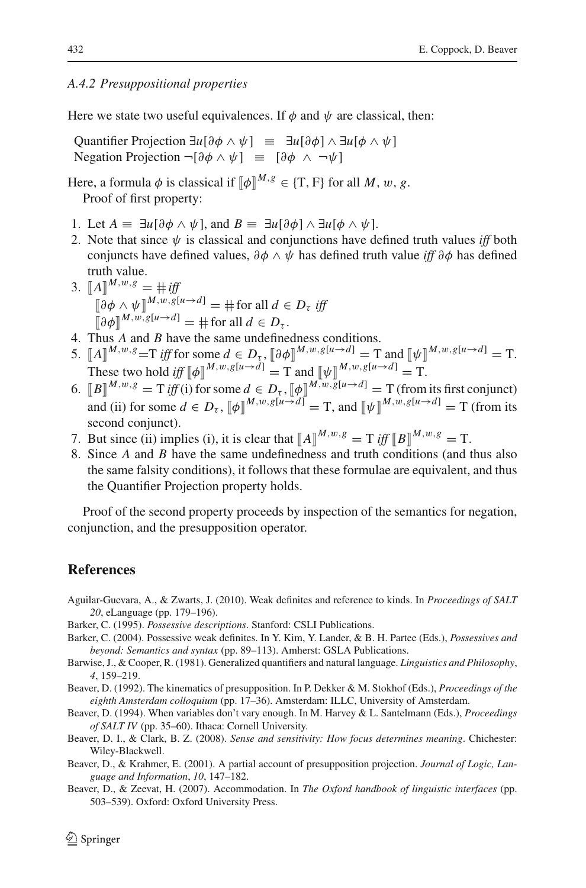### A.4.2 Presuppositional properties

Here we state two useful equivalences. If $\phi$ and $\psi$ are classical, then:

Quantifier Projection $\exists u[\partial\phi \wedge \psi] \;\equiv\; \exists u[\partial\phi] \wedge \exists u[\phi \wedge \psi]$
Negation Projection $\neg[\partial\phi \wedge \psi] \;\equiv\; [\partial\phi \;\wedge\; \neg\psi]$

Here, a formula $\phi$ is classical if $[\![\phi]\!]^{M,g} \in \{\text{T}, \text{F}\}$ for all $M$, $w$, $g$.

Proof of first property:

1. Let $A \equiv \exists u[\partial\phi \wedge \psi]$, and $B \equiv \exists u[\partial\phi] \wedge \exists u[\phi \wedge \psi]$.
2. Note that since $\psi$ is classical and conjunctions have defined truth values *iff* both conjuncts have defined values, $\partial\phi \wedge \psi$ has defined truth value *iff* $\partial\phi$ has defined truth value.
3. $[\![A]\!]^{M,w,g} = \#$ *iff*
   $[\![\partial\phi \wedge \psi]\!]^{M,w,g[u\to d]} = \#$ for all $d \in D_\tau$ *iff*
   $[\![\partial\phi]\!]^{M,w,g[u\to d]} = \#$ for all $d \in D_\tau$.
4. Thus $A$ and $B$ have the same undefinedness conditions.
5. $[\![A]\!]^{M,w,g}$=T *iff* for some $d \in D_\tau$, $[\![\partial\phi]\!]^{M,w,g[u\to d]} = \text{T}$ and $[\![\psi]\!]^{M,w,g[u\to d]} = \text{T}$. These two hold *iff* $[\![\phi]\!]^{M,w,g[u\to d]} = \text{T}$ and $[\![\psi]\!]^{M,w,g[u\to d]} = \text{T}$.
6. $[\![B]\!]^{M,w,g} = \text{T}$ *iff* (i) for some $d \in D_\tau$, $[\![\phi]\!]^{M,w,g[u\to d]} = \text{T}$ (from its first conjunct) and (ii) for some $d \in D_\tau$, $[\![\phi]\!]^{M,w,g[u\to d]} = \text{T}$, and $[\![\psi]\!]^{M,w,g[u\to d]} = \text{T}$ (from its second conjunct).
7. But since (ii) implies (i), it is clear that $[\![A]\!]^{M,w,g} = \text{T}$ *iff* $[\![B]\!]^{M,w,g} = \text{T}$.
8. Since $A$ and $B$ have the same undefinedness and truth conditions (and thus also the same falsity conditions), it follows that these formulae are equivalent, and thus the Quantifier Projection property holds.

Proof of the second property proceeds by inspection of the semantics for negation, conjunction, and the presupposition operator.

## References

Aguilar-Guevara, A., & Zwarts, J. (2010). Weak definites and reference to kinds. In *Proceedings of SALT 20*, eLanguage (pp. 179–196).

Barker, C. (1995). *Possessive descriptions*. Stanford: CSLI Publications.

Barker, C. (2004). Possessive weak definites. In Y. Kim, Y. Lander, & B. H. Partee (Eds.), *Possessives and beyond: Semantics and syntax* (pp. 89–113). Amherst: GSLA Publications.

Barwise, J., & Cooper, R. (1981). Generalized quantifiers and natural language. *Linguistics and Philosophy*, *4*, 159–219.

Beaver, D. (1992). The kinematics of presupposition. In P. Dekker & M. Stokhof (Eds.), *Proceedings of the eighth Amsterdam colloquium* (pp. 17–36). Amsterdam: ILLC, University of Amsterdam.

Beaver, D. (1994). When variables don't vary enough. In M. Harvey & L. Santelmann (Eds.), *Proceedings of SALT IV* (pp. 35–60). Ithaca: Cornell University.

Beaver, D. I., & Clark, B. Z. (2008). *Sense and sensitivity: How focus determines meaning*. Chichester: Wiley-Blackwell.

Beaver, D., & Krahmer, E. (2001). A partial account of presupposition projection. *Journal of Logic, Language and Information*, *10*, 147–182.

Beaver, D., & Zeevat, H. (2007). Accommodation. In *The Oxford handbook of linguistic interfaces* (pp. 503–539). Oxford: Oxford University Press.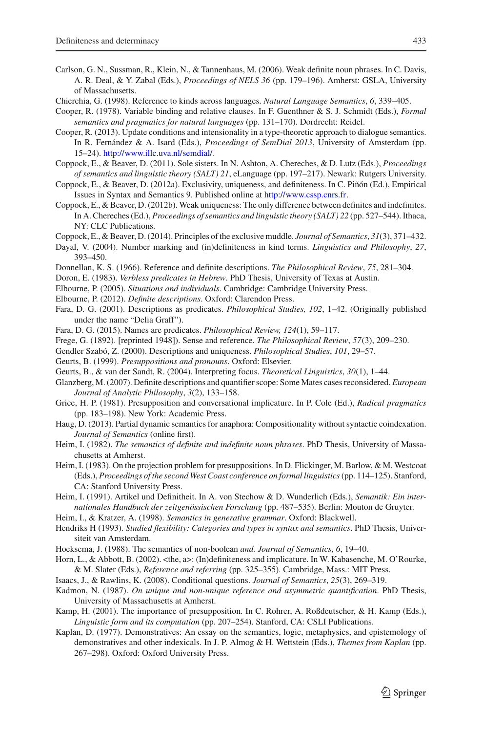Carlson, G. N., Sussman, R., Klein, N., & Tannenhaus, M. (2006). Weak definite noun phrases. In C. Davis, A. R. Deal, & Y. Zabal (Eds.), *Proceedings of NELS 36* (pp. 179–196). Amherst: GSLA, University of Massachusetts.

Chierchia, G. (1998). Reference to kinds across languages. *Natural Language Semantics*, *6*, 339–405.

Cooper, R. (1978). Variable binding and relative clauses. In F. Guenthner & S. J. Schmidt (Eds.), *Formal semantics and pragmatics for natural languages* (pp. 131–170). Dordrecht: Reidel.

Cooper, R. (2013). Update conditions and intensionality in a type-theoretic approach to dialogue semantics. In R. Fernández & A. Isard (Eds.), *Proceedings of SemDial 2013*, University of Amsterdam (pp. 15–24). http://www.illc.uva.nl/semdial/.

Coppock, E., & Beaver, D. (2011). Sole sisters. In N. Ashton, A. Chereches, & D. Lutz (Eds.), *Proceedings of semantics and linguistic theory (SALT) 21*, eLanguage (pp. 197–217). Newark: Rutgers University.

Coppock, E., & Beaver, D. (2012a). Exclusivity, uniqueness, and definiteness. In C. Piñón (Ed.), Empirical Issues in Syntax and Semantics 9. Published online at http://www.cssp.cnrs.fr.

Coppock, E., & Beaver, D. (2012b). Weak uniqueness: The only difference between definites and indefinites. In A. Chereches (Ed.), *Proceedings of semantics and linguistic theory (SALT) 22* (pp. 527–544). Ithaca, NY: CLC Publications.

Coppock, E., & Beaver, D. (2014). Principles of the exclusive muddle. *Journal of Semantics*, *31*(3), 371–432.

Dayal, V. (2004). Number marking and (in)definiteness in kind terms. *Linguistics and Philosophy*, *27*, 393–450.

Donnellan, K. S. (1966). Reference and definite descriptions. *The Philosophical Review*, *75*, 281–304.

Doron, E. (1983). *Verbless predicates in Hebrew*. PhD Thesis, University of Texas at Austin.

Elbourne, P. (2005). *Situations and individuals*. Cambridge: Cambridge University Press.

Elbourne, P. (2012). *Definite descriptions*. Oxford: Clarendon Press.

Fara, D. G. (2001). Descriptions as predicates. *Philosophical Studies, 102*, 1–42. (Originally published under the name "Delia Graff").

Fara, D. G. (2015). Names are predicates. *Philosophical Review, 124*(1), 59–117.

Frege, G. (1892). [reprinted 1948]). Sense and reference. *The Philosophical Review*, *57*(3), 209–230.

Gendler Szabó, Z. (2000). Descriptions and uniqueness. *Philosophical Studies*, *101*, 29–57.

Geurts, B. (1999). *Presuppositions and pronouns*. Oxford: Elsevier.

Geurts, B., & van der Sandt, R. (2004). Interpreting focus. *Theoretical Linguistics*, *30*(1), 1–44.

Glanzberg, M. (2007). Definite descriptions and quantifier scope: Some Mates cases reconsidered. *European Journal of Analytic Philosophy*, *3*(2), 133–158.

Grice, H. P. (1981). Presupposition and conversational implicature. In P. Cole (Ed.), *Radical pragmatics* (pp. 183–198). New York: Academic Press.

Haug, D. (2013). Partial dynamic semantics for anaphora: Compositionality without syntactic coindexation. *Journal of Semantics* (online first).

Heim, I. (1982). *The semantics of definite and indefinite noun phrases*. PhD Thesis, University of Massachusetts at Amherst.

Heim, I. (1983). On the projection problem for presuppositions. In D. Flickinger, M. Barlow, & M. Westcoat (Eds.), *Proceedings of the second West Coast conference on formal linguistics* (pp. 114–125). Stanford, CA: Stanford University Press.

Heim, I. (1991). Artikel und Definitheit. In A. von Stechow & D. Wunderlich (Eds.), *Semantik: Ein internationales Handbuch der zeitgenössischen Forschung* (pp. 487–535). Berlin: Mouton de Gruyter.

Heim, I., & Kratzer, A. (1998). *Semantics in generative grammar*. Oxford: Blackwell.

Hendriks H (1993). *Studied flexibility: Categories and types in syntax and semantics*. PhD Thesis, Universiteit van Amsterdam.

Hoeksema, J. (1988). The semantics of non-boolean *and. Journal of Semantics*, *6*, 19–40.

Horn, L., & Abbott, B. (2002). <the, a>: (In)definiteness and implicature. In W. Kabasenche, M. O'Rourke, & M. Slater (Eds.), *Reference and referring* (pp. 325–355). Cambridge, Mass.: MIT Press.

Isaacs, J., & Rawlins, K. (2008). Conditional questions. *Journal of Semantics*, *25*(3), 269–319.

Kadmon, N. (1987). *On unique and non-unique reference and asymmetric quantification*. PhD Thesis, University of Massachusetts at Amherst.

Kamp, H. (2001). The importance of presupposition. In C. Rohrer, A. Roßdeutscher, & H. Kamp (Eds.), *Linguistic form and its computation* (pp. 207–254). Stanford, CA: CSLI Publications.

Kaplan, D. (1977). Demonstratives: An essay on the semantics, logic, metaphysics, and epistemology of demonstratives and other indexicals. In J. P. Almog & H. Wettstein (Eds.), *Themes from Kaplan* (pp. 267–298). Oxford: Oxford University Press.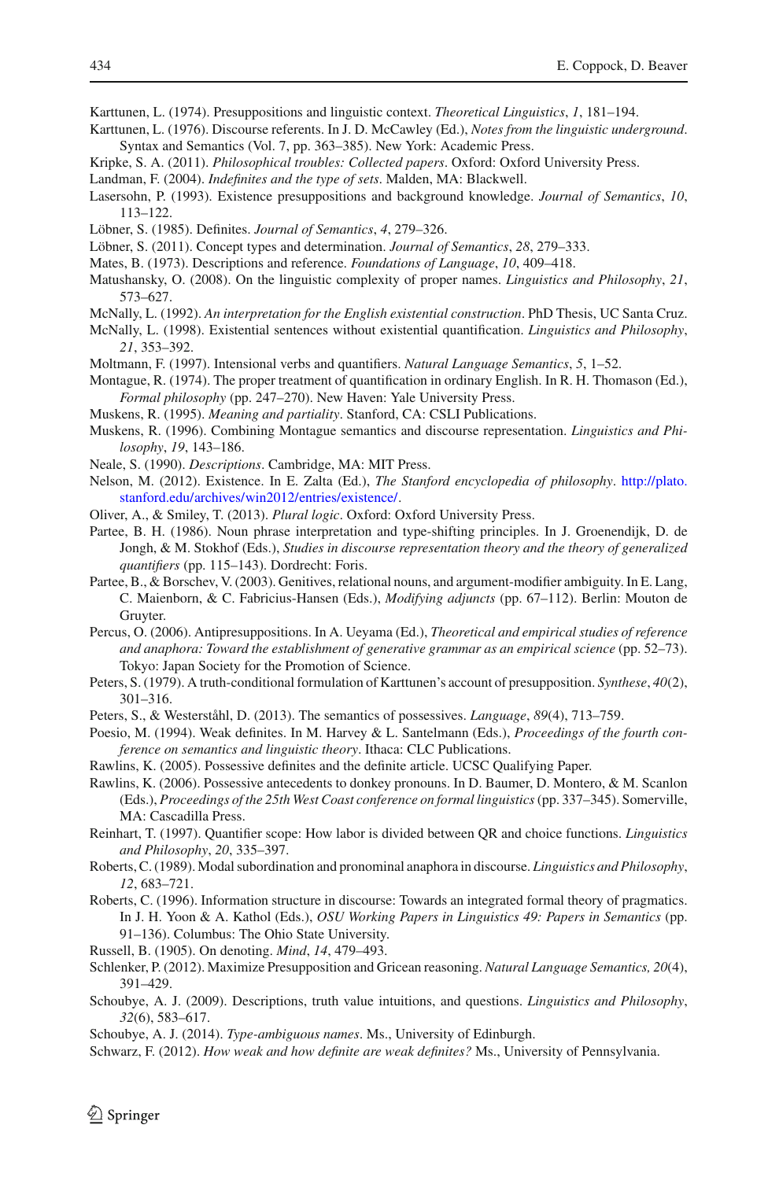Karttunen, L. (1974). Presuppositions and linguistic context. *Theoretical Linguistics*, *1*, 181–194.

Karttunen, L. (1976). Discourse referents. In J. D. McCawley (Ed.), *Notes from the linguistic underground*. Syntax and Semantics (Vol. 7, pp. 363–385). New York: Academic Press.

Kripke, S. A. (2011). *Philosophical troubles: Collected papers*. Oxford: Oxford University Press.

Landman, F. (2004). *Indefinites and the type of sets*. Malden, MA: Blackwell.

Lasersohn, P. (1993). Existence presuppositions and background knowledge. *Journal of Semantics*, *10*, 113–122.

Löbner, S. (1985). Definites. *Journal of Semantics*, *4*, 279–326.

Löbner, S. (2011). Concept types and determination. *Journal of Semantics*, *28*, 279–333.

Mates, B. (1973). Descriptions and reference. *Foundations of Language*, *10*, 409–418.

Matushansky, O. (2008). On the linguistic complexity of proper names. *Linguistics and Philosophy*, *21*, 573–627.

McNally, L. (1992). *An interpretation for the English existential construction*. PhD Thesis, UC Santa Cruz.

McNally, L. (1998). Existential sentences without existential quantification. *Linguistics and Philosophy*, *21*, 353–392.

Moltmann, F. (1997). Intensional verbs and quantifiers. *Natural Language Semantics*, *5*, 1–52.

Montague, R. (1974). The proper treatment of quantification in ordinary English. In R. H. Thomason (Ed.), *Formal philosophy* (pp. 247–270). New Haven: Yale University Press.

Muskens, R. (1995). *Meaning and partiality*. Stanford, CA: CSLI Publications.

Muskens, R. (1996). Combining Montague semantics and discourse representation. *Linguistics and Philosophy*, *19*, 143–186.

Neale, S. (1990). *Descriptions*. Cambridge, MA: MIT Press.

Nelson, M. (2012). Existence. In E. Zalta (Ed.), *The Stanford encyclopedia of philosophy*. http://plato.stanford.edu/archives/win2012/entries/existence/.

Oliver, A., & Smiley, T. (2013). *Plural logic*. Oxford: Oxford University Press.

Partee, B. H. (1986). Noun phrase interpretation and type-shifting principles. In J. Groenendijk, D. de Jongh, & M. Stokhof (Eds.), *Studies in discourse representation theory and the theory of generalized quantifiers* (pp. 115–143). Dordrecht: Foris.

Partee, B., & Borschev, V. (2003). Genitives, relational nouns, and argument-modifier ambiguity. In E. Lang, C. Maienborn, & C. Fabricius-Hansen (Eds.), *Modifying adjuncts* (pp. 67–112). Berlin: Mouton de Gruyter.

Percus, O. (2006). Antipresuppositions. In A. Ueyama (Ed.), *Theoretical and empirical studies of reference and anaphora: Toward the establishment of generative grammar as an empirical science* (pp. 52–73). Tokyo: Japan Society for the Promotion of Science.

Peters, S. (1979). A truth-conditional formulation of Karttunen's account of presupposition. *Synthese*, *40*(2), 301–316.

Peters, S., & Westerståhl, D. (2013). The semantics of possessives. *Language*, *89*(4), 713–759.

Poesio, M. (1994). Weak definites. In M. Harvey & L. Santelmann (Eds.), *Proceedings of the fourth conference on semantics and linguistic theory*. Ithaca: CLC Publications.

Rawlins, K. (2005). Possessive definites and the definite article. UCSC Qualifying Paper.

Rawlins, K. (2006). Possessive antecedents to donkey pronouns. In D. Baumer, D. Montero, & M. Scanlon (Eds.), *Proceedings of the 25th West Coast conference on formal linguistics* (pp. 337–345). Somerville, MA: Cascadilla Press.

Reinhart, T. (1997). Quantifier scope: How labor is divided between QR and choice functions. *Linguistics and Philosophy*, *20*, 335–397.

Roberts, C. (1989). Modal subordination and pronominal anaphora in discourse. *Linguistics and Philosophy*, *12*, 683–721.

Roberts, C. (1996). Information structure in discourse: Towards an integrated formal theory of pragmatics. In J. H. Yoon & A. Kathol (Eds.), *OSU Working Papers in Linguistics 49: Papers in Semantics* (pp. 91–136). Columbus: The Ohio State University.

Russell, B. (1905). On denoting. *Mind*, *14*, 479–493.

Schlenker, P. (2012). Maximize Presupposition and Gricean reasoning. *Natural Language Semantics, 20*(4), 391–429.

Schoubye, A. J. (2009). Descriptions, truth value intuitions, and questions. *Linguistics and Philosophy*, *32*(6), 583–617.

Schoubye, A. J. (2014). *Type-ambiguous names*. Ms., University of Edinburgh.

Schwarz, F. (2012). *How weak and how definite are weak definites?* Ms., University of Pennsylvania.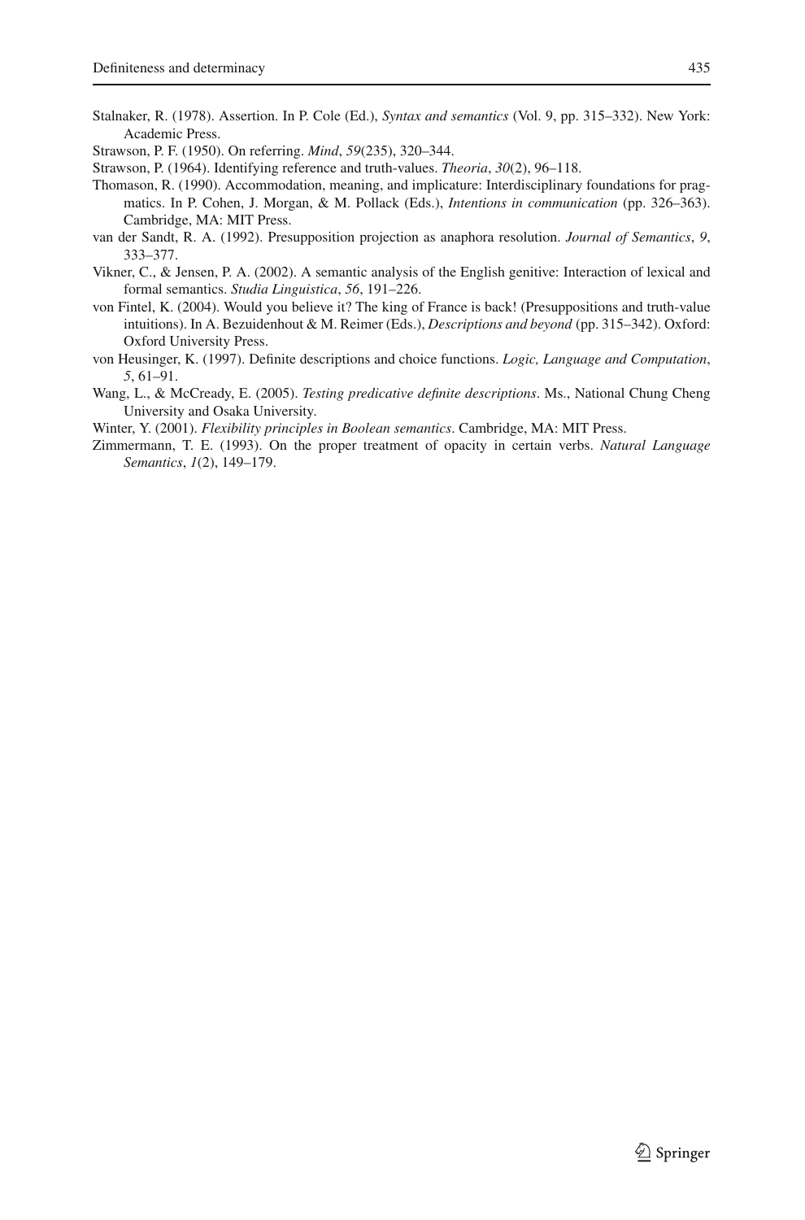Stalnaker, R. (1978). Assertion. In P. Cole (Ed.), *Syntax and semantics* (Vol. 9, pp. 315–332). New York: Academic Press.

Strawson, P. F. (1950). On referring. *Mind*, *59*(235), 320–344.

Strawson, P. (1964). Identifying reference and truth-values. *Theoria*, *30*(2), 96–118.

Thomason, R. (1990). Accommodation, meaning, and implicature: Interdisciplinary foundations for pragmatics. In P. Cohen, J. Morgan, & M. Pollack (Eds.), *Intentions in communication* (pp. 326–363). Cambridge, MA: MIT Press.

van der Sandt, R. A. (1992). Presupposition projection as anaphora resolution. *Journal of Semantics*, *9*, 333–377.

Vikner, C., & Jensen, P. A. (2002). A semantic analysis of the English genitive: Interaction of lexical and formal semantics. *Studia Linguistica*, *56*, 191–226.

von Fintel, K. (2004). Would you believe it? The king of France is back! (Presuppositions and truth-value intuitions). In A. Bezuidenhout & M. Reimer (Eds.), *Descriptions and beyond* (pp. 315–342). Oxford: Oxford University Press.

von Heusinger, K. (1997). Definite descriptions and choice functions. *Logic, Language and Computation*, *5*, 61–91.

Wang, L., & McCready, E. (2005). *Testing predicative definite descriptions*. Ms., National Chung Cheng University and Osaka University.

Winter, Y. (2001). *Flexibility principles in Boolean semantics*. Cambridge, MA: MIT Press.

Zimmermann, T. E. (1993). On the proper treatment of opacity in certain verbs. *Natural Language Semantics*, *1*(2), 149–179.